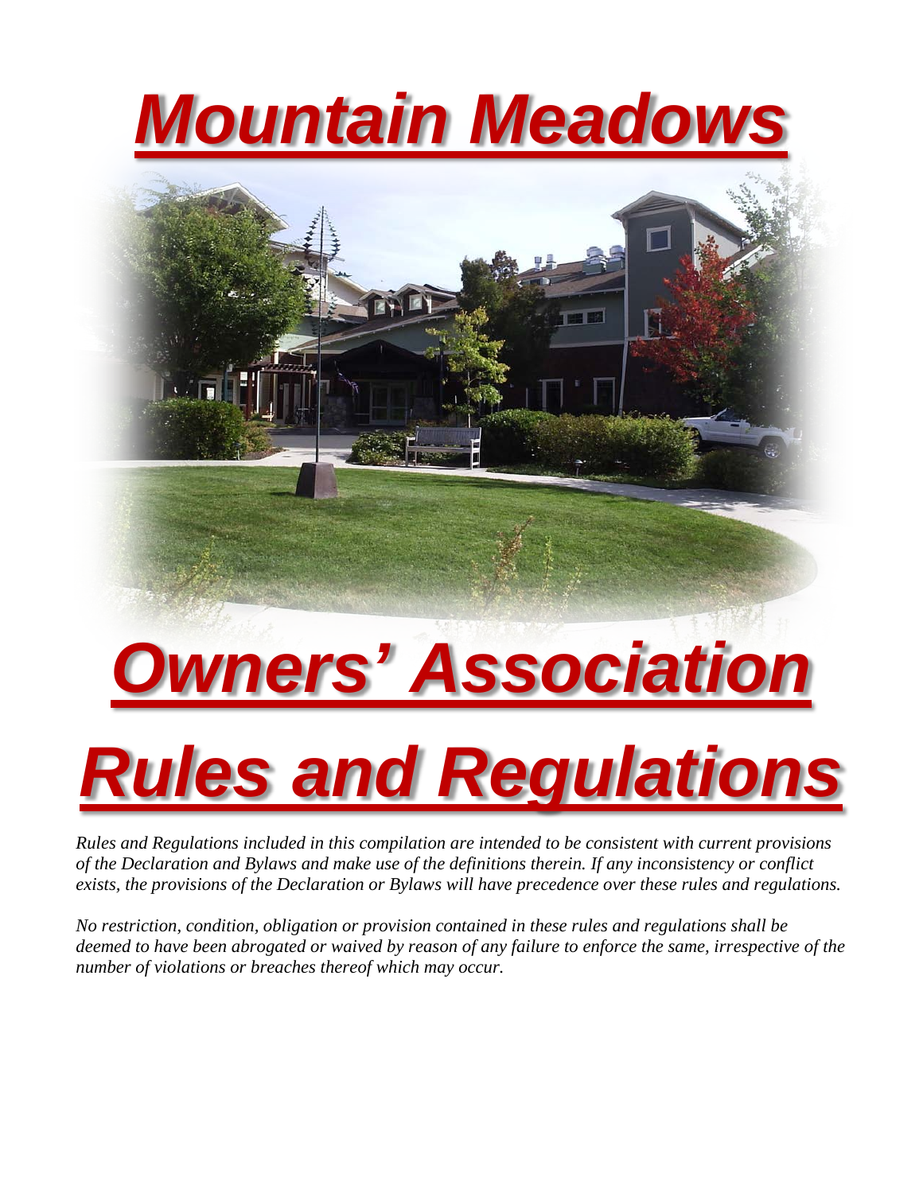# ***Mountain Meadows***

# ***Owners' Association***

# ***Rules and Regulations***

*Rules and Regulations included in this compilation are intended to be consistent with current provisions of the Declaration and Bylaws and make use of the definitions therein. If any inconsistency or conflict exists, the provisions of the Declaration or Bylaws will have precedence over these rules and regulations.*

*No restriction, condition, obligation or provision contained in these rules and regulations shall be deemed to have been abrogated or waived by reason of any failure to enforce the same, irrespective of the number of violations or breaches thereof which may occur.*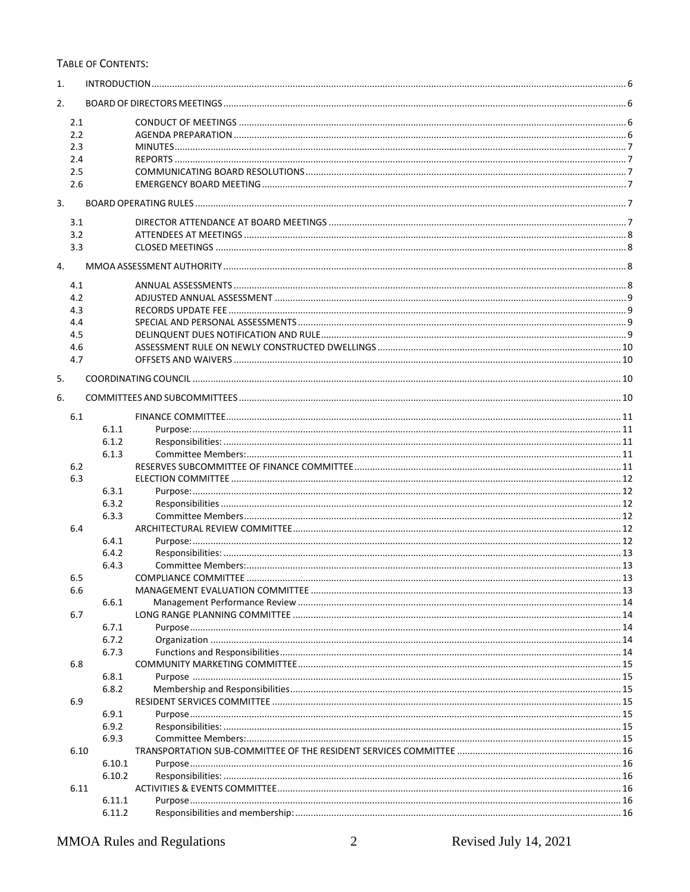TABLE OF CONTENTS:

1. INTRODUCTION ... 6
2. BOARD OF DIRECTORS MEETINGS ... 6
   - 2.1 CONDUCT OF MEETINGS ... 6
   - 2.2 AGENDA PREPARATION ... 6
   - 2.3 MINUTES ... 7
   - 2.4 REPORTS ... 7
   - 2.5 COMMUNICATING BOARD RESOLUTIONS ... 7
   - 2.6 EMERGENCY BOARD MEETING ... 7
3. BOARD OPERATING RULES ... 7
   - 3.1 DIRECTOR ATTENDANCE AT BOARD MEETINGS ... 7
   - 3.2 ATTENDEES AT MEETINGS ... 8
   - 3.3 CLOSED MEETINGS ... 8
4. MMOA ASSESSMENT AUTHORITY ... 8
   - 4.1 ANNUAL ASSESSMENTS ... 8
   - 4.2 ADJUSTED ANNUAL ASSESSMENT ... 9
   - 4.3 RECORDS UPDATE FEE ... 9
   - 4.4 SPECIAL AND PERSONAL ASSESSMENTS ... 9
   - 4.5 DELINQUENT DUES NOTIFICATION AND RULE ... 9
   - 4.6 ASSESSMENT RULE ON NEWLY CONSTRUCTED DWELLINGS ... 10
   - 4.7 OFFSETS AND WAIVERS ... 10
5. COORDINATING COUNCIL ... 10
6. COMMITTEES AND SUBCOMMITTEES ... 10
   - 6.1 FINANCE COMMITTEE ... 11
     - 6.1.1 Purpose: ... 11
     - 6.1.2 Responsibilities: ... 11
     - 6.1.3 Committee Members: ... 11
   - 6.2 RESERVES SUBCOMMITTEE OF FINANCE COMMITTEE ... 11
   - 6.3 ELECTION COMMITTEE ... 12
     - 6.3.1 Purpose: ... 12
     - 6.3.2 Responsibilities ... 12
     - 6.3.3 Committee Members ... 12
   - 6.4 ARCHITECTURAL REVIEW COMMITTEE ... 12
     - 6.4.1 Purpose: ... 12
     - 6.4.2 Responsibilities: ... 13
     - 6.4.3 Committee Members: ... 13
   - 6.5 COMPLIANCE COMMITTEE ... 13
   - 6.6 MANAGEMENT EVALUATION COMMITTEE ... 13
     - 6.6.1 Management Performance Review ... 14
   - 6.7 LONG RANGE PLANNING COMMITTEE ... 14
     - 6.7.1 Purpose ... 14
     - 6.7.2 Organization ... 14
     - 6.7.3 Functions and Responsibilities ... 14
   - 6.8 COMMUNITY MARKETING COMMITTEE ... 15
     - 6.8.1 Purpose ... 15
     - 6.8.2 Membership and Responsibilities ... 15
   - 6.9 RESIDENT SERVICES COMMITTEE ... 15
     - 6.9.1 Purpose ... 15
     - 6.9.2 Responsibilities: ... 15
     - 6.9.3 Committee Members: ... 15
   - 6.10 TRANSPORTATION SUB-COMMITTEE OF THE RESIDENT SERVICES COMMITTEE ... 16
     - 6.10.1 Purpose ... 16
     - 6.10.2 Responsibilities: ... 16
   - 6.11 ACTIVITIES & EVENTS COMMITTEE ... 16
     - 6.11.1 Purpose ... 16
     - 6.11.2 Responsibilities and membership: ... 16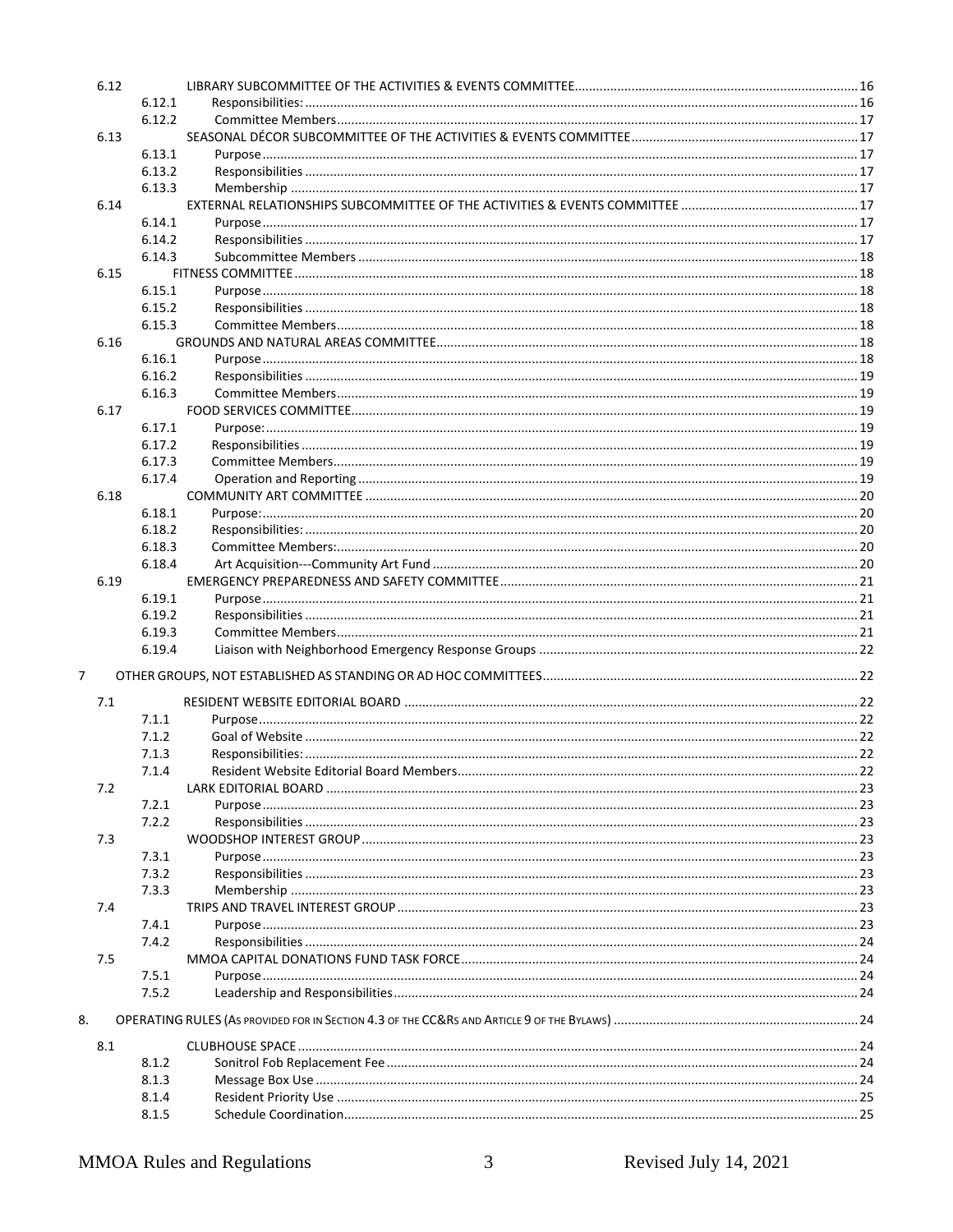6.12 LIBRARY SUBCOMMITTEE OF THE ACTIVITIES & EVENTS COMMITTEE .......... 16
- 6.12.1 Responsibilities: .......... 16
- 6.12.2 Committee Members .......... 17

6.13 SEASONAL DÉCOR SUBCOMMITTEE OF THE ACTIVITIES & EVENTS COMMITTEE .......... 17
- 6.13.1 Purpose .......... 17
- 6.13.2 Responsibilities .......... 17
- 6.13.3 Membership .......... 17

6.14 EXTERNAL RELATIONSHIPS SUBCOMMITTEE OF THE ACTIVITIES & EVENTS COMMITTEE .......... 17
- 6.14.1 Purpose .......... 17
- 6.14.2 Responsibilities .......... 17
- 6.14.3 Subcommittee Members .......... 18

6.15 FITNESS COMMITTEE .......... 18
- 6.15.1 Purpose .......... 18
- 6.15.2 Responsibilities .......... 18
- 6.15.3 Committee Members .......... 18

6.16 GROUNDS AND NATURAL AREAS COMMITTEE .......... 18
- 6.16.1 Purpose .......... 18
- 6.16.2 Responsibilities .......... 19
- 6.16.3 Committee Members .......... 19

6.17 FOOD SERVICES COMMITTEE .......... 19
- 6.17.1 Purpose: .......... 19
- 6.17.2 Responsibilities .......... 19
- 6.17.3 Committee Members .......... 19
- 6.17.4 Operation and Reporting .......... 19

6.18 COMMUNITY ART COMMITTEE .......... 20
- 6.18.1 Purpose: .......... 20
- 6.18.2 Responsibilities: .......... 20
- 6.18.3 Committee Members: .......... 20
- 6.18.4 Art Acquisition---Community Art Fund .......... 20

6.19 EMERGENCY PREPAREDNESS AND SAFETY COMMITTEE .......... 21
- 6.19.1 Purpose .......... 21
- 6.19.2 Responsibilities .......... 21
- 6.19.3 Committee Members .......... 21
- 6.19.4 Liaison with Neighborhood Emergency Response Groups .......... 22

7 OTHER GROUPS, NOT ESTABLISHED AS STANDING OR AD HOC COMMITTEES .......... 22

7.1 RESIDENT WEBSITE EDITORIAL BOARD .......... 22
- 7.1.1 Purpose .......... 22
- 7.1.2 Goal of Website .......... 22
- 7.1.3 Responsibilities: .......... 22
- 7.1.4 Resident Website Editorial Board Members .......... 22

7.2 LARK EDITORIAL BOARD .......... 23
- 7.2.1 Purpose .......... 23
- 7.2.2 Responsibilities .......... 23

7.3 WOODSHOP INTEREST GROUP .......... 23
- 7.3.1 Purpose .......... 23
- 7.3.2 Responsibilities .......... 23
- 7.3.3 Membership .......... 23

7.4 TRIPS AND TRAVEL INTEREST GROUP .......... 23
- 7.4.1 Purpose .......... 23
- 7.4.2 Responsibilities .......... 24

7.5 MMOA CAPITAL DONATIONS FUND TASK FORCE .......... 24
- 7.5.1 Purpose .......... 24
- 7.5.2 Leadership and Responsibilities .......... 24

8. OPERATING RULES (AS PROVIDED FOR IN SECTION 4.3 OF THE CC&RS AND ARTICLE 9 OF THE BYLAWS) .......... 24

8.1 CLUBHOUSE SPACE .......... 24
- 8.1.2 Sonitrol Fob Replacement Fee .......... 24
- 8.1.3 Message Box Use .......... 24
- 8.1.4 Resident Priority Use .......... 25
- 8.1.5 Schedule Coordination .......... 25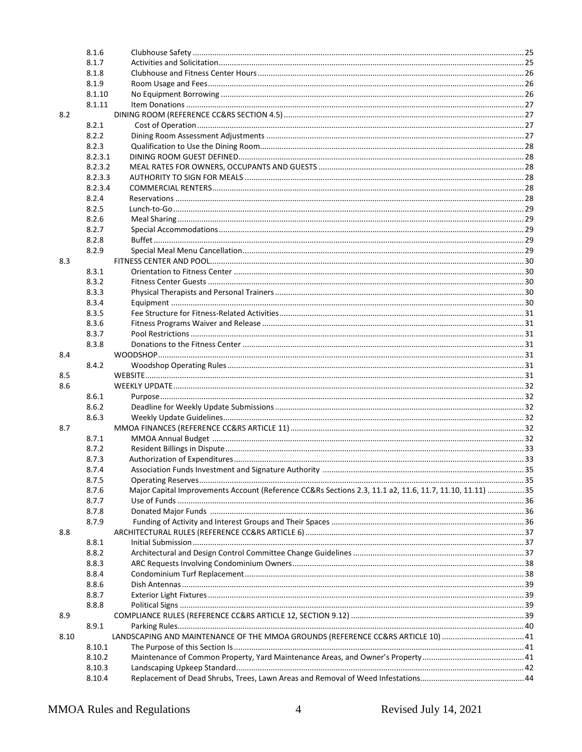| | | | |
|---|---|---|---|
| | 8.1.6 | Clubhouse Safety | 25 |
| | 8.1.7 | Activities and Solicitation | 25 |
| | 8.1.8 | Clubhouse and Fitness Center Hours | 26 |
| | 8.1.9 | Room Usage and Fees | 26 |
| | 8.1.10 | No Equipment Borrowing | 26 |
| | 8.1.11 | Item Donations | 27 |
| 8.2 | | DINING ROOM (REFERENCE CC&RS SECTION 4.5) | 27 |
| | 8.2.1 | Cost of Operation | 27 |
| | 8.2.2 | Dining Room Assessment Adjustments | 27 |
| | 8.2.3 | Qualification to Use the Dining Room | 28 |
| | 8.2.3.1 | DINING ROOM GUEST DEFINED | 28 |
| | 8.2.3.2 | MEAL RATES FOR OWNERS, OCCUPANTS AND GUESTS | 28 |
| | 8.2.3.3 | AUTHORITY TO SIGN FOR MEALS | 28 |
| | 8.2.3.4 | COMMERCIAL RENTERS | 28 |
| | 8.2.4 | Reservations | 28 |
| | 8.2.5 | Lunch-to-Go | 29 |
| | 8.2.6 | Meal Sharing | 29 |
| | 8.2.7 | Special Accommodations | 29 |
| | 8.2.8 | Buffet | 29 |
| | 8.2.9 | Special Meal Menu Cancellation | 29 |
| 8.3 | | FITNESS CENTER AND POOL | 30 |
| | 8.3.1 | Orientation to Fitness Center | 30 |
| | 8.3.2 | Fitness Center Guests | 30 |
| | 8.3.3 | Physical Therapists and Personal Trainers | 30 |
| | 8.3.4 | Equipment | 30 |
| | 8.3.5 | Fee Structure for Fitness-Related Activities | 31 |
| | 8.3.6 | Fitness Programs Waiver and Release | 31 |
| | 8.3.7 | Pool Restrictions | 31 |
| | 8.3.8 | Donations to the Fitness Center | 31 |
| 8.4 | | WOODSHOP | 31 |
| | 8.4.2 | Woodshop Operating Rules | 31 |
| 8.5 | | WEBSITE | 31 |
| 8.6 | | WEEKLY UPDATE | 32 |
| | 8.6.1 | Purpose | 32 |
| | 8.6.2 | Deadline for Weekly Update Submissions | 32 |
| | 8.6.3 | Weekly Update Guidelines | 32 |
| 8.7 | | MMOA FINANCES (REFERENCE CC&RS ARTICLE 11) | 32 |
| | 8.7.1 | MMOA Annual Budget | 32 |
| | 8.7.2 | Resident Billings in Dispute | 33 |
| | 8.7.3 | Authorization of Expenditures | 33 |
| | 8.7.4 | Association Funds Investment and Signature Authority | 35 |
| | 8.7.5 | Operating Reserves | 35 |
| | 8.7.6 | Major Capital Improvements Account (Reference CC&Rs Sections 2.3, 11.1 a2, 11.6, 11.7, 11.10, 11.11) | 35 |
| | 8.7.7 | Use of Funds | 36 |
| | 8.7.8 | Donated Major Funds | 36 |
| | 8.7.9 | Funding of Activity and Interest Groups and Their Spaces | 36 |
| 8.8 | | ARCHITECTURAL RULES (REFERENCE CC&RS ARTICLE 6) | 37 |
| | 8.8.1 | Initial Submission | 37 |
| | 8.8.2 | Architectural and Design Control Committee Change Guidelines | 37 |
| | 8.8.3 | ARC Requests Involving Condominium Owners | 38 |
| | 8.8.4 | Condominium Turf Replacement | 38 |
| | 8.8.6 | Dish Antennas | 39 |
| | 8.8.7 | Exterior Light Fixtures | 39 |
| | 8.8.8 | Political Signs | 39 |
| 8.9 | | COMPLIANCE RULES (REFERENCE CC&RS ARTICLE 12, SECTION 9.12) | 39 |
| | 8.9.1 | Parking Rules | 40 |
| 8.10 | | LANDSCAPING AND MAINTENANCE OF THE MMOA GROUNDS (REFERENCE CC&RS ARTICLE 10) | 41 |
| | 8.10.1 | The Purpose of this Section Is | 41 |
| | 8.10.2 | Maintenance of Common Property, Yard Maintenance Areas, and Owner's Property | 41 |
| | 8.10.3 | Landscaping Upkeep Standard | 42 |
| | 8.10.4 | Replacement of Dead Shrubs, Trees, Lawn Areas and Removal of Weed Infestations | 44 |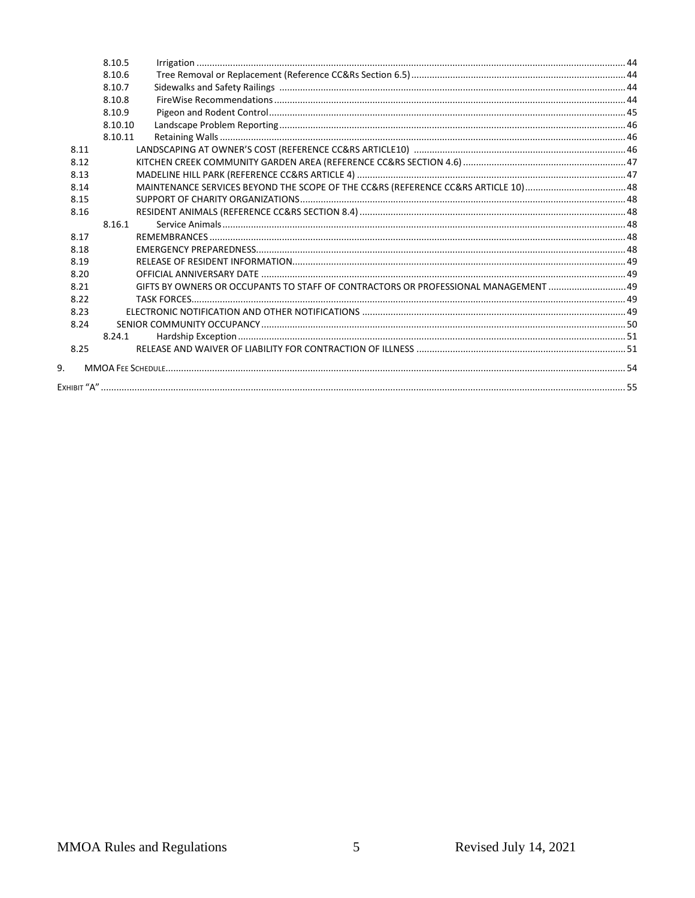| | | | |
|---|---|---|---|
| | 8.10.5 | Irrigation | 44 |
| | 8.10.6 | Tree Removal or Replacement (Reference CC&Rs Section 6.5) | 44 |
| | 8.10.7 | Sidewalks and Safety Railings | 44 |
| | 8.10.8 | FireWise Recommendations | 44 |
| | 8.10.9 | Pigeon and Rodent Control | 45 |
| | 8.10.10 | Landscape Problem Reporting | 46 |
| | 8.10.11 | Retaining Walls | 46 |
| 8.11 | | LANDSCAPING AT OWNER'S COST (REFERENCE CC&RS ARTICLE10) | 46 |
| 8.12 | | KITCHEN CREEK COMMUNITY GARDEN AREA (REFERENCE CC&RS SECTION 4.6) | 47 |
| 8.13 | | MADELINE HILL PARK (REFERENCE CC&RS ARTICLE 4) | 47 |
| 8.14 | | MAINTENANCE SERVICES BEYOND THE SCOPE OF THE CC&RS (REFERENCE CC&RS ARTICLE 10) | 48 |
| 8.15 | | SUPPORT OF CHARITY ORGANIZATIONS | 48 |
| 8.16 | | RESIDENT ANIMALS (REFERENCE CC&RS SECTION 8.4) | 48 |
| | 8.16.1 | Service Animals | 48 |
| 8.17 | | REMEMBRANCES | 48 |
| 8.18 | | EMERGENCY PREPAREDNESS | 48 |
| 8.19 | | RELEASE OF RESIDENT INFORMATION | 49 |
| 8.20 | | OFFICIAL ANNIVERSARY DATE | 49 |
| 8.21 | | GIFTS BY OWNERS OR OCCUPANTS TO STAFF OF CONTRACTORS OR PROFESSIONAL MANAGEMENT | 49 |
| 8.22 | | TASK FORCES | 49 |
| 8.23 | | ELECTRONIC NOTIFICATION AND OTHER NOTIFICATIONS | 49 |
| 8.24 | | SENIOR COMMUNITY OCCUPANCY | 50 |
| | 8.24.1 | Hardship Exception | 51 |
| 8.25 | | RELEASE AND WAIVER OF LIABILITY FOR CONTRACTION OF ILLNESS | 51 |
| 9. | | MMOA FEE SCHEDULE | 54 |
| EXHIBIT "A" | | | 55 |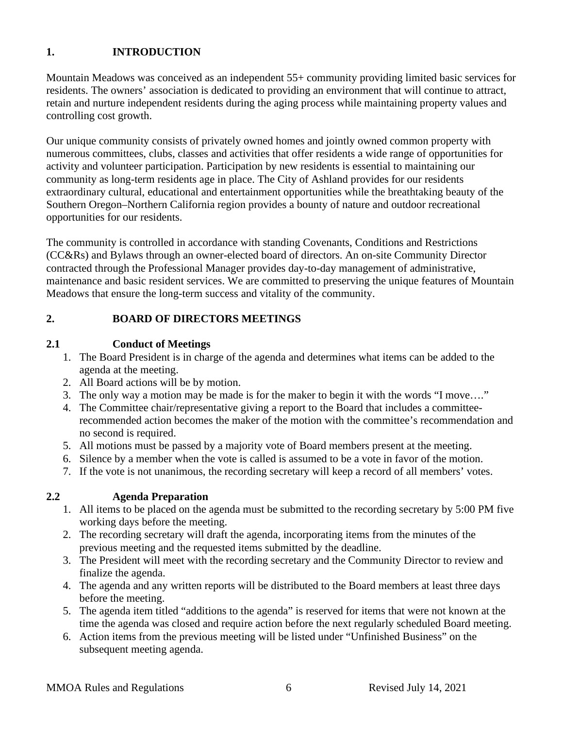# 1. INTRODUCTION

Mountain Meadows was conceived as an independent 55+ community providing limited basic services for residents. The owners' association is dedicated to providing an environment that will continue to attract, retain and nurture independent residents during the aging process while maintaining property values and controlling cost growth.

Our unique community consists of privately owned homes and jointly owned common property with numerous committees, clubs, classes and activities that offer residents a wide range of opportunities for activity and volunteer participation. Participation by new residents is essential to maintaining our community as long-term residents age in place. The City of Ashland provides for our residents extraordinary cultural, educational and entertainment opportunities while the breathtaking beauty of the Southern Oregon–Northern California region provides a bounty of nature and outdoor recreational opportunities for our residents.

The community is controlled in accordance with standing Covenants, Conditions and Restrictions (CC&Rs) and Bylaws through an owner-elected board of directors. An on-site Community Director contracted through the Professional Manager provides day-to-day management of administrative, maintenance and basic resident services. We are committed to preserving the unique features of Mountain Meadows that ensure the long-term success and vitality of the community.

# 2. BOARD OF DIRECTORS MEETINGS

## 2.1 Conduct of Meetings

1. The Board President is in charge of the agenda and determines what items can be added to the agenda at the meeting.
2. All Board actions will be by motion.
3. The only way a motion may be made is for the maker to begin it with the words "I move…."
4. The Committee chair/representative giving a report to the Board that includes a committee-recommended action becomes the maker of the motion with the committee's recommendation and no second is required.
5. All motions must be passed by a majority vote of Board members present at the meeting.
6. Silence by a member when the vote is called is assumed to be a vote in favor of the motion.
7. If the vote is not unanimous, the recording secretary will keep a record of all members' votes.

## 2.2 Agenda Preparation

1. All items to be placed on the agenda must be submitted to the recording secretary by 5:00 PM five working days before the meeting.
2. The recording secretary will draft the agenda, incorporating items from the minutes of the previous meeting and the requested items submitted by the deadline.
3. The President will meet with the recording secretary and the Community Director to review and finalize the agenda.
4. The agenda and any written reports will be distributed to the Board members at least three days before the meeting.
5. The agenda item titled "additions to the agenda" is reserved for items that were not known at the time the agenda was closed and require action before the next regularly scheduled Board meeting.
6. Action items from the previous meeting will be listed under "Unfinished Business" on the subsequent meeting agenda.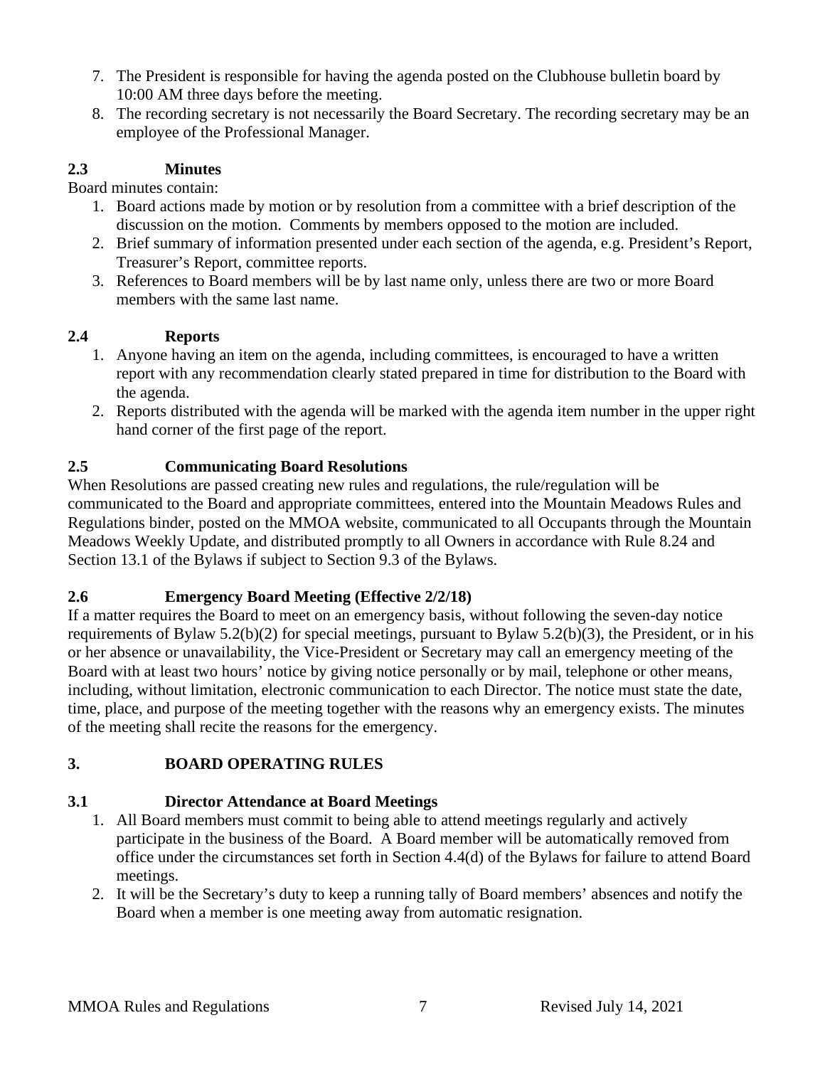7. The President is responsible for having the agenda posted on the Clubhouse bulletin board by 10:00 AM three days before the meeting.
8. The recording secretary is not necessarily the Board Secretary. The recording secretary may be an employee of the Professional Manager.

### 2.3 Minutes

Board minutes contain:

1. Board actions made by motion or by resolution from a committee with a brief description of the discussion on the motion. Comments by members opposed to the motion are included.
2. Brief summary of information presented under each section of the agenda, e.g. President's Report, Treasurer's Report, committee reports.
3. References to Board members will be by last name only, unless there are two or more Board members with the same last name.

### 2.4 Reports

1. Anyone having an item on the agenda, including committees, is encouraged to have a written report with any recommendation clearly stated prepared in time for distribution to the Board with the agenda.
2. Reports distributed with the agenda will be marked with the agenda item number in the upper right hand corner of the first page of the report.

### 2.5 Communicating Board Resolutions

When Resolutions are passed creating new rules and regulations, the rule/regulation will be communicated to the Board and appropriate committees, entered into the Mountain Meadows Rules and Regulations binder, posted on the MMOA website, communicated to all Occupants through the Mountain Meadows Weekly Update, and distributed promptly to all Owners in accordance with Rule 8.24 and Section 13.1 of the Bylaws if subject to Section 9.3 of the Bylaws.

### 2.6 Emergency Board Meeting (Effective 2/2/18)

If a matter requires the Board to meet on an emergency basis, without following the seven-day notice requirements of Bylaw 5.2(b)(2) for special meetings, pursuant to Bylaw 5.2(b)(3), the President, or in his or her absence or unavailability, the Vice-President or Secretary may call an emergency meeting of the Board with at least two hours' notice by giving notice personally or by mail, telephone or other means, including, without limitation, electronic communication to each Director. The notice must state the date, time, place, and purpose of the meeting together with the reasons why an emergency exists. The minutes of the meeting shall recite the reasons for the emergency.

## 3. BOARD OPERATING RULES

### 3.1 Director Attendance at Board Meetings

1. All Board members must commit to being able to attend meetings regularly and actively participate in the business of the Board. A Board member will be automatically removed from office under the circumstances set forth in Section 4.4(d) of the Bylaws for failure to attend Board meetings.
2. It will be the Secretary's duty to keep a running tally of Board members' absences and notify the Board when a member is one meeting away from automatic resignation.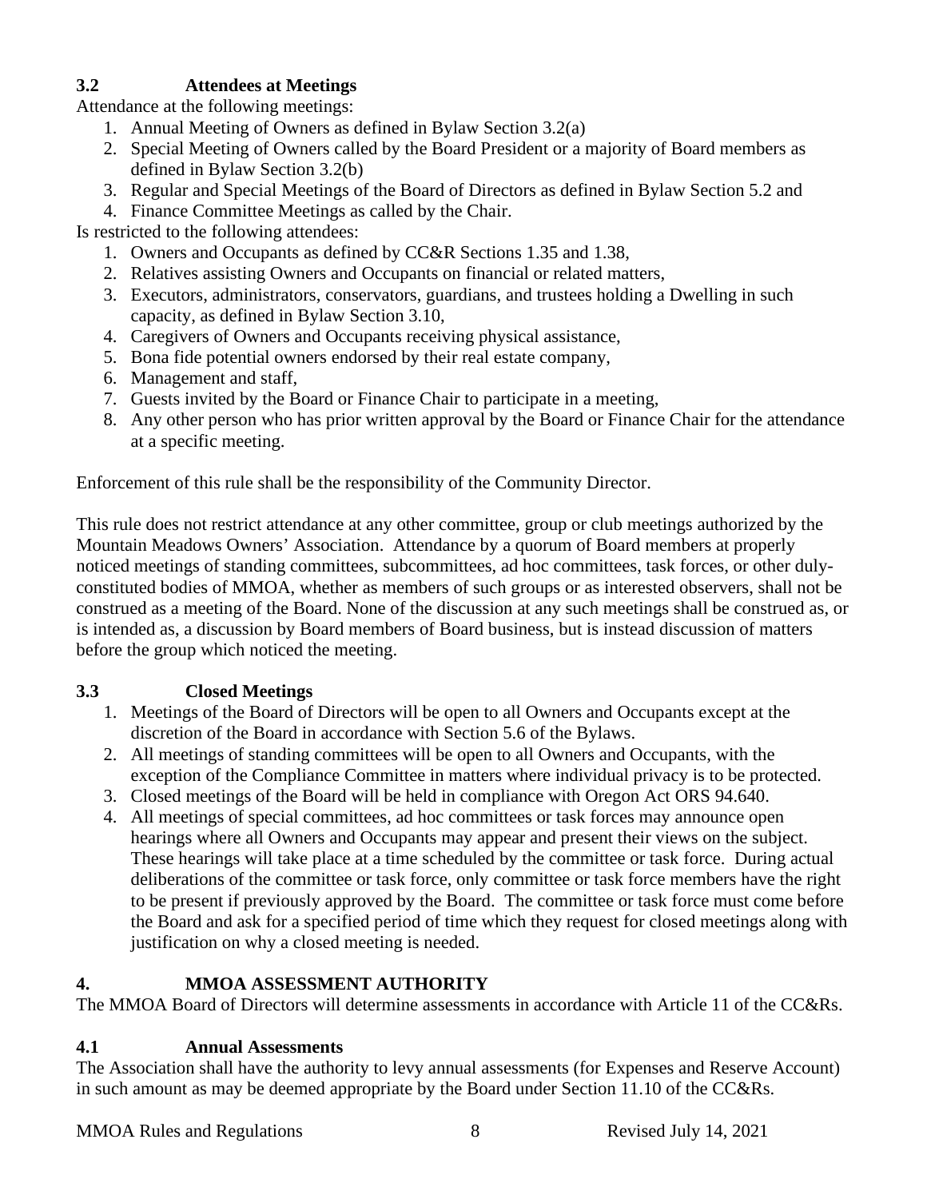### 3.2 Attendees at Meetings

Attendance at the following meetings:

1. Annual Meeting of Owners as defined in Bylaw Section 3.2(a)
2. Special Meeting of Owners called by the Board President or a majority of Board members as defined in Bylaw Section 3.2(b)
3. Regular and Special Meetings of the Board of Directors as defined in Bylaw Section 5.2 and
4. Finance Committee Meetings as called by the Chair.

Is restricted to the following attendees:

1. Owners and Occupants as defined by CC&R Sections 1.35 and 1.38,
2. Relatives assisting Owners and Occupants on financial or related matters,
3. Executors, administrators, conservators, guardians, and trustees holding a Dwelling in such capacity, as defined in Bylaw Section 3.10,
4. Caregivers of Owners and Occupants receiving physical assistance,
5. Bona fide potential owners endorsed by their real estate company,
6. Management and staff,
7. Guests invited by the Board or Finance Chair to participate in a meeting,
8. Any other person who has prior written approval by the Board or Finance Chair for the attendance at a specific meeting.

Enforcement of this rule shall be the responsibility of the Community Director.

This rule does not restrict attendance at any other committee, group or club meetings authorized by the Mountain Meadows Owners' Association. Attendance by a quorum of Board members at properly noticed meetings of standing committees, subcommittees, ad hoc committees, task forces, or other duly-constituted bodies of MMOA, whether as members of such groups or as interested observers, shall not be construed as a meeting of the Board. None of the discussion at any such meetings shall be construed as, or is intended as, a discussion by Board members of Board business, but is instead discussion of matters before the group which noticed the meeting.

### 3.3 Closed Meetings

1. Meetings of the Board of Directors will be open to all Owners and Occupants except at the discretion of the Board in accordance with Section 5.6 of the Bylaws.
2. All meetings of standing committees will be open to all Owners and Occupants, with the exception of the Compliance Committee in matters where individual privacy is to be protected.
3. Closed meetings of the Board will be held in compliance with Oregon Act ORS 94.640.
4. All meetings of special committees, ad hoc committees or task forces may announce open hearings where all Owners and Occupants may appear and present their views on the subject. These hearings will take place at a time scheduled by the committee or task force. During actual deliberations of the committee or task force, only committee or task force members have the right to be present if previously approved by the Board. The committee or task force must come before the Board and ask for a specified period of time which they request for closed meetings along with justification on why a closed meeting is needed.

## 4. MMOA ASSESSMENT AUTHORITY

The MMOA Board of Directors will determine assessments in accordance with Article 11 of the CC&Rs.

### 4.1 Annual Assessments

The Association shall have the authority to levy annual assessments (for Expenses and Reserve Account) in such amount as may be deemed appropriate by the Board under Section 11.10 of the CC&Rs.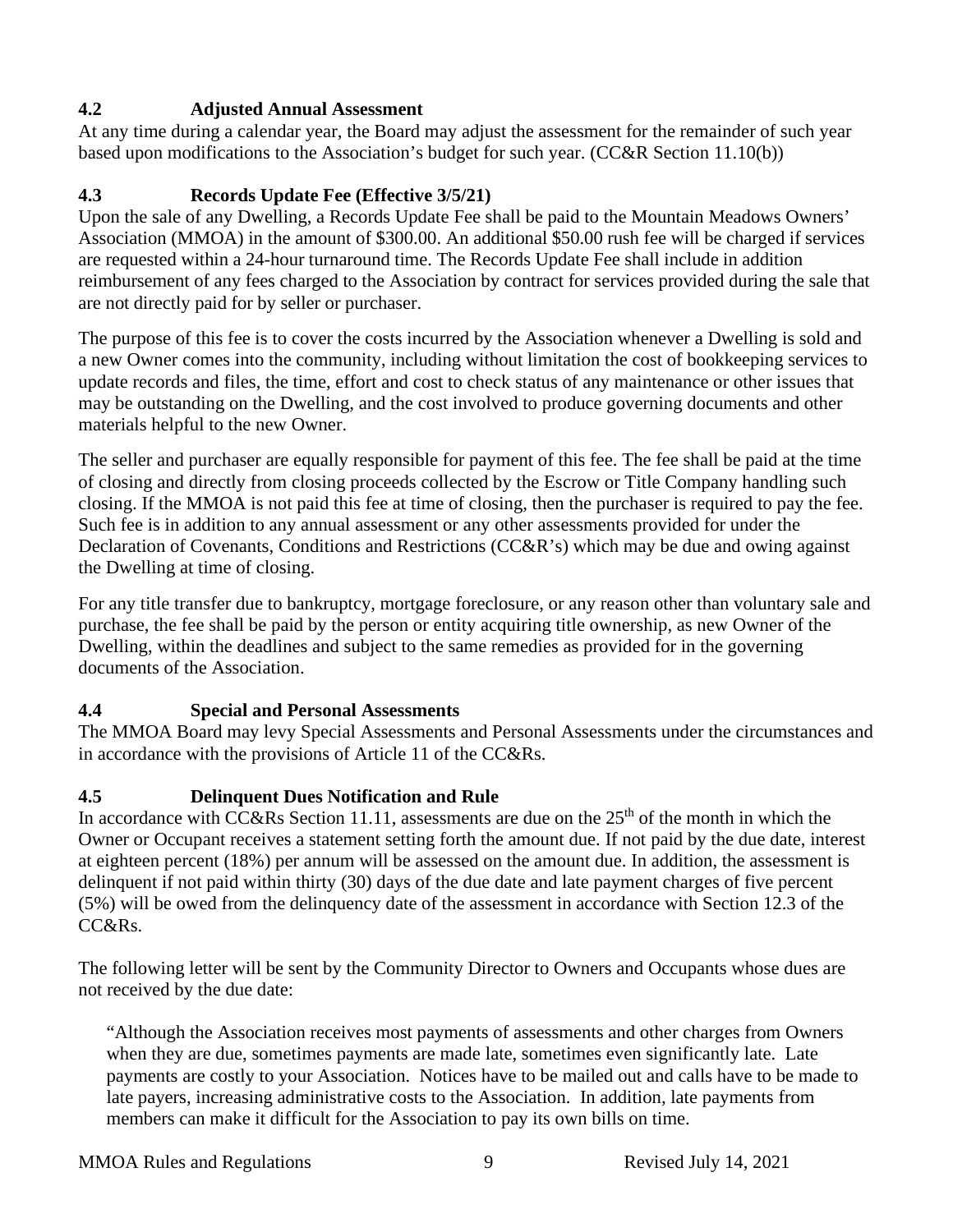### 4.2 Adjusted Annual Assessment

At any time during a calendar year, the Board may adjust the assessment for the remainder of such year based upon modifications to the Association's budget for such year. (CC&R Section 11.10(b))

### 4.3 Records Update Fee (Effective 3/5/21)

Upon the sale of any Dwelling, a Records Update Fee shall be paid to the Mountain Meadows Owners' Association (MMOA) in the amount of $300.00. An additional $50.00 rush fee will be charged if services are requested within a 24-hour turnaround time. The Records Update Fee shall include in addition reimbursement of any fees charged to the Association by contract for services provided during the sale that are not directly paid for by seller or purchaser.

The purpose of this fee is to cover the costs incurred by the Association whenever a Dwelling is sold and a new Owner comes into the community, including without limitation the cost of bookkeeping services to update records and files, the time, effort and cost to check status of any maintenance or other issues that may be outstanding on the Dwelling, and the cost involved to produce governing documents and other materials helpful to the new Owner.

The seller and purchaser are equally responsible for payment of this fee. The fee shall be paid at the time of closing and directly from closing proceeds collected by the Escrow or Title Company handling such closing. If the MMOA is not paid this fee at time of closing, then the purchaser is required to pay the fee. Such fee is in addition to any annual assessment or any other assessments provided for under the Declaration of Covenants, Conditions and Restrictions (CC&R's) which may be due and owing against the Dwelling at time of closing.

For any title transfer due to bankruptcy, mortgage foreclosure, or any reason other than voluntary sale and purchase, the fee shall be paid by the person or entity acquiring title ownership, as new Owner of the Dwelling, within the deadlines and subject to the same remedies as provided for in the governing documents of the Association.

### 4.4 Special and Personal Assessments

The MMOA Board may levy Special Assessments and Personal Assessments under the circumstances and in accordance with the provisions of Article 11 of the CC&Rs.

### 4.5 Delinquent Dues Notification and Rule

In accordance with CC&Rs Section 11.11, assessments are due on the 25th of the month in which the Owner or Occupant receives a statement setting forth the amount due. If not paid by the due date, interest at eighteen percent (18%) per annum will be assessed on the amount due. In addition, the assessment is delinquent if not paid within thirty (30) days of the due date and late payment charges of five percent (5%) will be owed from the delinquency date of the assessment in accordance with Section 12.3 of the CC&Rs.

The following letter will be sent by the Community Director to Owners and Occupants whose dues are not received by the due date:

> "Although the Association receives most payments of assessments and other charges from Owners when they are due, sometimes payments are made late, sometimes even significantly late. Late payments are costly to your Association. Notices have to be mailed out and calls have to be made to late payers, increasing administrative costs to the Association. In addition, late payments from members can make it difficult for the Association to pay its own bills on time.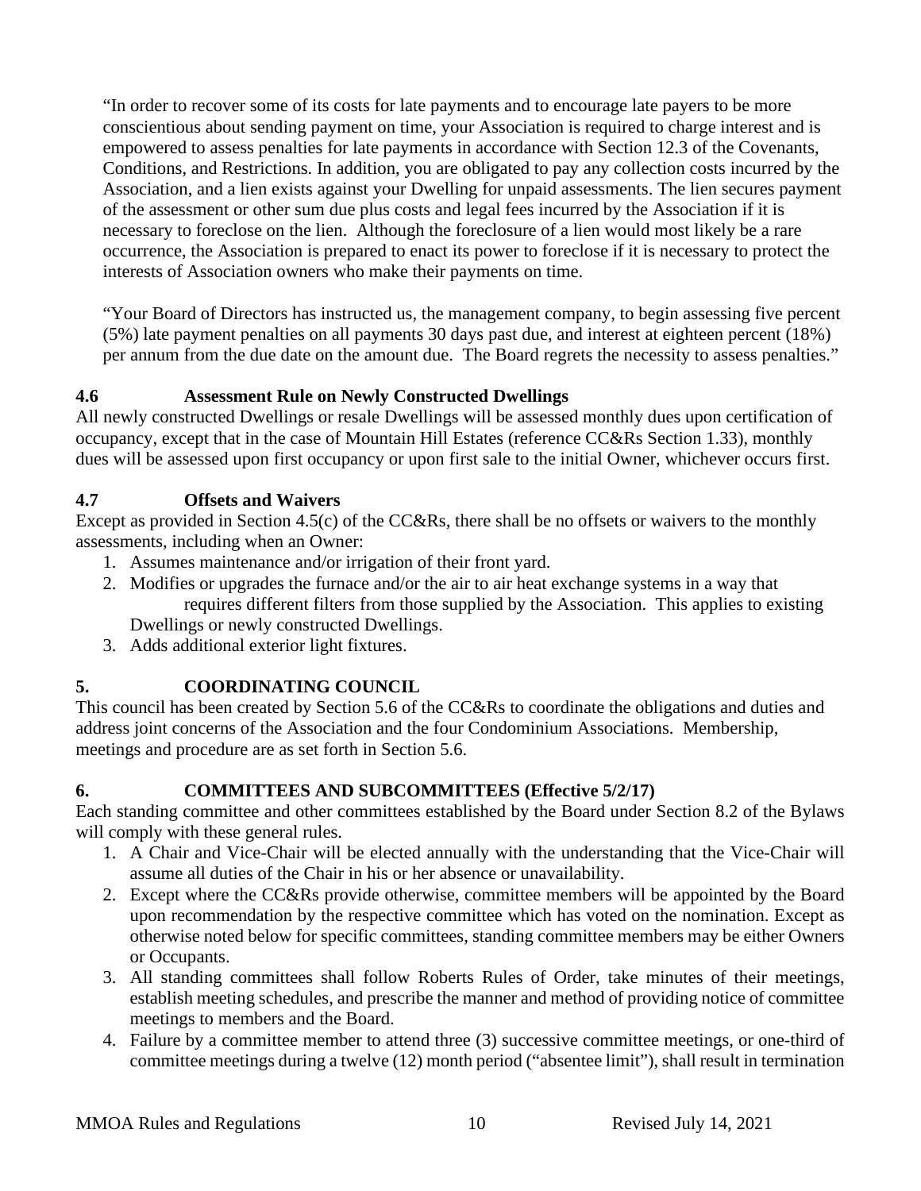"In order to recover some of its costs for late payments and to encourage late payers to be more conscientious about sending payment on time, your Association is required to charge interest and is empowered to assess penalties for late payments in accordance with Section 12.3 of the Covenants, Conditions, and Restrictions. In addition, you are obligated to pay any collection costs incurred by the Association, and a lien exists against your Dwelling for unpaid assessments. The lien secures payment of the assessment or other sum due plus costs and legal fees incurred by the Association if it is necessary to foreclose on the lien. Although the foreclosure of a lien would most likely be a rare occurrence, the Association is prepared to enact its power to foreclose if it is necessary to protect the interests of Association owners who make their payments on time.

"Your Board of Directors has instructed us, the management company, to begin assessing five percent (5%) late payment penalties on all payments 30 days past due, and interest at eighteen percent (18%) per annum from the due date on the amount due. The Board regrets the necessity to assess penalties."

### 4.6 Assessment Rule on Newly Constructed Dwellings

All newly constructed Dwellings or resale Dwellings will be assessed monthly dues upon certification of occupancy, except that in the case of Mountain Hill Estates (reference CC&Rs Section 1.33), monthly dues will be assessed upon first occupancy or upon first sale to the initial Owner, whichever occurs first.

### 4.7 Offsets and Waivers

Except as provided in Section 4.5(c) of the CC&Rs, there shall be no offsets or waivers to the monthly assessments, including when an Owner:

1. Assumes maintenance and/or irrigation of their front yard.
2. Modifies or upgrades the furnace and/or the air to air heat exchange systems in a way that requires different filters from those supplied by the Association. This applies to existing Dwellings or newly constructed Dwellings.
3. Adds additional exterior light fixtures.

## 5. COORDINATING COUNCIL

This council has been created by Section 5.6 of the CC&Rs to coordinate the obligations and duties and address joint concerns of the Association and the four Condominium Associations. Membership, meetings and procedure are as set forth in Section 5.6.

## 6. COMMITTEES AND SUBCOMMITTEES (Effective 5/2/17)

Each standing committee and other committees established by the Board under Section 8.2 of the Bylaws will comply with these general rules.

1. A Chair and Vice-Chair will be elected annually with the understanding that the Vice-Chair will assume all duties of the Chair in his or her absence or unavailability.
2. Except where the CC&Rs provide otherwise, committee members will be appointed by the Board upon recommendation by the respective committee which has voted on the nomination. Except as otherwise noted below for specific committees, standing committee members may be either Owners or Occupants.
3. All standing committees shall follow Roberts Rules of Order, take minutes of their meetings, establish meeting schedules, and prescribe the manner and method of providing notice of committee meetings to members and the Board.
4. Failure by a committee member to attend three (3) successive committee meetings, or one-third of committee meetings during a twelve (12) month period ("absentee limit"), shall result in termination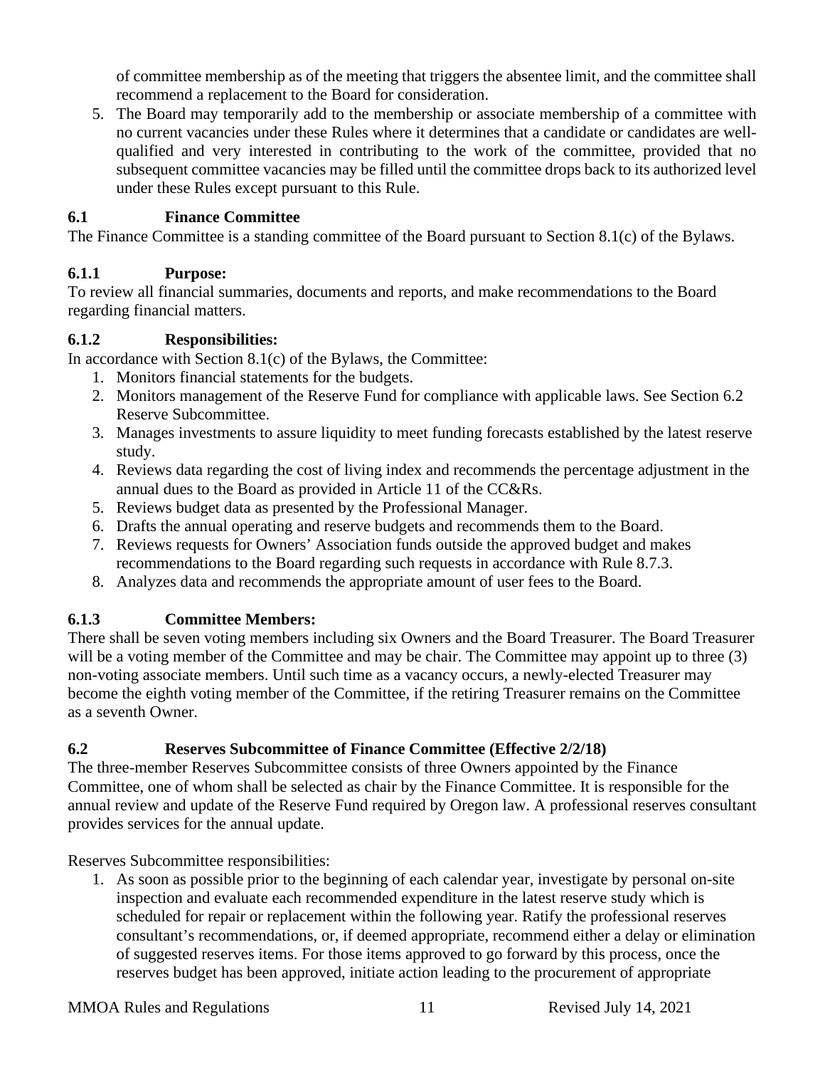of committee membership as of the meeting that triggers the absentee limit, and the committee shall recommend a replacement to the Board for consideration.

5. The Board may temporarily add to the membership or associate membership of a committee with no current vacancies under these Rules where it determines that a candidate or candidates are well-qualified and very interested in contributing to the work of the committee, provided that no subsequent committee vacancies may be filled until the committee drops back to its authorized level under these Rules except pursuant to this Rule.

### 6.1 Finance Committee

The Finance Committee is a standing committee of the Board pursuant to Section 8.1(c) of the Bylaws.

#### 6.1.1 Purpose:

To review all financial summaries, documents and reports, and make recommendations to the Board regarding financial matters.

#### 6.1.2 Responsibilities:

In accordance with Section 8.1(c) of the Bylaws, the Committee:

1. Monitors financial statements for the budgets.
2. Monitors management of the Reserve Fund for compliance with applicable laws. See Section 6.2 Reserve Subcommittee.
3. Manages investments to assure liquidity to meet funding forecasts established by the latest reserve study.
4. Reviews data regarding the cost of living index and recommends the percentage adjustment in the annual dues to the Board as provided in Article 11 of the CC&Rs.
5. Reviews budget data as presented by the Professional Manager.
6. Drafts the annual operating and reserve budgets and recommends them to the Board.
7. Reviews requests for Owners' Association funds outside the approved budget and makes recommendations to the Board regarding such requests in accordance with Rule 8.7.3.
8. Analyzes data and recommends the appropriate amount of user fees to the Board.

#### 6.1.3 Committee Members:

There shall be seven voting members including six Owners and the Board Treasurer. The Board Treasurer will be a voting member of the Committee and may be chair. The Committee may appoint up to three (3) non-voting associate members. Until such time as a vacancy occurs, a newly-elected Treasurer may become the eighth voting member of the Committee, if the retiring Treasurer remains on the Committee as a seventh Owner.

### 6.2 Reserves Subcommittee of Finance Committee (Effective 2/2/18)

The three-member Reserves Subcommittee consists of three Owners appointed by the Finance Committee, one of whom shall be selected as chair by the Finance Committee. It is responsible for the annual review and update of the Reserve Fund required by Oregon law. A professional reserves consultant provides services for the annual update.

Reserves Subcommittee responsibilities:

1. As soon as possible prior to the beginning of each calendar year, investigate by personal on-site inspection and evaluate each recommended expenditure in the latest reserve study which is scheduled for repair or replacement within the following year. Ratify the professional reserves consultant's recommendations, or, if deemed appropriate, recommend either a delay or elimination of suggested reserves items. For those items approved to go forward by this process, once the reserves budget has been approved, initiate action leading to the procurement of appropriate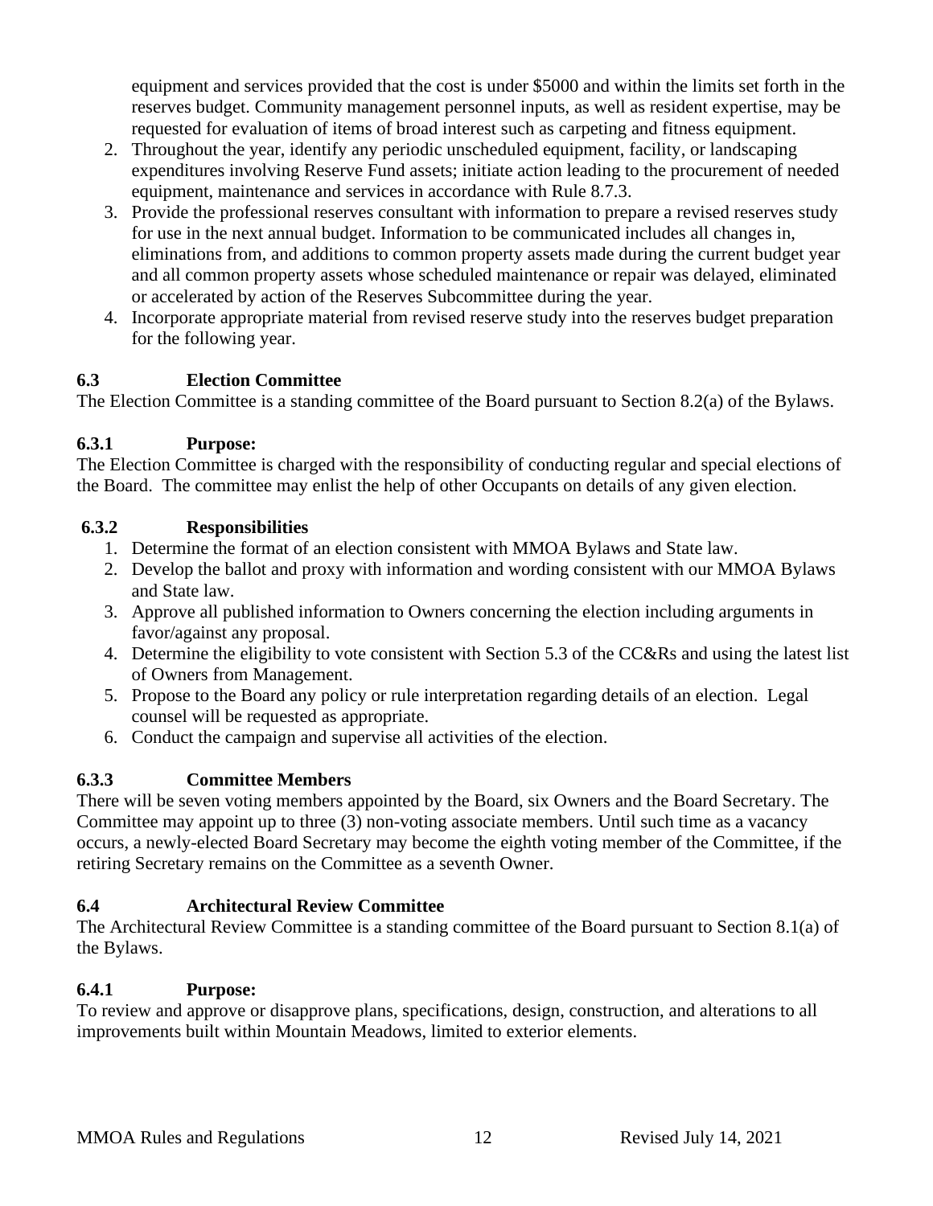equipment and services provided that the cost is under $5000 and within the limits set forth in the reserves budget. Community management personnel inputs, as well as resident expertise, may be requested for evaluation of items of broad interest such as carpeting and fitness equipment.

2. Throughout the year, identify any periodic unscheduled equipment, facility, or landscaping expenditures involving Reserve Fund assets; initiate action leading to the procurement of needed equipment, maintenance and services in accordance with Rule 8.7.3.
3. Provide the professional reserves consultant with information to prepare a revised reserves study for use in the next annual budget. Information to be communicated includes all changes in, eliminations from, and additions to common property assets made during the current budget year and all common property assets whose scheduled maintenance or repair was delayed, eliminated or accelerated by action of the Reserves Subcommittee during the year.
4. Incorporate appropriate material from revised reserve study into the reserves budget preparation for the following year.

### 6.3 Election Committee

The Election Committee is a standing committee of the Board pursuant to Section 8.2(a) of the Bylaws.

#### 6.3.1 Purpose:

The Election Committee is charged with the responsibility of conducting regular and special elections of the Board. The committee may enlist the help of other Occupants on details of any given election.

#### 6.3.2 Responsibilities

1. Determine the format of an election consistent with MMOA Bylaws and State law.
2. Develop the ballot and proxy with information and wording consistent with our MMOA Bylaws and State law.
3. Approve all published information to Owners concerning the election including arguments in favor/against any proposal.
4. Determine the eligibility to vote consistent with Section 5.3 of the CC&Rs and using the latest list of Owners from Management.
5. Propose to the Board any policy or rule interpretation regarding details of an election. Legal counsel will be requested as appropriate.
6. Conduct the campaign and supervise all activities of the election.

#### 6.3.3 Committee Members

There will be seven voting members appointed by the Board, six Owners and the Board Secretary. The Committee may appoint up to three (3) non-voting associate members. Until such time as a vacancy occurs, a newly-elected Board Secretary may become the eighth voting member of the Committee, if the retiring Secretary remains on the Committee as a seventh Owner.

### 6.4 Architectural Review Committee

The Architectural Review Committee is a standing committee of the Board pursuant to Section 8.1(a) of the Bylaws.

#### 6.4.1 Purpose:

To review and approve or disapprove plans, specifications, design, construction, and alterations to all improvements built within Mountain Meadows, limited to exterior elements.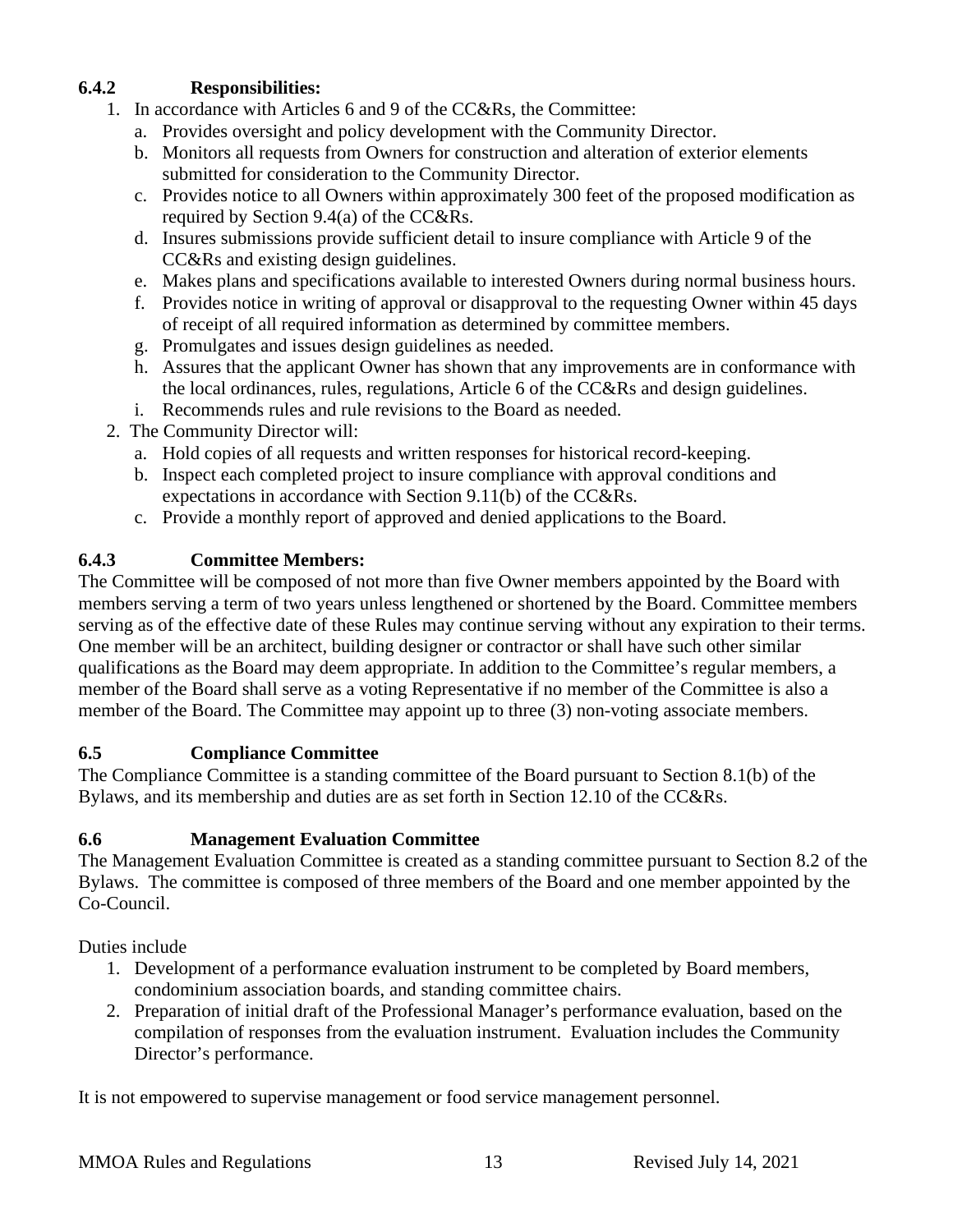### 6.4.2 Responsibilities:

1. In accordance with Articles 6 and 9 of the CC&Rs, the Committee:
   a. Provides oversight and policy development with the Community Director.
   b. Monitors all requests from Owners for construction and alteration of exterior elements submitted for consideration to the Community Director.
   c. Provides notice to all Owners within approximately 300 feet of the proposed modification as required by Section 9.4(a) of the CC&Rs.
   d. Insures submissions provide sufficient detail to insure compliance with Article 9 of the CC&Rs and existing design guidelines.
   e. Makes plans and specifications available to interested Owners during normal business hours.
   f. Provides notice in writing of approval or disapproval to the requesting Owner within 45 days of receipt of all required information as determined by committee members.
   g. Promulgates and issues design guidelines as needed.
   h. Assures that the applicant Owner has shown that any improvements are in conformance with the local ordinances, rules, regulations, Article 6 of the CC&Rs and design guidelines.
   i. Recommends rules and rule revisions to the Board as needed.
2. The Community Director will:
   a. Hold copies of all requests and written responses for historical record-keeping.
   b. Inspect each completed project to insure compliance with approval conditions and expectations in accordance with Section 9.11(b) of the CC&Rs.
   c. Provide a monthly report of approved and denied applications to the Board.

### 6.4.3 Committee Members:

The Committee will be composed of not more than five Owner members appointed by the Board with members serving a term of two years unless lengthened or shortened by the Board. Committee members serving as of the effective date of these Rules may continue serving without any expiration to their terms. One member will be an architect, building designer or contractor or shall have such other similar qualifications as the Board may deem appropriate. In addition to the Committee's regular members, a member of the Board shall serve as a voting Representative if no member of the Committee is also a member of the Board. The Committee may appoint up to three (3) non-voting associate members.

### 6.5 Compliance Committee

The Compliance Committee is a standing committee of the Board pursuant to Section 8.1(b) of the Bylaws, and its membership and duties are as set forth in Section 12.10 of the CC&Rs.

### 6.6 Management Evaluation Committee

The Management Evaluation Committee is created as a standing committee pursuant to Section 8.2 of the Bylaws. The committee is composed of three members of the Board and one member appointed by the Co-Council.

Duties include

1. Development of a performance evaluation instrument to be completed by Board members, condominium association boards, and standing committee chairs.
2. Preparation of initial draft of the Professional Manager's performance evaluation, based on the compilation of responses from the evaluation instrument. Evaluation includes the Community Director's performance.

It is not empowered to supervise management or food service management personnel.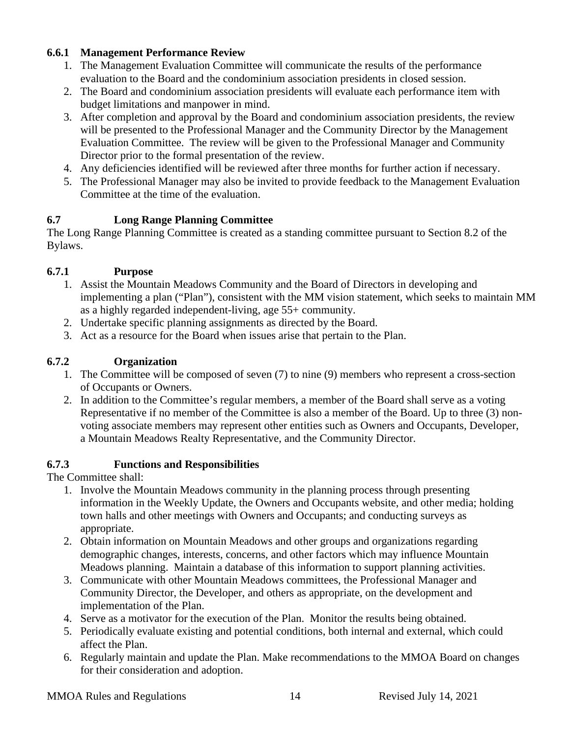#### 6.6.1 Management Performance Review

1. The Management Evaluation Committee will communicate the results of the performance evaluation to the Board and the condominium association presidents in closed session.
2. The Board and condominium association presidents will evaluate each performance item with budget limitations and manpower in mind.
3. After completion and approval by the Board and condominium association presidents, the review will be presented to the Professional Manager and the Community Director by the Management Evaluation Committee. The review will be given to the Professional Manager and Community Director prior to the formal presentation of the review.
4. Any deficiencies identified will be reviewed after three months for further action if necessary.
5. The Professional Manager may also be invited to provide feedback to the Management Evaluation Committee at the time of the evaluation.

### 6.7 Long Range Planning Committee

The Long Range Planning Committee is created as a standing committee pursuant to Section 8.2 of the Bylaws.

#### 6.7.1 Purpose

1. Assist the Mountain Meadows Community and the Board of Directors in developing and implementing a plan ("Plan"), consistent with the MM vision statement, which seeks to maintain MM as a highly regarded independent-living, age 55+ community.
2. Undertake specific planning assignments as directed by the Board.
3. Act as a resource for the Board when issues arise that pertain to the Plan.

#### 6.7.2 Organization

1. The Committee will be composed of seven (7) to nine (9) members who represent a cross-section of Occupants or Owners.
2. In addition to the Committee's regular members, a member of the Board shall serve as a voting Representative if no member of the Committee is also a member of the Board. Up to three (3) non-voting associate members may represent other entities such as Owners and Occupants, Developer, a Mountain Meadows Realty Representative, and the Community Director.

#### 6.7.3 Functions and Responsibilities

The Committee shall:

1. Involve the Mountain Meadows community in the planning process through presenting information in the Weekly Update, the Owners and Occupants website, and other media; holding town halls and other meetings with Owners and Occupants; and conducting surveys as appropriate.
2. Obtain information on Mountain Meadows and other groups and organizations regarding demographic changes, interests, concerns, and other factors which may influence Mountain Meadows planning. Maintain a database of this information to support planning activities.
3. Communicate with other Mountain Meadows committees, the Professional Manager and Community Director, the Developer, and others as appropriate, on the development and implementation of the Plan.
4. Serve as a motivator for the execution of the Plan. Monitor the results being obtained.
5. Periodically evaluate existing and potential conditions, both internal and external, which could affect the Plan.
6. Regularly maintain and update the Plan. Make recommendations to the MMOA Board on changes for their consideration and adoption.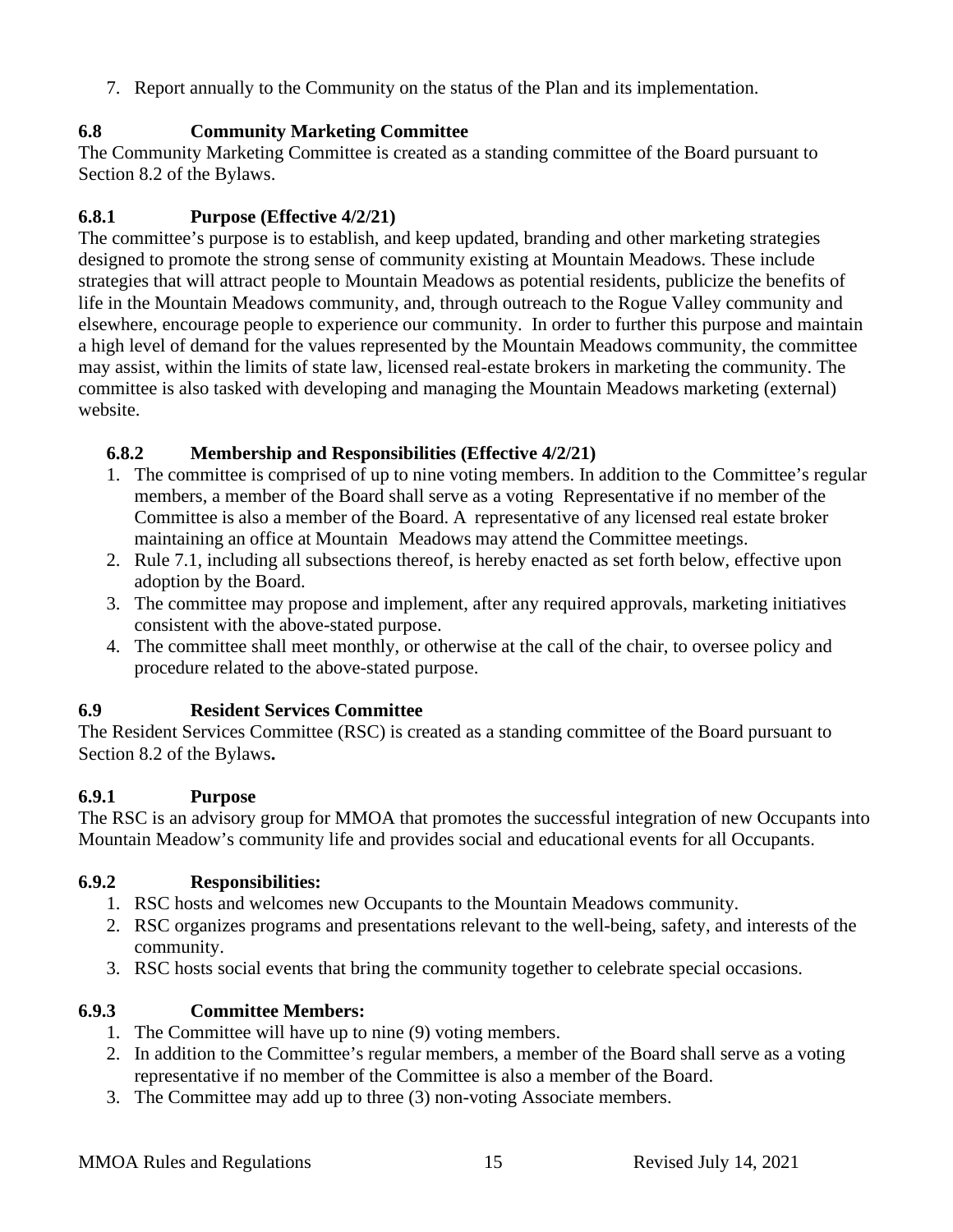7. Report annually to the Community on the status of the Plan and its implementation.

### 6.8 Community Marketing Committee

The Community Marketing Committee is created as a standing committee of the Board pursuant to Section 8.2 of the Bylaws.

### 6.8.1 Purpose (Effective 4/2/21)

The committee's purpose is to establish, and keep updated, branding and other marketing strategies designed to promote the strong sense of community existing at Mountain Meadows. These include strategies that will attract people to Mountain Meadows as potential residents, publicize the benefits of life in the Mountain Meadows community, and, through outreach to the Rogue Valley community and elsewhere, encourage people to experience our community. In order to further this purpose and maintain a high level of demand for the values represented by the Mountain Meadows community, the committee may assist, within the limits of state law, licensed real-estate brokers in marketing the community. The committee is also tasked with developing and managing the Mountain Meadows marketing (external) website.

### 6.8.2 Membership and Responsibilities (Effective 4/2/21)

1. The committee is comprised of up to nine voting members. In addition to the Committee's regular members, a member of the Board shall serve as a voting Representative if no member of the Committee is also a member of the Board. A representative of any licensed real estate broker maintaining an office at Mountain Meadows may attend the Committee meetings.
2. Rule 7.1, including all subsections thereof, is hereby enacted as set forth below, effective upon adoption by the Board.
3. The committee may propose and implement, after any required approvals, marketing initiatives consistent with the above-stated purpose.
4. The committee shall meet monthly, or otherwise at the call of the chair, to oversee policy and procedure related to the above-stated purpose.

### 6.9 Resident Services Committee

The Resident Services Committee (RSC) is created as a standing committee of the Board pursuant to Section 8.2 of the Bylaws**.**

### 6.9.1 Purpose

The RSC is an advisory group for MMOA that promotes the successful integration of new Occupants into Mountain Meadow's community life and provides social and educational events for all Occupants.

### 6.9.2 Responsibilities:

1. RSC hosts and welcomes new Occupants to the Mountain Meadows community.
2. RSC organizes programs and presentations relevant to the well-being, safety, and interests of the community.
3. RSC hosts social events that bring the community together to celebrate special occasions.

### 6.9.3 Committee Members:

1. The Committee will have up to nine (9) voting members.
2. In addition to the Committee's regular members, a member of the Board shall serve as a voting representative if no member of the Committee is also a member of the Board.
3. The Committee may add up to three (3) non-voting Associate members.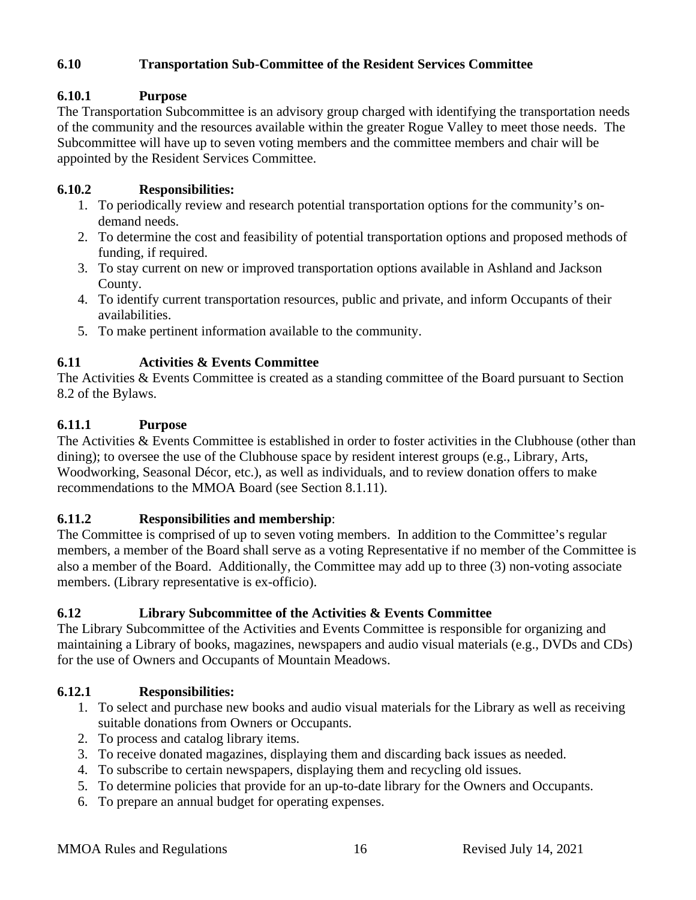## 6.10 Transportation Sub-Committee of the Resident Services Committee

### 6.10.1 Purpose

The Transportation Subcommittee is an advisory group charged with identifying the transportation needs of the community and the resources available within the greater Rogue Valley to meet those needs. The Subcommittee will have up to seven voting members and the committee members and chair will be appointed by the Resident Services Committee.

### 6.10.2 Responsibilities:

1. To periodically review and research potential transportation options for the community's on-demand needs.
2. To determine the cost and feasibility of potential transportation options and proposed methods of funding, if required.
3. To stay current on new or improved transportation options available in Ashland and Jackson County.
4. To identify current transportation resources, public and private, and inform Occupants of their availabilities.
5. To make pertinent information available to the community.

## 6.11 Activities & Events Committee

The Activities & Events Committee is created as a standing committee of the Board pursuant to Section 8.2 of the Bylaws.

### 6.11.1 Purpose

The Activities & Events Committee is established in order to foster activities in the Clubhouse (other than dining); to oversee the use of the Clubhouse space by resident interest groups (e.g., Library, Arts, Woodworking, Seasonal Décor, etc.), as well as individuals, and to review donation offers to make recommendations to the MMOA Board (see Section 8.1.11).

### 6.11.2 Responsibilities and membership:

The Committee is comprised of up to seven voting members. In addition to the Committee's regular members, a member of the Board shall serve as a voting Representative if no member of the Committee is also a member of the Board. Additionally, the Committee may add up to three (3) non-voting associate members. (Library representative is ex-officio).

## 6.12 Library Subcommittee of the Activities & Events Committee

The Library Subcommittee of the Activities and Events Committee is responsible for organizing and maintaining a Library of books, magazines, newspapers and audio visual materials (e.g., DVDs and CDs) for the use of Owners and Occupants of Mountain Meadows.

### 6.12.1 Responsibilities:

1. To select and purchase new books and audio visual materials for the Library as well as receiving suitable donations from Owners or Occupants.
2. To process and catalog library items.
3. To receive donated magazines, displaying them and discarding back issues as needed.
4. To subscribe to certain newspapers, displaying them and recycling old issues.
5. To determine policies that provide for an up-to-date library for the Owners and Occupants.
6. To prepare an annual budget for operating expenses.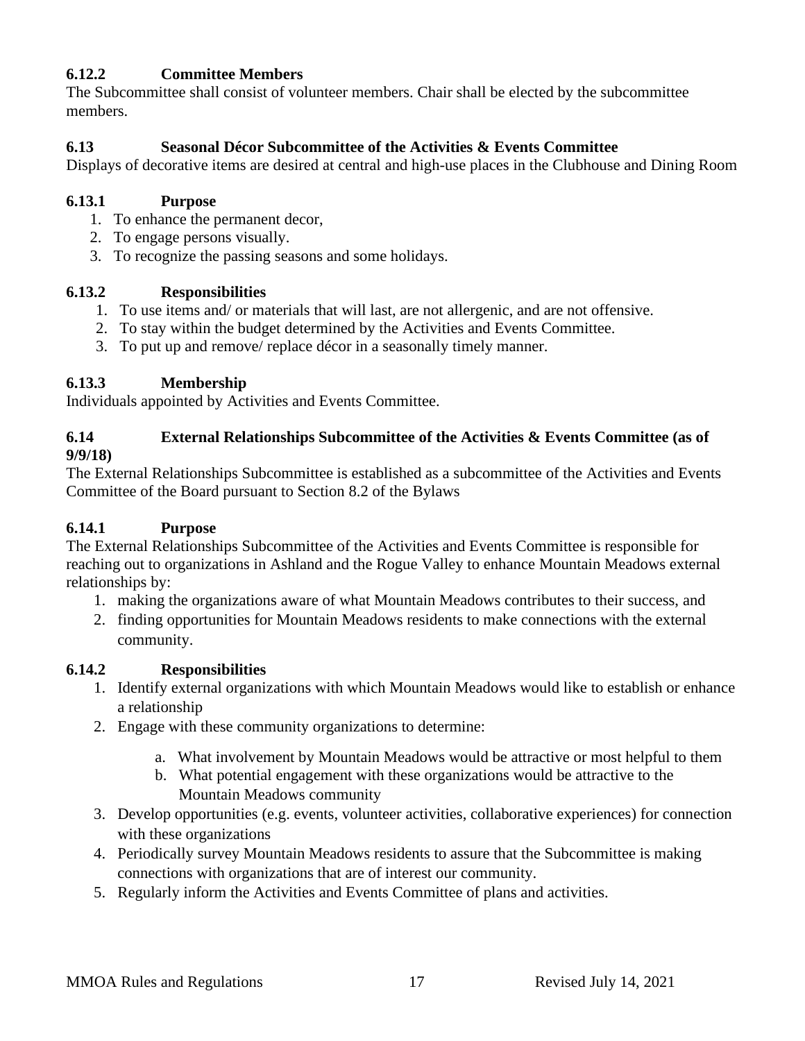### 6.12.2 Committee Members

The Subcommittee shall consist of volunteer members. Chair shall be elected by the subcommittee members.

### 6.13 Seasonal Décor Subcommittee of the Activities & Events Committee

Displays of decorative items are desired at central and high-use places in the Clubhouse and Dining Room

### 6.13.1 Purpose

1. To enhance the permanent decor,
2. To engage persons visually.
3. To recognize the passing seasons and some holidays.

### 6.13.2 Responsibilities

1. To use items and/ or materials that will last, are not allergenic, and are not offensive.
2. To stay within the budget determined by the Activities and Events Committee.
3. To put up and remove/ replace décor in a seasonally timely manner.

### 6.13.3 Membership

Individuals appointed by Activities and Events Committee.

### 6.14 External Relationships Subcommittee of the Activities & Events Committee (as of 9/9/18)

The External Relationships Subcommittee is established as a subcommittee of the Activities and Events Committee of the Board pursuant to Section 8.2 of the Bylaws

### 6.14.1 Purpose

The External Relationships Subcommittee of the Activities and Events Committee is responsible for reaching out to organizations in Ashland and the Rogue Valley to enhance Mountain Meadows external relationships by:

1. making the organizations aware of what Mountain Meadows contributes to their success, and
2. finding opportunities for Mountain Meadows residents to make connections with the external community.

### 6.14.2 Responsibilities

1. Identify external organizations with which Mountain Meadows would like to establish or enhance a relationship
2. Engage with these community organizations to determine:
   a. What involvement by Mountain Meadows would be attractive or most helpful to them
   b. What potential engagement with these organizations would be attractive to the Mountain Meadows community
3. Develop opportunities (e.g. events, volunteer activities, collaborative experiences) for connection with these organizations
4. Periodically survey Mountain Meadows residents to assure that the Subcommittee is making connections with organizations that are of interest our community.
5. Regularly inform the Activities and Events Committee of plans and activities.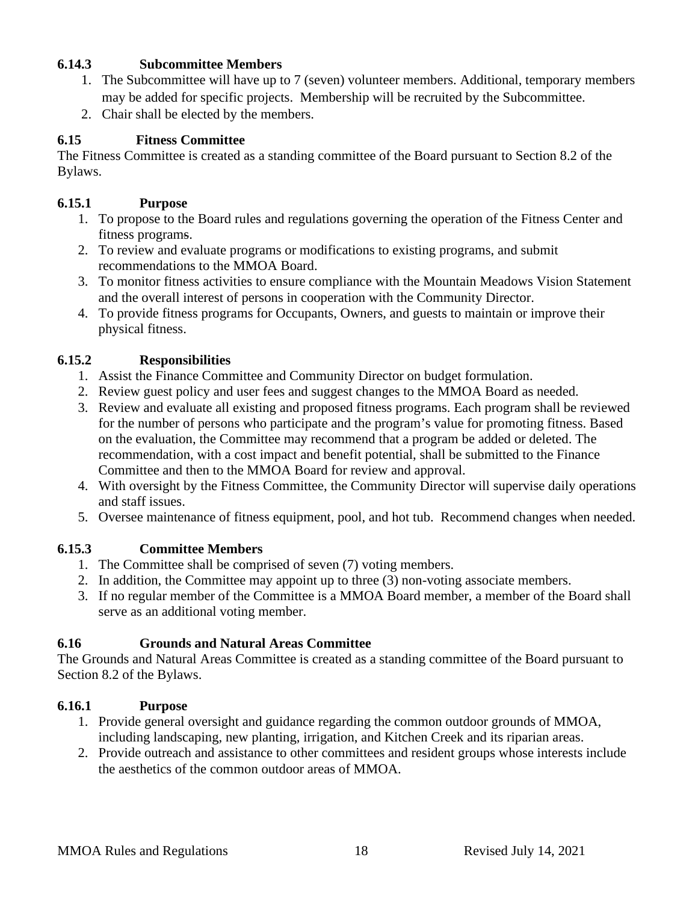#### 6.14.3 Subcommittee Members

1. The Subcommittee will have up to 7 (seven) volunteer members. Additional, temporary members may be added for specific projects. Membership will be recruited by the Subcommittee.
2. Chair shall be elected by the members.

### 6.15 Fitness Committee

The Fitness Committee is created as a standing committee of the Board pursuant to Section 8.2 of the Bylaws.

#### 6.15.1 Purpose

1. To propose to the Board rules and regulations governing the operation of the Fitness Center and fitness programs.
2. To review and evaluate programs or modifications to existing programs, and submit recommendations to the MMOA Board.
3. To monitor fitness activities to ensure compliance with the Mountain Meadows Vision Statement and the overall interest of persons in cooperation with the Community Director.
4. To provide fitness programs for Occupants, Owners, and guests to maintain or improve their physical fitness.

#### 6.15.2 Responsibilities

1. Assist the Finance Committee and Community Director on budget formulation.
2. Review guest policy and user fees and suggest changes to the MMOA Board as needed.
3. Review and evaluate all existing and proposed fitness programs. Each program shall be reviewed for the number of persons who participate and the program's value for promoting fitness. Based on the evaluation, the Committee may recommend that a program be added or deleted. The recommendation, with a cost impact and benefit potential, shall be submitted to the Finance Committee and then to the MMOA Board for review and approval.
4. With oversight by the Fitness Committee, the Community Director will supervise daily operations and staff issues.
5. Oversee maintenance of fitness equipment, pool, and hot tub. Recommend changes when needed.

#### 6.15.3 Committee Members

1. The Committee shall be comprised of seven (7) voting members.
2. In addition, the Committee may appoint up to three (3) non-voting associate members.
3. If no regular member of the Committee is a MMOA Board member, a member of the Board shall serve as an additional voting member.

### 6.16 Grounds and Natural Areas Committee

The Grounds and Natural Areas Committee is created as a standing committee of the Board pursuant to Section 8.2 of the Bylaws.

#### 6.16.1 Purpose

1. Provide general oversight and guidance regarding the common outdoor grounds of MMOA, including landscaping, new planting, irrigation, and Kitchen Creek and its riparian areas.
2. Provide outreach and assistance to other committees and resident groups whose interests include the aesthetics of the common outdoor areas of MMOA.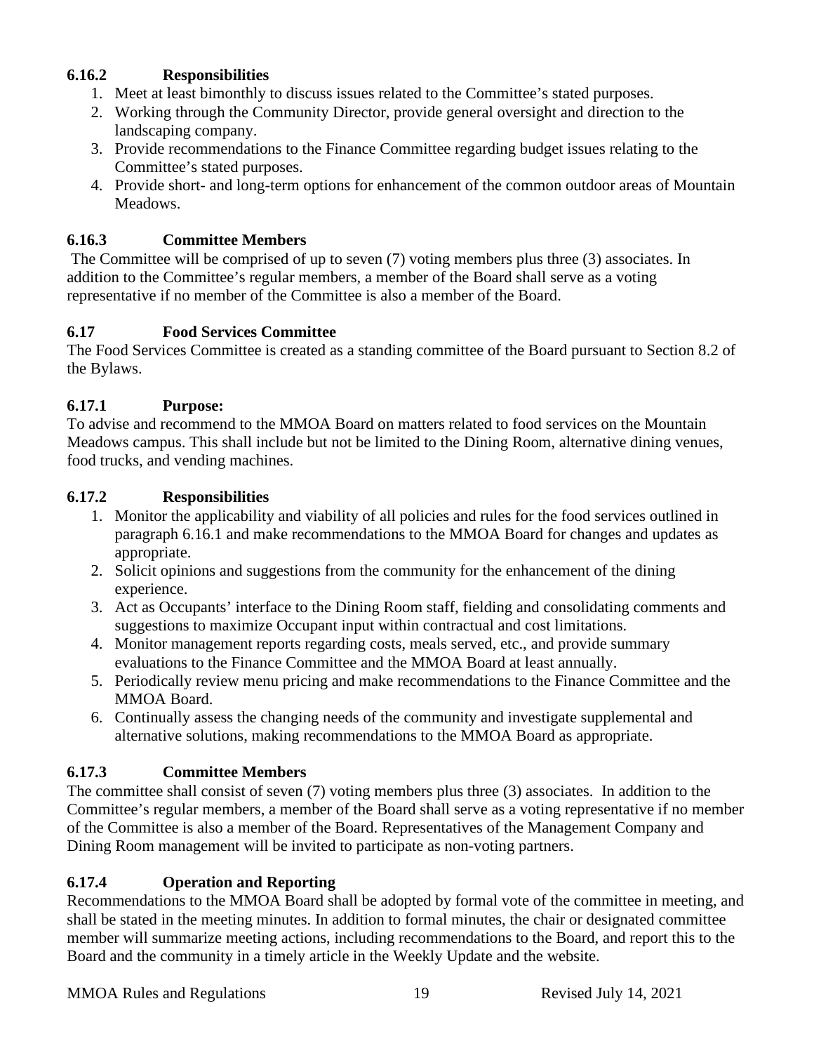#### 6.16.2 Responsibilities

1. Meet at least bimonthly to discuss issues related to the Committee's stated purposes.
2. Working through the Community Director, provide general oversight and direction to the landscaping company.
3. Provide recommendations to the Finance Committee regarding budget issues relating to the Committee's stated purposes.
4. Provide short- and long-term options for enhancement of the common outdoor areas of Mountain Meadows.

#### 6.16.3 Committee Members

The Committee will be comprised of up to seven (7) voting members plus three (3) associates. In addition to the Committee's regular members, a member of the Board shall serve as a voting representative if no member of the Committee is also a member of the Board.

### 6.17 Food Services Committee

The Food Services Committee is created as a standing committee of the Board pursuant to Section 8.2 of the Bylaws.

#### 6.17.1 Purpose:

To advise and recommend to the MMOA Board on matters related to food services on the Mountain Meadows campus. This shall include but not be limited to the Dining Room, alternative dining venues, food trucks, and vending machines.

#### 6.17.2 Responsibilities

1. Monitor the applicability and viability of all policies and rules for the food services outlined in paragraph 6.16.1 and make recommendations to the MMOA Board for changes and updates as appropriate.
2. Solicit opinions and suggestions from the community for the enhancement of the dining experience.
3. Act as Occupants' interface to the Dining Room staff, fielding and consolidating comments and suggestions to maximize Occupant input within contractual and cost limitations.
4. Monitor management reports regarding costs, meals served, etc., and provide summary evaluations to the Finance Committee and the MMOA Board at least annually.
5. Periodically review menu pricing and make recommendations to the Finance Committee and the MMOA Board.
6. Continually assess the changing needs of the community and investigate supplemental and alternative solutions, making recommendations to the MMOA Board as appropriate.

#### 6.17.3 Committee Members

The committee shall consist of seven (7) voting members plus three (3) associates. In addition to the Committee's regular members, a member of the Board shall serve as a voting representative if no member of the Committee is also a member of the Board. Representatives of the Management Company and Dining Room management will be invited to participate as non-voting partners.

#### 6.17.4 Operation and Reporting

Recommendations to the MMOA Board shall be adopted by formal vote of the committee in meeting, and shall be stated in the meeting minutes. In addition to formal minutes, the chair or designated committee member will summarize meeting actions, including recommendations to the Board, and report this to the Board and the community in a timely article in the Weekly Update and the website.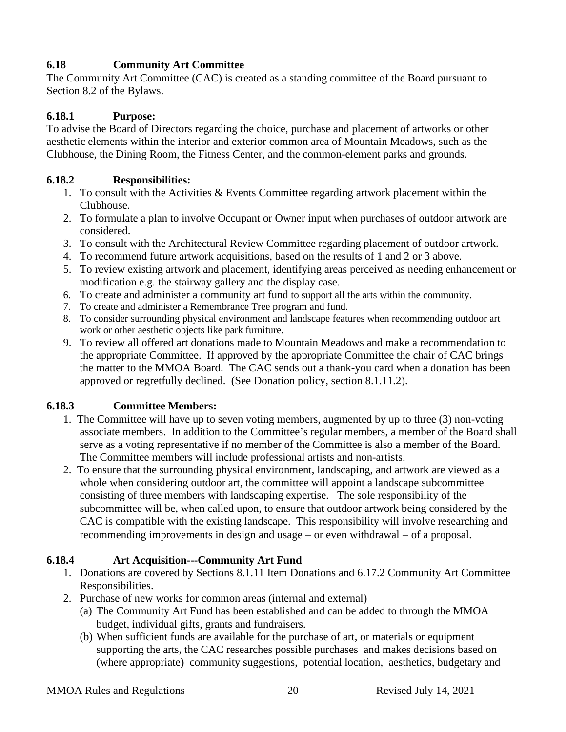### 6.18 Community Art Committee

The Community Art Committee (CAC) is created as a standing committee of the Board pursuant to Section 8.2 of the Bylaws.

#### 6.18.1 Purpose:

To advise the Board of Directors regarding the choice, purchase and placement of artworks or other aesthetic elements within the interior and exterior common area of Mountain Meadows, such as the Clubhouse, the Dining Room, the Fitness Center, and the common-element parks and grounds.

#### 6.18.2 Responsibilities:

1. To consult with the Activities & Events Committee regarding artwork placement within the Clubhouse.
2. To formulate a plan to involve Occupant or Owner input when purchases of outdoor artwork are considered.
3. To consult with the Architectural Review Committee regarding placement of outdoor artwork.
4. To recommend future artwork acquisitions, based on the results of 1 and 2 or 3 above.
5. To review existing artwork and placement, identifying areas perceived as needing enhancement or modification e.g. the stairway gallery and the display case.
6. To create and administer a community art fund to support all the arts within the community.
7. To create and administer a Remembrance Tree program and fund.
8. To consider surrounding physical environment and landscape features when recommending outdoor art work or other aesthetic objects like park furniture.
9. To review all offered art donations made to Mountain Meadows and make a recommendation to the appropriate Committee. If approved by the appropriate Committee the chair of CAC brings the matter to the MMOA Board. The CAC sends out a thank-you card when a donation has been approved or regretfully declined. (See Donation policy, section 8.1.11.2).

#### 6.18.3 Committee Members:

1. The Committee will have up to seven voting members, augmented by up to three (3) non-voting associate members. In addition to the Committee's regular members, a member of the Board shall serve as a voting representative if no member of the Committee is also a member of the Board. The Committee members will include professional artists and non-artists.
2. To ensure that the surrounding physical environment, landscaping, and artwork are viewed as a whole when considering outdoor art, the committee will appoint a landscape subcommittee consisting of three members with landscaping expertise. The sole responsibility of the subcommittee will be, when called upon, to ensure that outdoor artwork being considered by the CAC is compatible with the existing landscape. This responsibility will involve researching and recommending improvements in design and usage – or even withdrawal – of a proposal.

#### 6.18.4 Art Acquisition---Community Art Fund

1. Donations are covered by Sections 8.1.11 Item Donations and 6.17.2 Community Art Committee Responsibilities.
2. Purchase of new works for common areas (internal and external)
   - (a) The Community Art Fund has been established and can be added to through the MMOA budget, individual gifts, grants and fundraisers.
   - (b) When sufficient funds are available for the purchase of art, or materials or equipment supporting the arts, the CAC researches possible purchases and makes decisions based on (where appropriate) community suggestions, potential location, aesthetics, budgetary and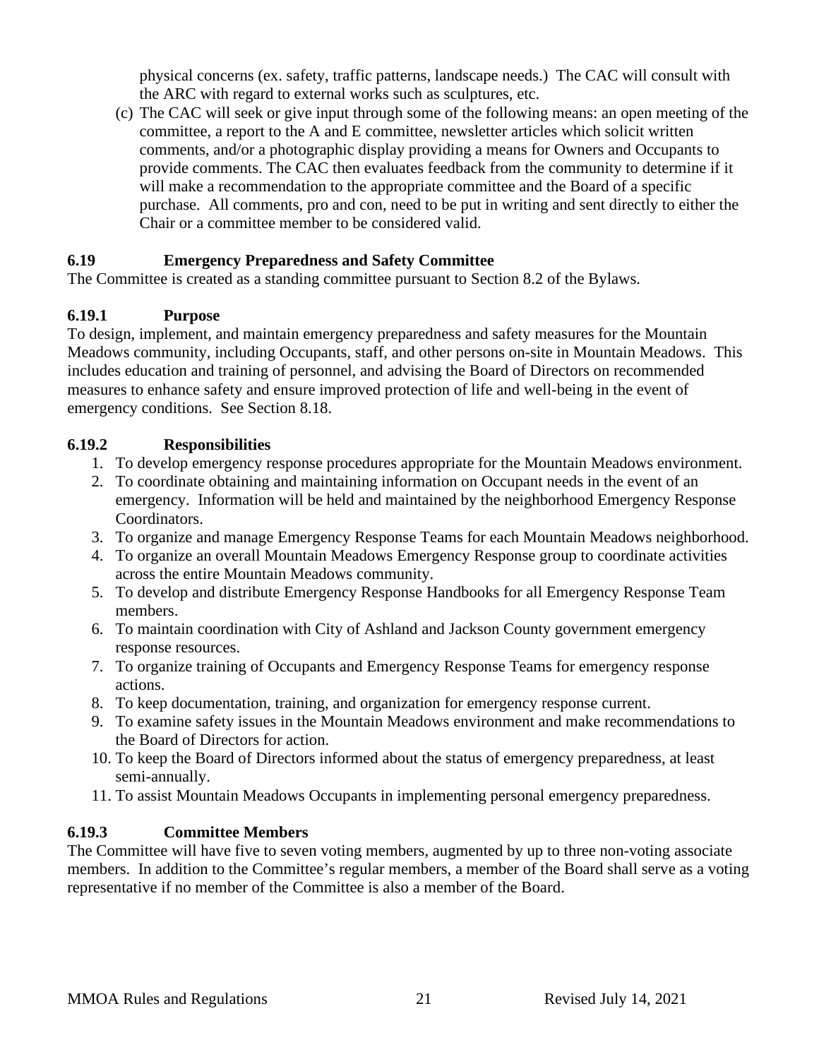physical concerns (ex. safety, traffic patterns, landscape needs.) The CAC will consult with the ARC with regard to external works such as sculptures, etc.

(c) The CAC will seek or give input through some of the following means: an open meeting of the committee, a report to the A and E committee, newsletter articles which solicit written comments, and/or a photographic display providing a means for Owners and Occupants to provide comments. The CAC then evaluates feedback from the community to determine if it will make a recommendation to the appropriate committee and the Board of a specific purchase. All comments, pro and con, need to be put in writing and sent directly to either the Chair or a committee member to be considered valid.

### 6.19 Emergency Preparedness and Safety Committee

The Committee is created as a standing committee pursuant to Section 8.2 of the Bylaws.

#### 6.19.1 Purpose

To design, implement, and maintain emergency preparedness and safety measures for the Mountain Meadows community, including Occupants, staff, and other persons on-site in Mountain Meadows. This includes education and training of personnel, and advising the Board of Directors on recommended measures to enhance safety and ensure improved protection of life and well-being in the event of emergency conditions. See Section 8.18.

#### 6.19.2 Responsibilities

1. To develop emergency response procedures appropriate for the Mountain Meadows environment.
2. To coordinate obtaining and maintaining information on Occupant needs in the event of an emergency. Information will be held and maintained by the neighborhood Emergency Response Coordinators.
3. To organize and manage Emergency Response Teams for each Mountain Meadows neighborhood.
4. To organize an overall Mountain Meadows Emergency Response group to coordinate activities across the entire Mountain Meadows community.
5. To develop and distribute Emergency Response Handbooks for all Emergency Response Team members.
6. To maintain coordination with City of Ashland and Jackson County government emergency response resources.
7. To organize training of Occupants and Emergency Response Teams for emergency response actions.
8. To keep documentation, training, and organization for emergency response current.
9. To examine safety issues in the Mountain Meadows environment and make recommendations to the Board of Directors for action.
10. To keep the Board of Directors informed about the status of emergency preparedness, at least semi-annually.
11. To assist Mountain Meadows Occupants in implementing personal emergency preparedness.

#### 6.19.3 Committee Members

The Committee will have five to seven voting members, augmented by up to three non-voting associate members. In addition to the Committee's regular members, a member of the Board shall serve as a voting representative if no member of the Committee is also a member of the Board.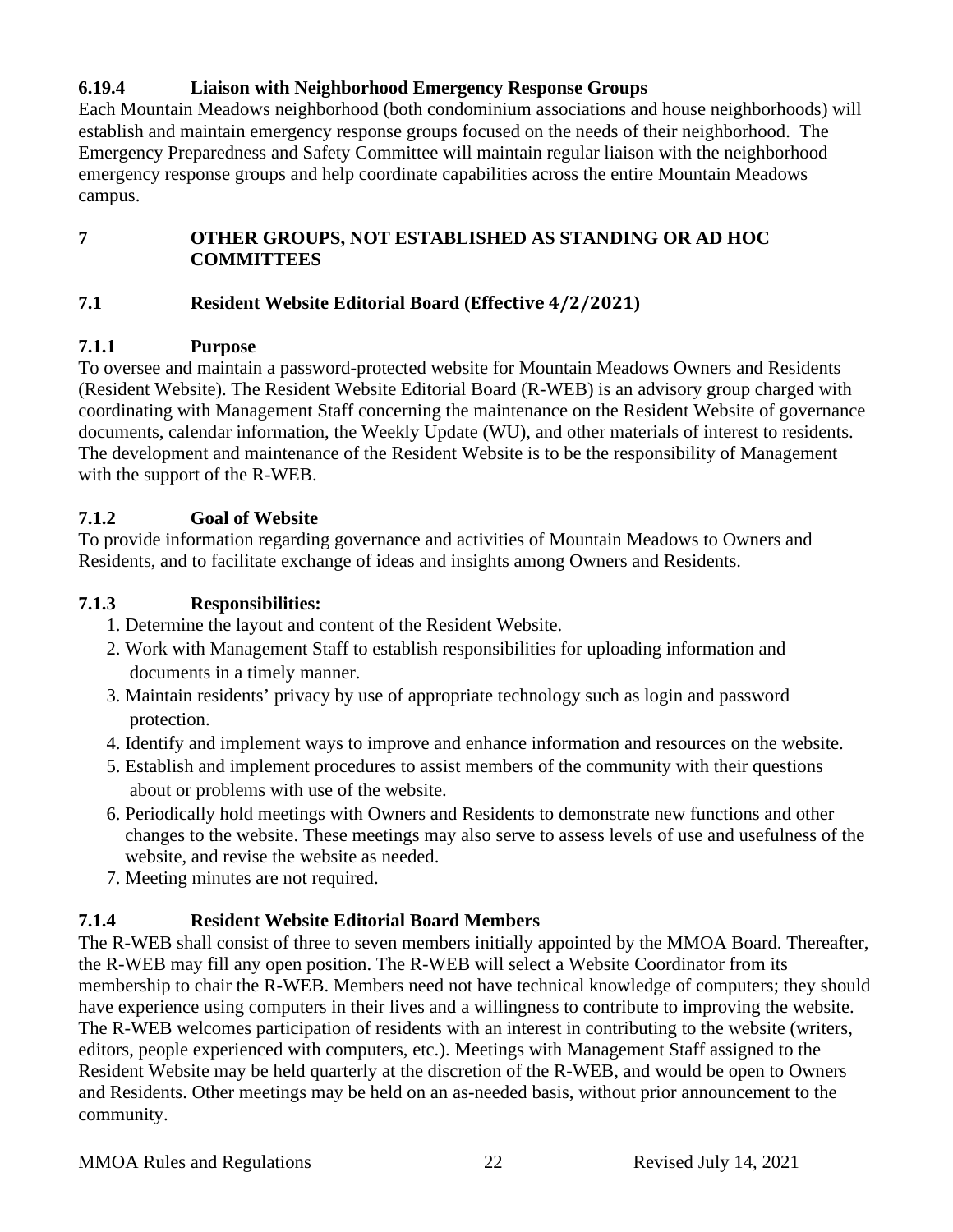### 6.19.4 Liaison with Neighborhood Emergency Response Groups

Each Mountain Meadows neighborhood (both condominium associations and house neighborhoods) will establish and maintain emergency response groups focused on the needs of their neighborhood. The Emergency Preparedness and Safety Committee will maintain regular liaison with the neighborhood emergency response groups and help coordinate capabilities across the entire Mountain Meadows campus.

## 7 OTHER GROUPS, NOT ESTABLISHED AS STANDING OR AD HOC COMMITTEES

### 7.1 Resident Website Editorial Board (Effective 4/2/2021)

### 7.1.1 Purpose

To oversee and maintain a password-protected website for Mountain Meadows Owners and Residents (Resident Website). The Resident Website Editorial Board (R-WEB) is an advisory group charged with coordinating with Management Staff concerning the maintenance on the Resident Website of governance documents, calendar information, the Weekly Update (WU), and other materials of interest to residents. The development and maintenance of the Resident Website is to be the responsibility of Management with the support of the R-WEB.

### 7.1.2 Goal of Website

To provide information regarding governance and activities of Mountain Meadows to Owners and Residents, and to facilitate exchange of ideas and insights among Owners and Residents.

### 7.1.3 Responsibilities:

1. Determine the layout and content of the Resident Website.
2. Work with Management Staff to establish responsibilities for uploading information and documents in a timely manner.
3. Maintain residents' privacy by use of appropriate technology such as login and password protection.
4. Identify and implement ways to improve and enhance information and resources on the website.
5. Establish and implement procedures to assist members of the community with their questions about or problems with use of the website.
6. Periodically hold meetings with Owners and Residents to demonstrate new functions and other changes to the website. These meetings may also serve to assess levels of use and usefulness of the website, and revise the website as needed.
7. Meeting minutes are not required.

### 7.1.4 Resident Website Editorial Board Members

The R-WEB shall consist of three to seven members initially appointed by the MMOA Board. Thereafter, the R-WEB may fill any open position. The R-WEB will select a Website Coordinator from its membership to chair the R-WEB. Members need not have technical knowledge of computers; they should have experience using computers in their lives and a willingness to contribute to improving the website. The R-WEB welcomes participation of residents with an interest in contributing to the website (writers, editors, people experienced with computers, etc.). Meetings with Management Staff assigned to the Resident Website may be held quarterly at the discretion of the R-WEB, and would be open to Owners and Residents. Other meetings may be held on an as-needed basis, without prior announcement to the community.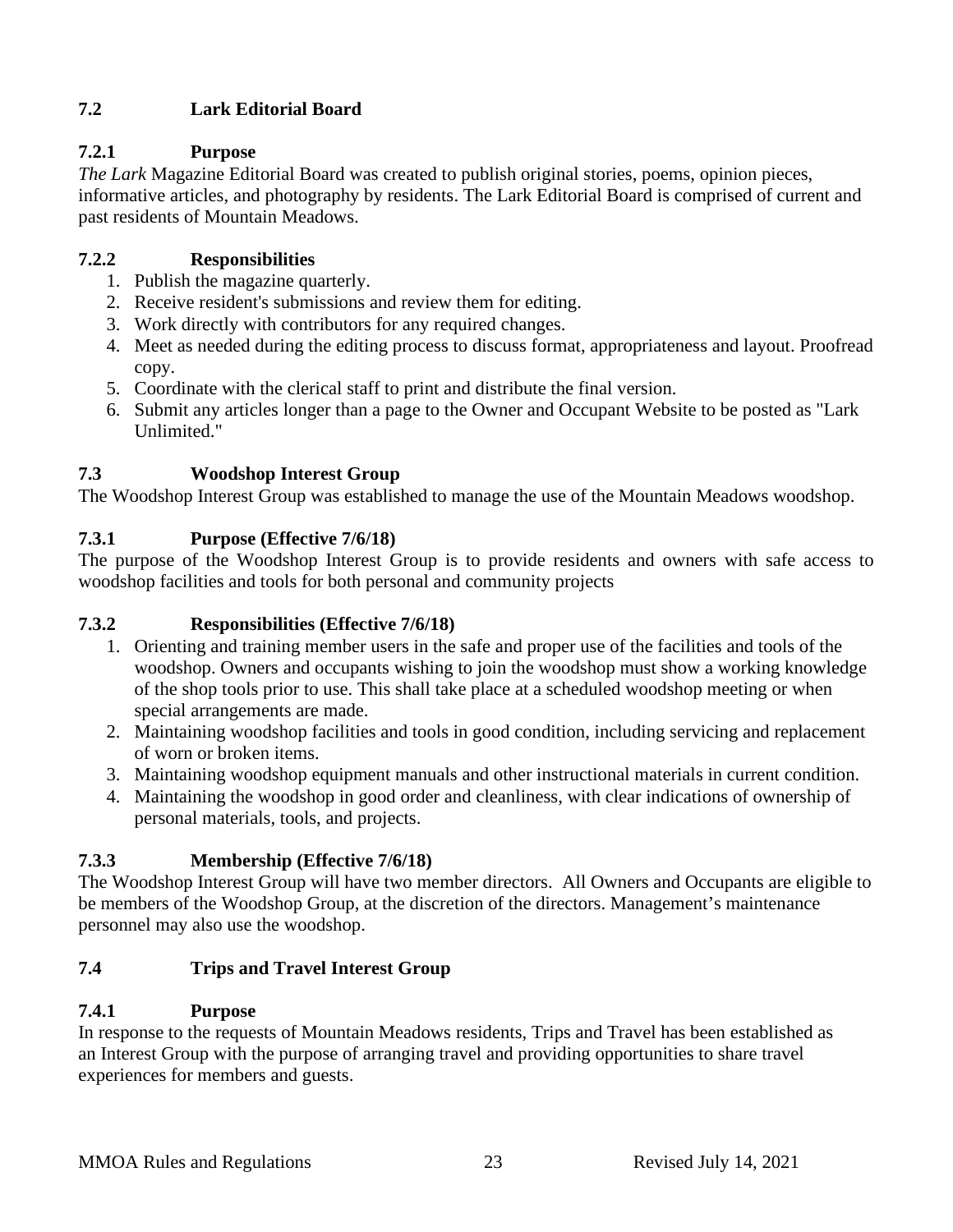## 7.2 Lark Editorial Board

### 7.2.1 Purpose

*The Lark* Magazine Editorial Board was created to publish original stories, poems, opinion pieces, informative articles, and photography by residents. The Lark Editorial Board is comprised of current and past residents of Mountain Meadows.

### 7.2.2 Responsibilities

1. Publish the magazine quarterly.
2. Receive resident's submissions and review them for editing.
3. Work directly with contributors for any required changes.
4. Meet as needed during the editing process to discuss format, appropriateness and layout. Proofread copy.
5. Coordinate with the clerical staff to print and distribute the final version.
6. Submit any articles longer than a page to the Owner and Occupant Website to be posted as "Lark Unlimited."

## 7.3 Woodshop Interest Group

The Woodshop Interest Group was established to manage the use of the Mountain Meadows woodshop.

### 7.3.1 Purpose (Effective 7/6/18)

The purpose of the Woodshop Interest Group is to provide residents and owners with safe access to woodshop facilities and tools for both personal and community projects

### 7.3.2 Responsibilities (Effective 7/6/18)

1. Orienting and training member users in the safe and proper use of the facilities and tools of the woodshop. Owners and occupants wishing to join the woodshop must show a working knowledge of the shop tools prior to use. This shall take place at a scheduled woodshop meeting or when special arrangements are made.
2. Maintaining woodshop facilities and tools in good condition, including servicing and replacement of worn or broken items.
3. Maintaining woodshop equipment manuals and other instructional materials in current condition.
4. Maintaining the woodshop in good order and cleanliness, with clear indications of ownership of personal materials, tools, and projects.

### 7.3.3 Membership (Effective 7/6/18)

The Woodshop Interest Group will have two member directors. All Owners and Occupants are eligible to be members of the Woodshop Group, at the discretion of the directors. Management's maintenance personnel may also use the woodshop.

## 7.4 Trips and Travel Interest Group

### 7.4.1 Purpose

In response to the requests of Mountain Meadows residents, Trips and Travel has been established as an Interest Group with the purpose of arranging travel and providing opportunities to share travel experiences for members and guests.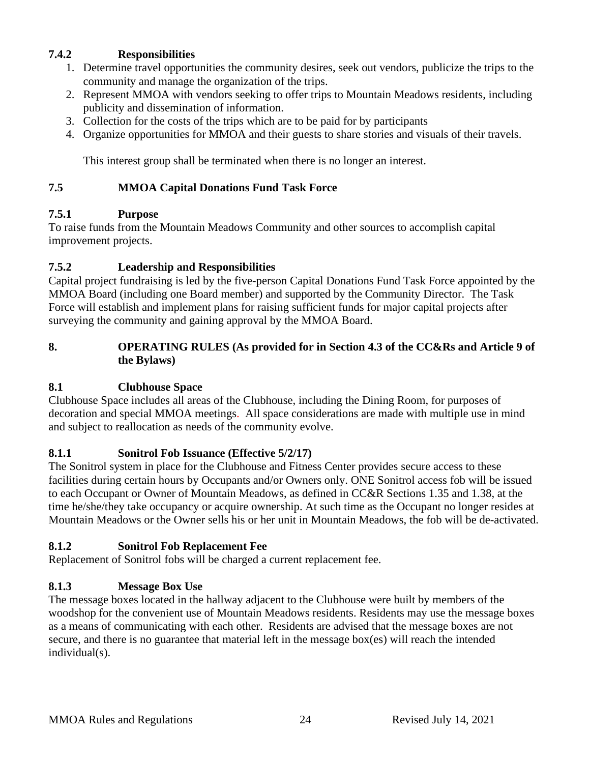### 7.4.2 Responsibilities

1. Determine travel opportunities the community desires, seek out vendors, publicize the trips to the community and manage the organization of the trips.
2. Represent MMOA with vendors seeking to offer trips to Mountain Meadows residents, including publicity and dissemination of information.
3. Collection for the costs of the trips which are to be paid for by participants
4. Organize opportunities for MMOA and their guests to share stories and visuals of their travels.

This interest group shall be terminated when there is no longer an interest.

### 7.5 MMOA Capital Donations Fund Task Force

### 7.5.1 Purpose

To raise funds from the Mountain Meadows Community and other sources to accomplish capital improvement projects.

### 7.5.2 Leadership and Responsibilities

Capital project fundraising is led by the five-person Capital Donations Fund Task Force appointed by the MMOA Board (including one Board member) and supported by the Community Director. The Task Force will establish and implement plans for raising sufficient funds for major capital projects after surveying the community and gaining approval by the MMOA Board.

## 8. OPERATING RULES (As provided for in Section 4.3 of the CC&Rs and Article 9 of the Bylaws)

### 8.1 Clubhouse Space

Clubhouse Space includes all areas of the Clubhouse, including the Dining Room, for purposes of decoration and special MMOA meetings. All space considerations are made with multiple use in mind and subject to reallocation as needs of the community evolve.

### 8.1.1 Sonitrol Fob Issuance (Effective 5/2/17)

The Sonitrol system in place for the Clubhouse and Fitness Center provides secure access to these facilities during certain hours by Occupants and/or Owners only. ONE Sonitrol access fob will be issued to each Occupant or Owner of Mountain Meadows, as defined in CC&R Sections 1.35 and 1.38, at the time he/she/they take occupancy or acquire ownership. At such time as the Occupant no longer resides at Mountain Meadows or the Owner sells his or her unit in Mountain Meadows, the fob will be de-activated.

### 8.1.2 Sonitrol Fob Replacement Fee

Replacement of Sonitrol fobs will be charged a current replacement fee.

### 8.1.3 Message Box Use

The message boxes located in the hallway adjacent to the Clubhouse were built by members of the woodshop for the convenient use of Mountain Meadows residents. Residents may use the message boxes as a means of communicating with each other. Residents are advised that the message boxes are not secure, and there is no guarantee that material left in the message box(es) will reach the intended individual(s).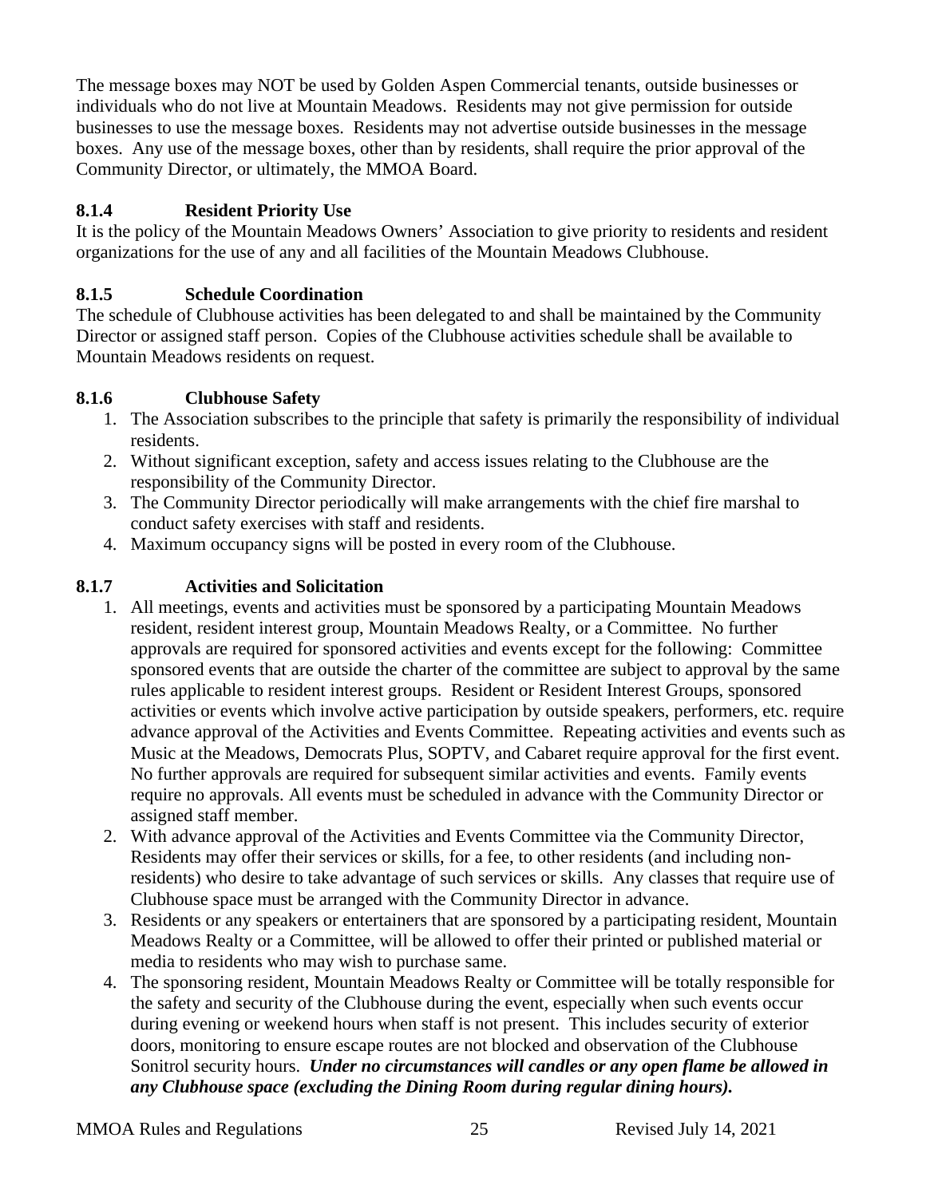The message boxes may NOT be used by Golden Aspen Commercial tenants, outside businesses or individuals who do not live at Mountain Meadows. Residents may not give permission for outside businesses to use the message boxes. Residents may not advertise outside businesses in the message boxes. Any use of the message boxes, other than by residents, shall require the prior approval of the Community Director, or ultimately, the MMOA Board.

#### 8.1.4 Resident Priority Use

It is the policy of the Mountain Meadows Owners' Association to give priority to residents and resident organizations for the use of any and all facilities of the Mountain Meadows Clubhouse.

#### 8.1.5 Schedule Coordination

The schedule of Clubhouse activities has been delegated to and shall be maintained by the Community Director or assigned staff person. Copies of the Clubhouse activities schedule shall be available to Mountain Meadows residents on request.

#### 8.1.6 Clubhouse Safety

1. The Association subscribes to the principle that safety is primarily the responsibility of individual residents.
2. Without significant exception, safety and access issues relating to the Clubhouse are the responsibility of the Community Director.
3. The Community Director periodically will make arrangements with the chief fire marshal to conduct safety exercises with staff and residents.
4. Maximum occupancy signs will be posted in every room of the Clubhouse.

#### 8.1.7 Activities and Solicitation

1. All meetings, events and activities must be sponsored by a participating Mountain Meadows resident, resident interest group, Mountain Meadows Realty, or a Committee. No further approvals are required for sponsored activities and events except for the following: Committee sponsored events that are outside the charter of the committee are subject to approval by the same rules applicable to resident interest groups. Resident or Resident Interest Groups, sponsored activities or events which involve active participation by outside speakers, performers, etc. require advance approval of the Activities and Events Committee. Repeating activities and events such as Music at the Meadows, Democrats Plus, SOPTV, and Cabaret require approval for the first event. No further approvals are required for subsequent similar activities and events. Family events require no approvals. All events must be scheduled in advance with the Community Director or assigned staff member.
2. With advance approval of the Activities and Events Committee via the Community Director, Residents may offer their services or skills, for a fee, to other residents (and including non-residents) who desire to take advantage of such services or skills. Any classes that require use of Clubhouse space must be arranged with the Community Director in advance.
3. Residents or any speakers or entertainers that are sponsored by a participating resident, Mountain Meadows Realty or a Committee, will be allowed to offer their printed or published material or media to residents who may wish to purchase same.
4. The sponsoring resident, Mountain Meadows Realty or Committee will be totally responsible for the safety and security of the Clubhouse during the event, especially when such events occur during evening or weekend hours when staff is not present. This includes security of exterior doors, monitoring to ensure escape routes are not blocked and observation of the Clubhouse Sonitrol security hours. ***Under no circumstances will candles or any open flame be allowed in any Clubhouse space (excluding the Dining Room during regular dining hours).***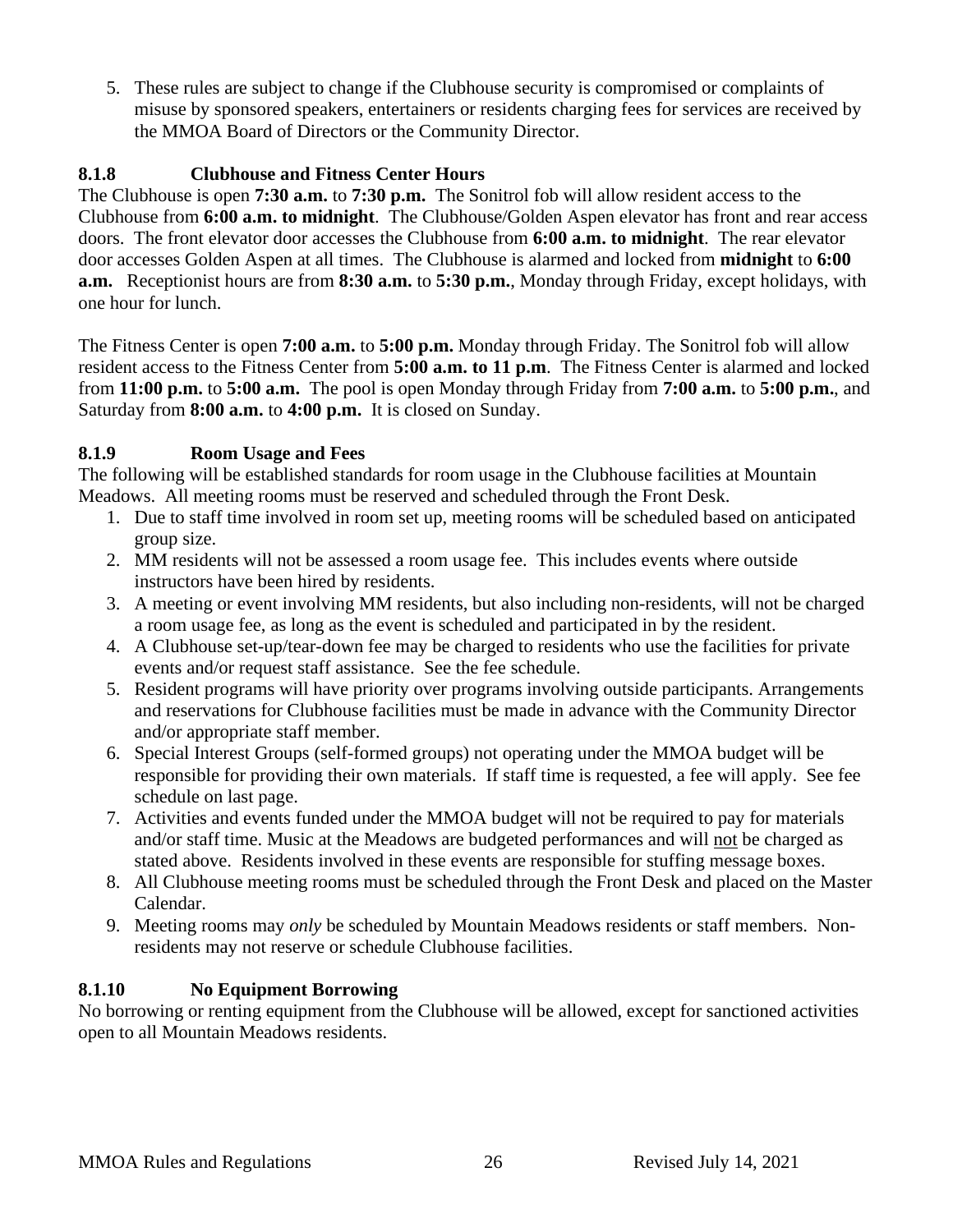5. These rules are subject to change if the Clubhouse security is compromised or complaints of misuse by sponsored speakers, entertainers or residents charging fees for services are received by the MMOA Board of Directors or the Community Director.

### 8.1.8 Clubhouse and Fitness Center Hours

The Clubhouse is open **7:30 a.m.** to **7:30 p.m.** The Sonitrol fob will allow resident access to the Clubhouse from **6:00 a.m. to midnight**. The Clubhouse/Golden Aspen elevator has front and rear access doors. The front elevator door accesses the Clubhouse from **6:00 a.m. to midnight**. The rear elevator door accesses Golden Aspen at all times. The Clubhouse is alarmed and locked from **midnight** to **6:00 a.m.** Receptionist hours are from **8:30 a.m.** to **5:30 p.m.**, Monday through Friday, except holidays, with one hour for lunch.

The Fitness Center is open **7:00 a.m.** to **5:00 p.m.** Monday through Friday. The Sonitrol fob will allow resident access to the Fitness Center from **5:00 a.m. to 11 p.m**. The Fitness Center is alarmed and locked from **11:00 p.m.** to **5:00 a.m.** The pool is open Monday through Friday from **7:00 a.m.** to **5:00 p.m.**, and Saturday from **8:00 a.m.** to **4:00 p.m.** It is closed on Sunday.

### 8.1.9 Room Usage and Fees

The following will be established standards for room usage in the Clubhouse facilities at Mountain Meadows. All meeting rooms must be reserved and scheduled through the Front Desk.

1. Due to staff time involved in room set up, meeting rooms will be scheduled based on anticipated group size.
2. MM residents will not be assessed a room usage fee. This includes events where outside instructors have been hired by residents.
3. A meeting or event involving MM residents, but also including non-residents, will not be charged a room usage fee, as long as the event is scheduled and participated in by the resident.
4. A Clubhouse set-up/tear-down fee may be charged to residents who use the facilities for private events and/or request staff assistance. See the fee schedule.
5. Resident programs will have priority over programs involving outside participants. Arrangements and reservations for Clubhouse facilities must be made in advance with the Community Director and/or appropriate staff member.
6. Special Interest Groups (self-formed groups) not operating under the MMOA budget will be responsible for providing their own materials. If staff time is requested, a fee will apply. See fee schedule on last page.
7. Activities and events funded under the MMOA budget will not be required to pay for materials and/or staff time. Music at the Meadows are budgeted performances and will not be charged as stated above. Residents involved in these events are responsible for stuffing message boxes.
8. All Clubhouse meeting rooms must be scheduled through the Front Desk and placed on the Master Calendar.
9. Meeting rooms may *only* be scheduled by Mountain Meadows residents or staff members. Non-residents may not reserve or schedule Clubhouse facilities.

### 8.1.10 No Equipment Borrowing

No borrowing or renting equipment from the Clubhouse will be allowed, except for sanctioned activities open to all Mountain Meadows residents.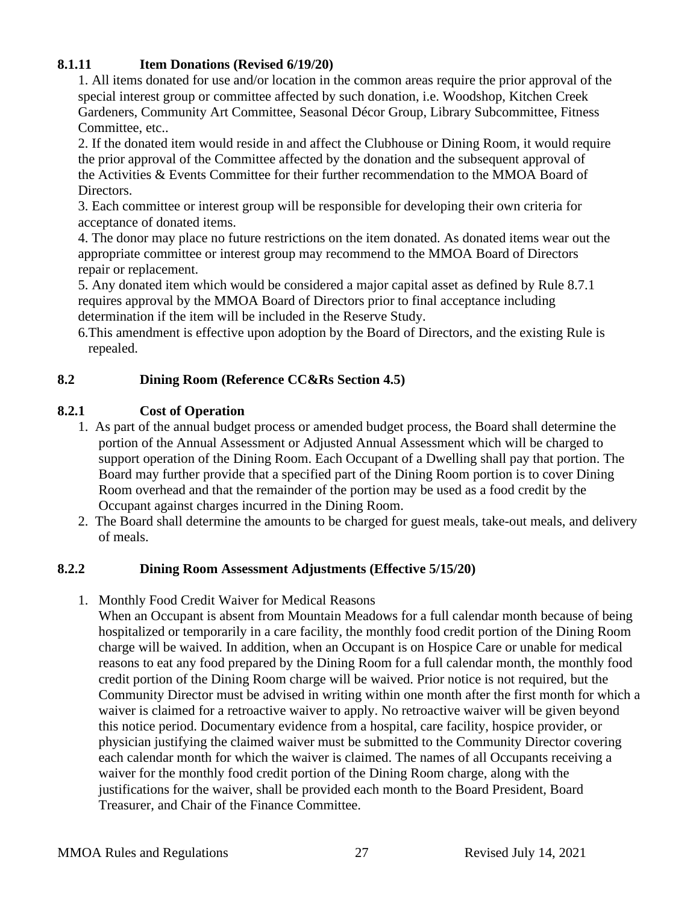**8.1.11 Item Donations (Revised 6/19/20)**

1. All items donated for use and/or location in the common areas require the prior approval of the special interest group or committee affected by such donation, i.e. Woodshop, Kitchen Creek Gardeners, Community Art Committee, Seasonal Décor Group, Library Subcommittee, Fitness Committee, etc..
2. If the donated item would reside in and affect the Clubhouse or Dining Room, it would require the prior approval of the Committee affected by the donation and the subsequent approval of the Activities & Events Committee for their further recommendation to the MMOA Board of Directors.
3. Each committee or interest group will be responsible for developing their own criteria for acceptance of donated items.
4. The donor may place no future restrictions on the item donated. As donated items wear out the appropriate committee or interest group may recommend to the MMOA Board of Directors repair or replacement.
5. Any donated item which would be considered a major capital asset as defined by Rule 8.7.1 requires approval by the MMOA Board of Directors prior to final acceptance including determination if the item will be included in the Reserve Study.
6. This amendment is effective upon adoption by the Board of Directors, and the existing Rule is repealed.

**8.2 Dining Room (Reference CC&Rs Section 4.5)**

**8.2.1 Cost of Operation**

1. As part of the annual budget process or amended budget process, the Board shall determine the portion of the Annual Assessment or Adjusted Annual Assessment which will be charged to support operation of the Dining Room. Each Occupant of a Dwelling shall pay that portion. The Board may further provide that a specified part of the Dining Room portion is to cover Dining Room overhead and that the remainder of the portion may be used as a food credit by the Occupant against charges incurred in the Dining Room.
2. The Board shall determine the amounts to be charged for guest meals, take-out meals, and delivery of meals.

**8.2.2 Dining Room Assessment Adjustments (Effective 5/15/20)**

1. Monthly Food Credit Waiver for Medical Reasons
   When an Occupant is absent from Mountain Meadows for a full calendar month because of being hospitalized or temporarily in a care facility, the monthly food credit portion of the Dining Room charge will be waived. In addition, when an Occupant is on Hospice Care or unable for medical reasons to eat any food prepared by the Dining Room for a full calendar month, the monthly food credit portion of the Dining Room charge will be waived. Prior notice is not required, but the Community Director must be advised in writing within one month after the first month for which a waiver is claimed for a retroactive waiver to apply. No retroactive waiver will be given beyond this notice period. Documentary evidence from a hospital, care facility, hospice provider, or physician justifying the claimed waiver must be submitted to the Community Director covering each calendar month for which the waiver is claimed. The names of all Occupants receiving a waiver for the monthly food credit portion of the Dining Room charge, along with the justifications for the waiver, shall be provided each month to the Board President, Board Treasurer, and Chair of the Finance Committee.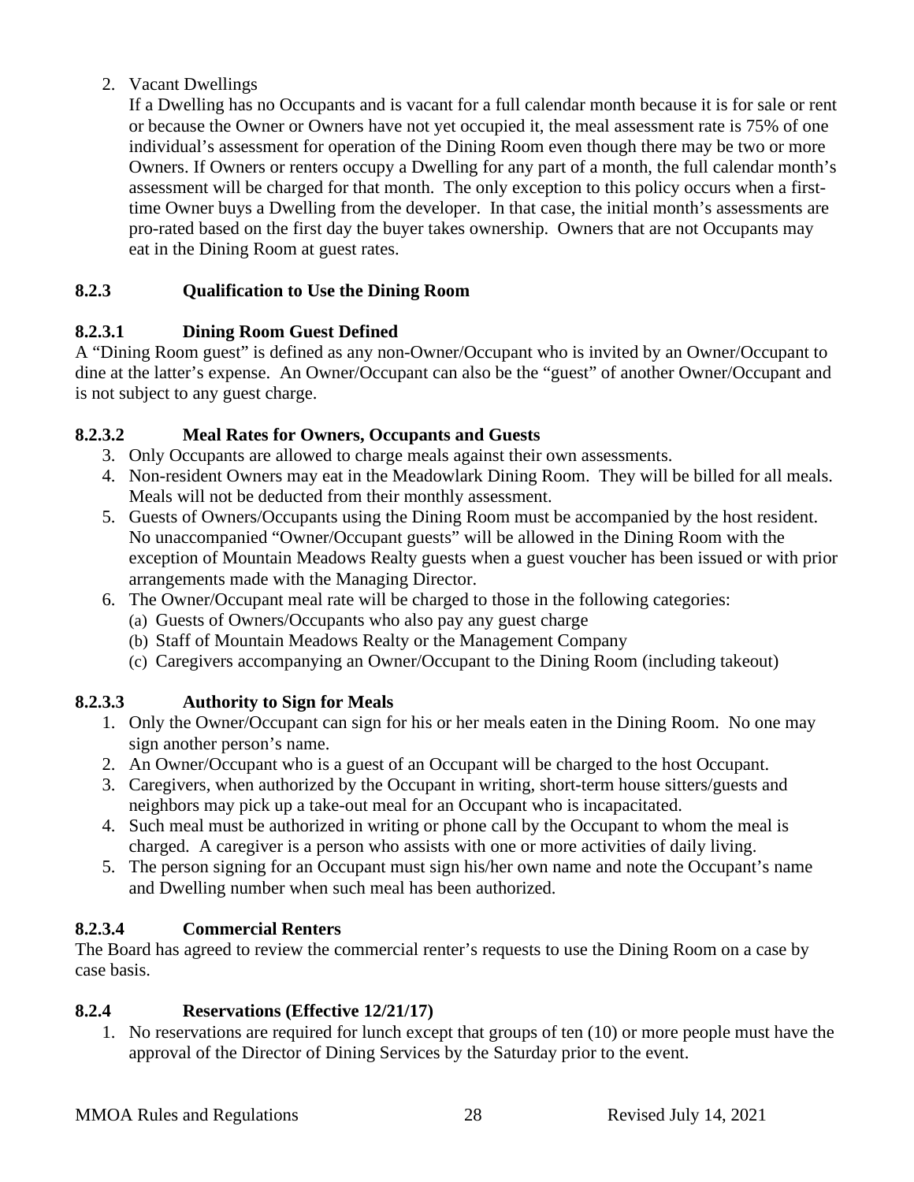2. Vacant Dwellings

   If a Dwelling has no Occupants and is vacant for a full calendar month because it is for sale or rent or because the Owner or Owners have not yet occupied it, the meal assessment rate is 75% of one individual's assessment for operation of the Dining Room even though there may be two or more Owners. If Owners or renters occupy a Dwelling for any part of a month, the full calendar month's assessment will be charged for that month. The only exception to this policy occurs when a first-time Owner buys a Dwelling from the developer. In that case, the initial month's assessments are pro-rated based on the first day the buyer takes ownership. Owners that are not Occupants may eat in the Dining Room at guest rates.

### 8.2.3 Qualification to Use the Dining Room

#### 8.2.3.1 Dining Room Guest Defined

A "Dining Room guest" is defined as any non-Owner/Occupant who is invited by an Owner/Occupant to dine at the latter's expense. An Owner/Occupant can also be the "guest" of another Owner/Occupant and is not subject to any guest charge.

#### 8.2.3.2 Meal Rates for Owners, Occupants and Guests

3. Only Occupants are allowed to charge meals against their own assessments.
4. Non-resident Owners may eat in the Meadowlark Dining Room. They will be billed for all meals. Meals will not be deducted from their monthly assessment.
5. Guests of Owners/Occupants using the Dining Room must be accompanied by the host resident. No unaccompanied "Owner/Occupant guests" will be allowed in the Dining Room with the exception of Mountain Meadows Realty guests when a guest voucher has been issued or with prior arrangements made with the Managing Director.
6. The Owner/Occupant meal rate will be charged to those in the following categories:
   (a) Guests of Owners/Occupants who also pay any guest charge
   (b) Staff of Mountain Meadows Realty or the Management Company
   (c) Caregivers accompanying an Owner/Occupant to the Dining Room (including takeout)

#### 8.2.3.3 Authority to Sign for Meals

1. Only the Owner/Occupant can sign for his or her meals eaten in the Dining Room. No one may sign another person's name.
2. An Owner/Occupant who is a guest of an Occupant will be charged to the host Occupant.
3. Caregivers, when authorized by the Occupant in writing, short-term house sitters/guests and neighbors may pick up a take-out meal for an Occupant who is incapacitated.
4. Such meal must be authorized in writing or phone call by the Occupant to whom the meal is charged. A caregiver is a person who assists with one or more activities of daily living.
5. The person signing for an Occupant must sign his/her own name and note the Occupant's name and Dwelling number when such meal has been authorized.

#### 8.2.3.4 Commercial Renters

The Board has agreed to review the commercial renter's requests to use the Dining Room on a case by case basis.

### 8.2.4 Reservations (Effective 12/21/17)

1. No reservations are required for lunch except that groups of ten (10) or more people must have the approval of the Director of Dining Services by the Saturday prior to the event.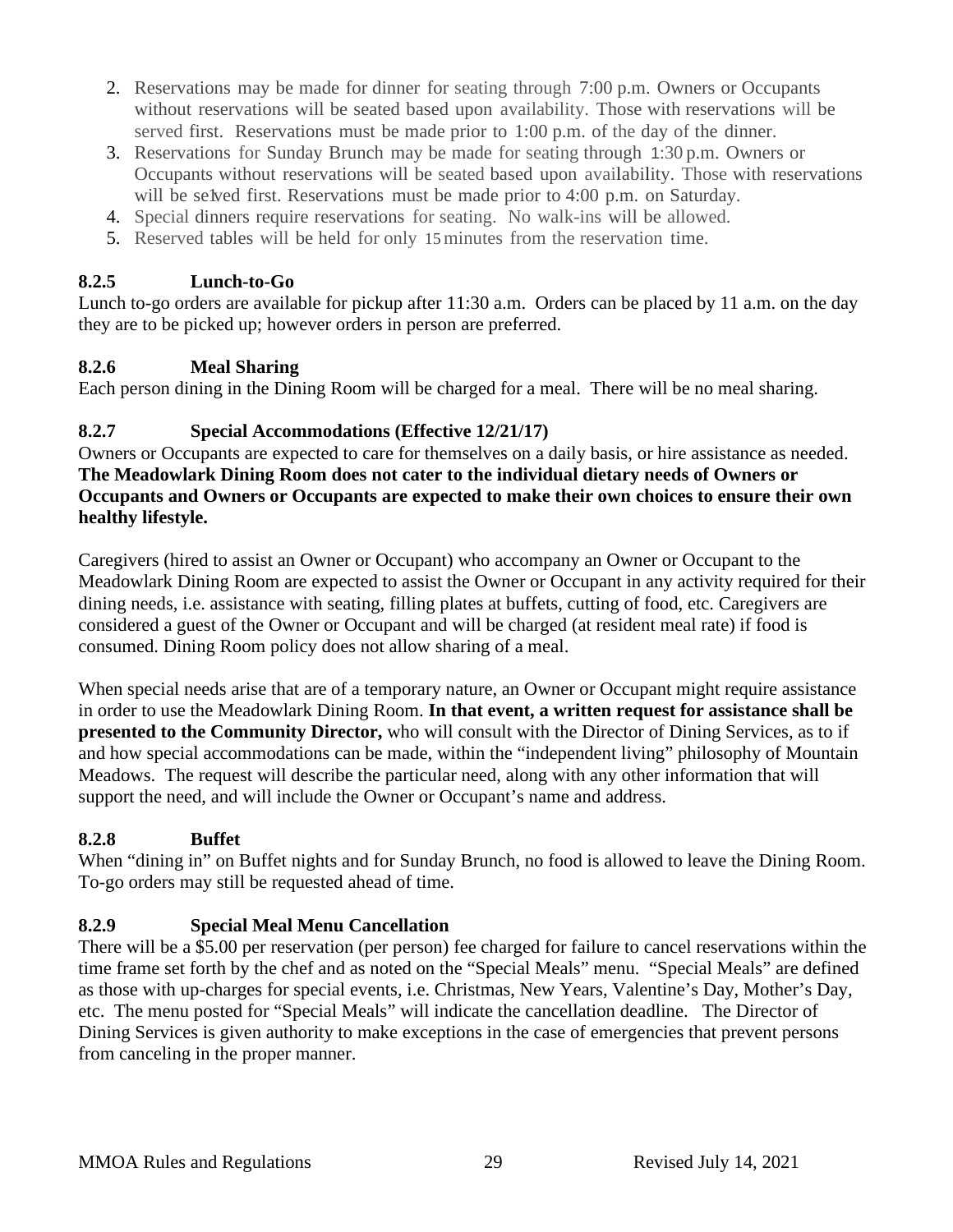2. Reservations may be made for dinner for seating through 7:00 p.m. Owners or Occupants without reservations will be seated based upon availability. Those with reservations will be served first. Reservations must be made prior to 1:00 p.m. of the day of the dinner.
3. Reservations for Sunday Brunch may be made for seating through 1:30 p.m. Owners or Occupants without reservations will be seated based upon availability. Those with reservations will be se1ved first. Reservations must be made prior to 4:00 p.m. on Saturday.
4. Special dinners require reservations for seating. No walk-ins will be allowed.
5. Reserved tables will be held for only 15 minutes from the reservation time.

### 8.2.5 Lunch-to-Go

Lunch to-go orders are available for pickup after 11:30 a.m. Orders can be placed by 11 a.m. on the day they are to be picked up; however orders in person are preferred.

### 8.2.6 Meal Sharing

Each person dining in the Dining Room will be charged for a meal. There will be no meal sharing.

### 8.2.7 Special Accommodations (Effective 12/21/17)

Owners or Occupants are expected to care for themselves on a daily basis, or hire assistance as needed. **The Meadowlark Dining Room does not cater to the individual dietary needs of Owners or Occupants and Owners or Occupants are expected to make their own choices to ensure their own healthy lifestyle.**

Caregivers (hired to assist an Owner or Occupant) who accompany an Owner or Occupant to the Meadowlark Dining Room are expected to assist the Owner or Occupant in any activity required for their dining needs, i.e. assistance with seating, filling plates at buffets, cutting of food, etc. Caregivers are considered a guest of the Owner or Occupant and will be charged (at resident meal rate) if food is consumed. Dining Room policy does not allow sharing of a meal.

When special needs arise that are of a temporary nature, an Owner or Occupant might require assistance in order to use the Meadowlark Dining Room. **In that event, a written request for assistance shall be presented to the Community Director,** who will consult with the Director of Dining Services, as to if and how special accommodations can be made, within the "independent living" philosophy of Mountain Meadows. The request will describe the particular need, along with any other information that will support the need, and will include the Owner or Occupant's name and address.

### 8.2.8 Buffet

When "dining in" on Buffet nights and for Sunday Brunch, no food is allowed to leave the Dining Room. To-go orders may still be requested ahead of time.

### 8.2.9 Special Meal Menu Cancellation

There will be a $5.00 per reservation (per person) fee charged for failure to cancel reservations within the time frame set forth by the chef and as noted on the "Special Meals" menu. "Special Meals" are defined as those with up-charges for special events, i.e. Christmas, New Years, Valentine's Day, Mother's Day, etc. The menu posted for "Special Meals" will indicate the cancellation deadline. The Director of Dining Services is given authority to make exceptions in the case of emergencies that prevent persons from canceling in the proper manner.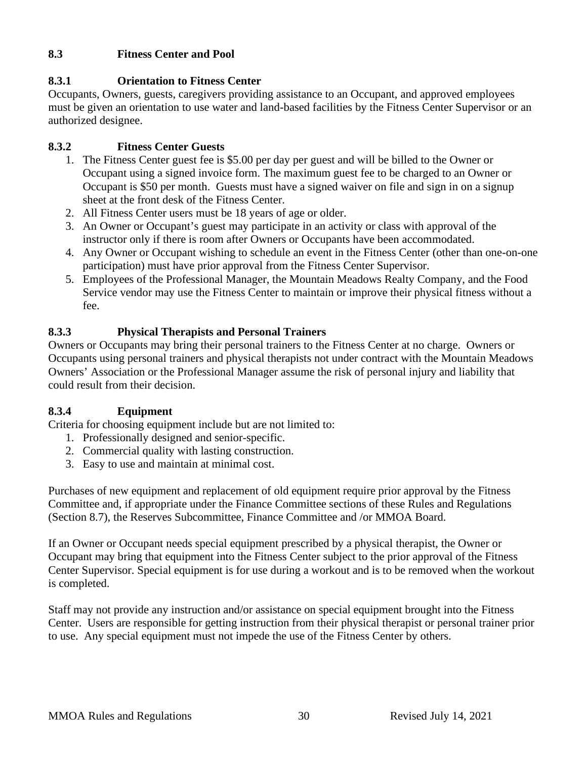### 8.3 Fitness Center and Pool

#### 8.3.1 Orientation to Fitness Center

Occupants, Owners, guests, caregivers providing assistance to an Occupant, and approved employees must be given an orientation to use water and land-based facilities by the Fitness Center Supervisor or an authorized designee.

#### 8.3.2 Fitness Center Guests

1. The Fitness Center guest fee is $5.00 per day per guest and will be billed to the Owner or Occupant using a signed invoice form. The maximum guest fee to be charged to an Owner or Occupant is $50 per month. Guests must have a signed waiver on file and sign in on a signup sheet at the front desk of the Fitness Center.
2. All Fitness Center users must be 18 years of age or older.
3. An Owner or Occupant's guest may participate in an activity or class with approval of the instructor only if there is room after Owners or Occupants have been accommodated.
4. Any Owner or Occupant wishing to schedule an event in the Fitness Center (other than one-on-one participation) must have prior approval from the Fitness Center Supervisor.
5. Employees of the Professional Manager, the Mountain Meadows Realty Company, and the Food Service vendor may use the Fitness Center to maintain or improve their physical fitness without a fee.

#### 8.3.3 Physical Therapists and Personal Trainers

Owners or Occupants may bring their personal trainers to the Fitness Center at no charge. Owners or Occupants using personal trainers and physical therapists not under contract with the Mountain Meadows Owners' Association or the Professional Manager assume the risk of personal injury and liability that could result from their decision.

#### 8.3.4 Equipment

Criteria for choosing equipment include but are not limited to:

1. Professionally designed and senior-specific.
2. Commercial quality with lasting construction.
3. Easy to use and maintain at minimal cost.

Purchases of new equipment and replacement of old equipment require prior approval by the Fitness Committee and, if appropriate under the Finance Committee sections of these Rules and Regulations (Section 8.7), the Reserves Subcommittee, Finance Committee and /or MMOA Board.

If an Owner or Occupant needs special equipment prescribed by a physical therapist, the Owner or Occupant may bring that equipment into the Fitness Center subject to the prior approval of the Fitness Center Supervisor. Special equipment is for use during a workout and is to be removed when the workout is completed.

Staff may not provide any instruction and/or assistance on special equipment brought into the Fitness Center. Users are responsible for getting instruction from their physical therapist or personal trainer prior to use. Any special equipment must not impede the use of the Fitness Center by others.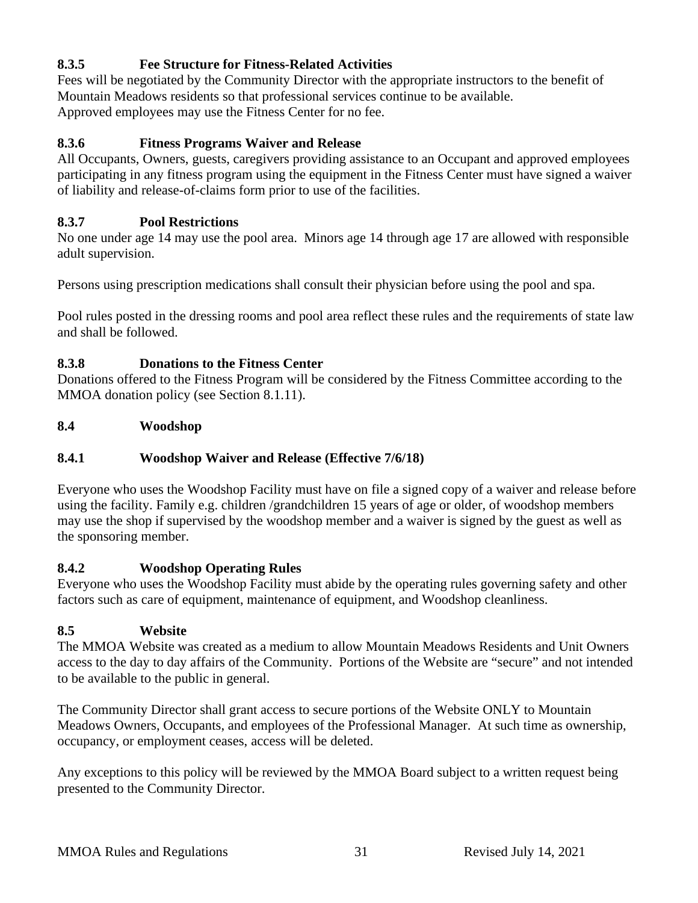### 8.3.5 Fee Structure for Fitness-Related Activities

Fees will be negotiated by the Community Director with the appropriate instructors to the benefit of Mountain Meadows residents so that professional services continue to be available.
Approved employees may use the Fitness Center for no fee.

### 8.3.6 Fitness Programs Waiver and Release

All Occupants, Owners, guests, caregivers providing assistance to an Occupant and approved employees participating in any fitness program using the equipment in the Fitness Center must have signed a waiver of liability and release-of-claims form prior to use of the facilities.

### 8.3.7 Pool Restrictions

No one under age 14 may use the pool area. Minors age 14 through age 17 are allowed with responsible adult supervision.

Persons using prescription medications shall consult their physician before using the pool and spa.

Pool rules posted in the dressing rooms and pool area reflect these rules and the requirements of state law and shall be followed.

### 8.3.8 Donations to the Fitness Center

Donations offered to the Fitness Program will be considered by the Fitness Committee according to the MMOA donation policy (see Section 8.1.11).

## 8.4 Woodshop

### 8.4.1 Woodshop Waiver and Release (Effective 7/6/18)

Everyone who uses the Woodshop Facility must have on file a signed copy of a waiver and release before using the facility. Family e.g. children /grandchildren 15 years of age or older, of woodshop members may use the shop if supervised by the woodshop member and a waiver is signed by the guest as well as the sponsoring member.

### 8.4.2 Woodshop Operating Rules

Everyone who uses the Woodshop Facility must abide by the operating rules governing safety and other factors such as care of equipment, maintenance of equipment, and Woodshop cleanliness.

## 8.5 Website

The MMOA Website was created as a medium to allow Mountain Meadows Residents and Unit Owners access to the day to day affairs of the Community. Portions of the Website are "secure" and not intended to be available to the public in general.

The Community Director shall grant access to secure portions of the Website ONLY to Mountain Meadows Owners, Occupants, and employees of the Professional Manager. At such time as ownership, occupancy, or employment ceases, access will be deleted.

Any exceptions to this policy will be reviewed by the MMOA Board subject to a written request being presented to the Community Director.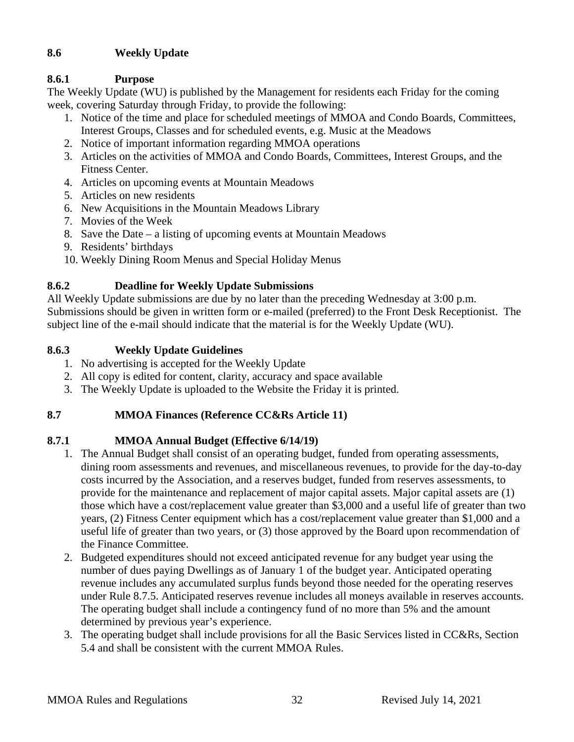## 8.6 Weekly Update

### 8.6.1 Purpose

The Weekly Update (WU) is published by the Management for residents each Friday for the coming week, covering Saturday through Friday, to provide the following:

1. Notice of the time and place for scheduled meetings of MMOA and Condo Boards, Committees, Interest Groups, Classes and for scheduled events, e.g. Music at the Meadows
2. Notice of important information regarding MMOA operations
3. Articles on the activities of MMOA and Condo Boards, Committees, Interest Groups, and the Fitness Center.
4. Articles on upcoming events at Mountain Meadows
5. Articles on new residents
6. New Acquisitions in the Mountain Meadows Library
7. Movies of the Week
8. Save the Date – a listing of upcoming events at Mountain Meadows
9. Residents' birthdays
10. Weekly Dining Room Menus and Special Holiday Menus

### 8.6.2 Deadline for Weekly Update Submissions

All Weekly Update submissions are due by no later than the preceding Wednesday at 3:00 p.m. Submissions should be given in written form or e-mailed (preferred) to the Front Desk Receptionist. The subject line of the e-mail should indicate that the material is for the Weekly Update (WU).

### 8.6.3 Weekly Update Guidelines

1. No advertising is accepted for the Weekly Update
2. All copy is edited for content, clarity, accuracy and space available
3. The Weekly Update is uploaded to the Website the Friday it is printed.

## 8.7 MMOA Finances (Reference CC&Rs Article 11)

### 8.7.1 MMOA Annual Budget (Effective 6/14/19)

1. The Annual Budget shall consist of an operating budget, funded from operating assessments, dining room assessments and revenues, and miscellaneous revenues, to provide for the day-to-day costs incurred by the Association, and a reserves budget, funded from reserves assessments, to provide for the maintenance and replacement of major capital assets. Major capital assets are (1) those which have a cost/replacement value greater than $3,000 and a useful life of greater than two years, (2) Fitness Center equipment which has a cost/replacement value greater than $1,000 and a useful life of greater than two years, or (3) those approved by the Board upon recommendation of the Finance Committee.
2. Budgeted expenditures should not exceed anticipated revenue for any budget year using the number of dues paying Dwellings as of January 1 of the budget year. Anticipated operating revenue includes any accumulated surplus funds beyond those needed for the operating reserves under Rule 8.7.5. Anticipated reserves revenue includes all moneys available in reserves accounts. The operating budget shall include a contingency fund of no more than 5% and the amount determined by previous year's experience.
3. The operating budget shall include provisions for all the Basic Services listed in CC&Rs, Section 5.4 and shall be consistent with the current MMOA Rules.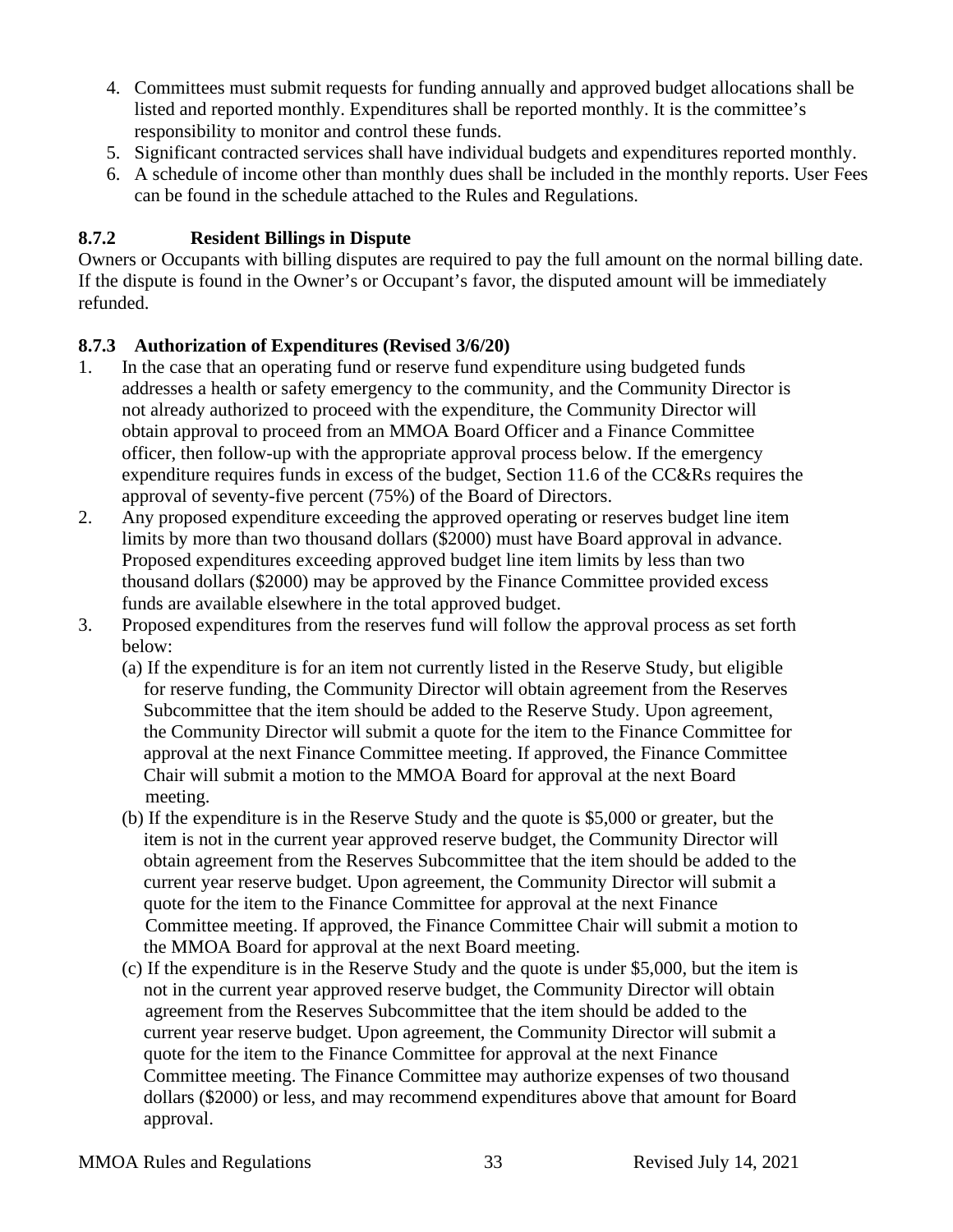4. Committees must submit requests for funding annually and approved budget allocations shall be listed and reported monthly. Expenditures shall be reported monthly. It is the committee's responsibility to monitor and control these funds.
5. Significant contracted services shall have individual budgets and expenditures reported monthly.
6. A schedule of income other than monthly dues shall be included in the monthly reports. User Fees can be found in the schedule attached to the Rules and Regulations.

**8.7.2 Resident Billings in Dispute**

Owners or Occupants with billing disputes are required to pay the full amount on the normal billing date. If the dispute is found in the Owner's or Occupant's favor, the disputed amount will be immediately refunded.

**8.7.3 Authorization of Expenditures (Revised 3/6/20)**

1. In the case that an operating fund or reserve fund expenditure using budgeted funds addresses a health or safety emergency to the community, and the Community Director is not already authorized to proceed with the expenditure, the Community Director will obtain approval to proceed from an MMOA Board Officer and a Finance Committee officer, then follow-up with the appropriate approval process below. If the emergency expenditure requires funds in excess of the budget, Section 11.6 of the CC&Rs requires the approval of seventy-five percent (75%) of the Board of Directors.
2. Any proposed expenditure exceeding the approved operating or reserves budget line item limits by more than two thousand dollars ($2000) must have Board approval in advance. Proposed expenditures exceeding approved budget line item limits by less than two thousand dollars ($2000) may be approved by the Finance Committee provided excess funds are available elsewhere in the total approved budget.
3. Proposed expenditures from the reserves fund will follow the approval process as set forth below:
   (a) If the expenditure is for an item not currently listed in the Reserve Study, but eligible for reserve funding, the Community Director will obtain agreement from the Reserves Subcommittee that the item should be added to the Reserve Study. Upon agreement, the Community Director will submit a quote for the item to the Finance Committee for approval at the next Finance Committee meeting. If approved, the Finance Committee Chair will submit a motion to the MMOA Board for approval at the next Board meeting.
   (b) If the expenditure is in the Reserve Study and the quote is $5,000 or greater, but the item is not in the current year approved reserve budget, the Community Director will obtain agreement from the Reserves Subcommittee that the item should be added to the current year reserve budget. Upon agreement, the Community Director will submit a quote for the item to the Finance Committee for approval at the next Finance Committee meeting. If approved, the Finance Committee Chair will submit a motion to the MMOA Board for approval at the next Board meeting.
   (c) If the expenditure is in the Reserve Study and the quote is under $5,000, but the item is not in the current year approved reserve budget, the Community Director will obtain agreement from the Reserves Subcommittee that the item should be added to the current year reserve budget. Upon agreement, the Community Director will submit a quote for the item to the Finance Committee for approval at the next Finance Committee meeting. The Finance Committee may authorize expenses of two thousand dollars ($2000) or less, and may recommend expenditures above that amount for Board approval.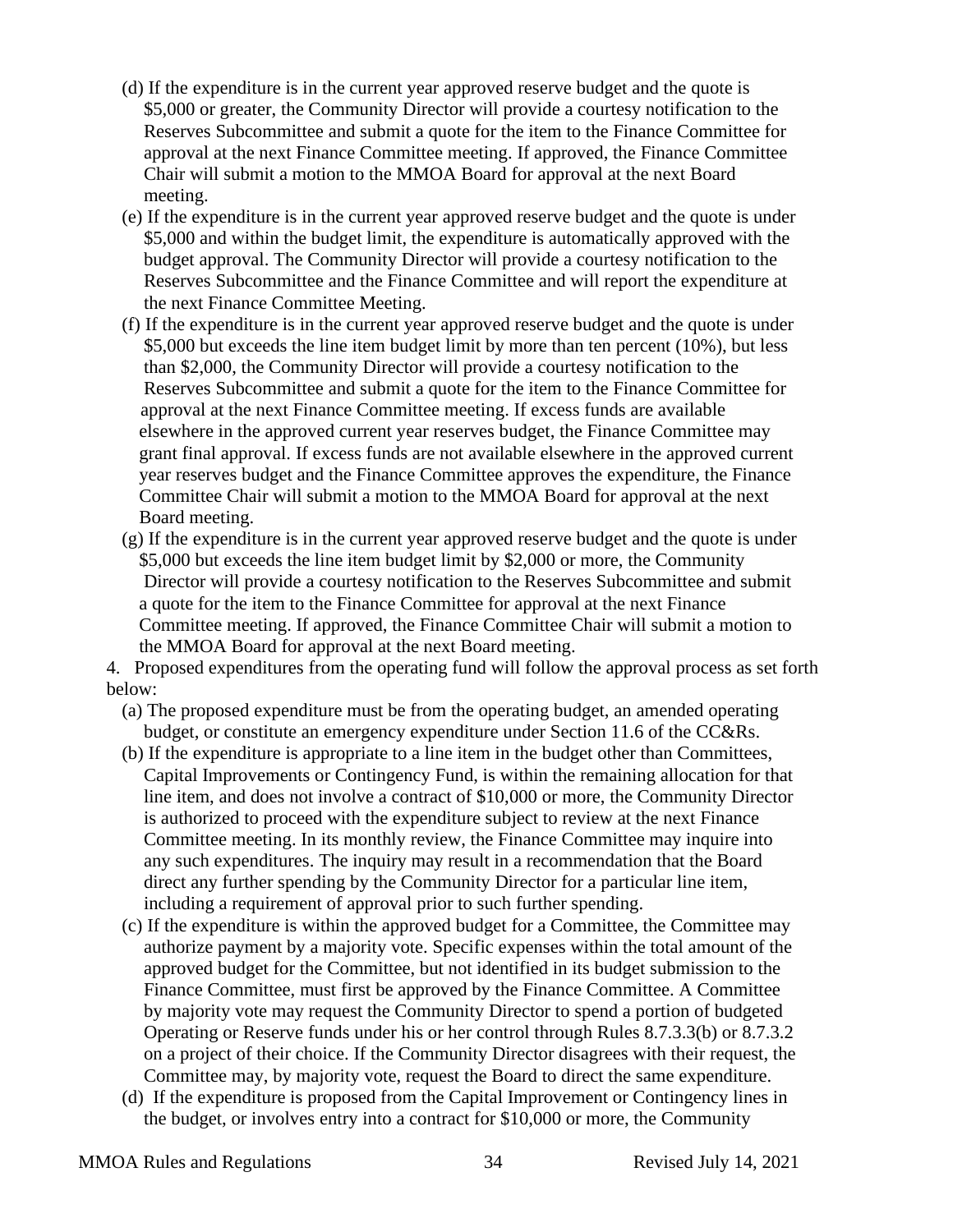(d) If the expenditure is in the current year approved reserve budget and the quote is $5,000 or greater, the Community Director will provide a courtesy notification to the Reserves Subcommittee and submit a quote for the item to the Finance Committee for approval at the next Finance Committee meeting. If approved, the Finance Committee Chair will submit a motion to the MMOA Board for approval at the next Board meeting.

(e) If the expenditure is in the current year approved reserve budget and the quote is under $5,000 and within the budget limit, the expenditure is automatically approved with the budget approval. The Community Director will provide a courtesy notification to the Reserves Subcommittee and the Finance Committee and will report the expenditure at the next Finance Committee Meeting.

(f) If the expenditure is in the current year approved reserve budget and the quote is under $5,000 but exceeds the line item budget limit by more than ten percent (10%), but less than $2,000, the Community Director will provide a courtesy notification to the Reserves Subcommittee and submit a quote for the item to the Finance Committee for approval at the next Finance Committee meeting. If excess funds are available elsewhere in the approved current year reserves budget, the Finance Committee may grant final approval. If excess funds are not available elsewhere in the approved current year reserves budget and the Finance Committee approves the expenditure, the Finance Committee Chair will submit a motion to the MMOA Board for approval at the next Board meeting.

(g) If the expenditure is in the current year approved reserve budget and the quote is under $5,000 but exceeds the line item budget limit by $2,000 or more, the Community Director will provide a courtesy notification to the Reserves Subcommittee and submit a quote for the item to the Finance Committee for approval at the next Finance Committee meeting. If approved, the Finance Committee Chair will submit a motion to the MMOA Board for approval at the next Board meeting.

4. Proposed expenditures from the operating fund will follow the approval process as set forth below:

(a) The proposed expenditure must be from the operating budget, an amended operating budget, or constitute an emergency expenditure under Section 11.6 of the CC&Rs.

(b) If the expenditure is appropriate to a line item in the budget other than Committees, Capital Improvements or Contingency Fund, is within the remaining allocation for that line item, and does not involve a contract of $10,000 or more, the Community Director is authorized to proceed with the expenditure subject to review at the next Finance Committee meeting. In its monthly review, the Finance Committee may inquire into any such expenditures. The inquiry may result in a recommendation that the Board direct any further spending by the Community Director for a particular line item, including a requirement of approval prior to such further spending.

(c) If the expenditure is within the approved budget for a Committee, the Committee may authorize payment by a majority vote. Specific expenses within the total amount of the approved budget for the Committee, but not identified in its budget submission to the Finance Committee, must first be approved by the Finance Committee. A Committee by majority vote may request the Community Director to spend a portion of budgeted Operating or Reserve funds under his or her control through Rules 8.7.3.3(b) or 8.7.3.2 on a project of their choice. If the Community Director disagrees with their request, the Committee may, by majority vote, request the Board to direct the same expenditure.

(d) If the expenditure is proposed from the Capital Improvement or Contingency lines in the budget, or involves entry into a contract for $10,000 or more, the Community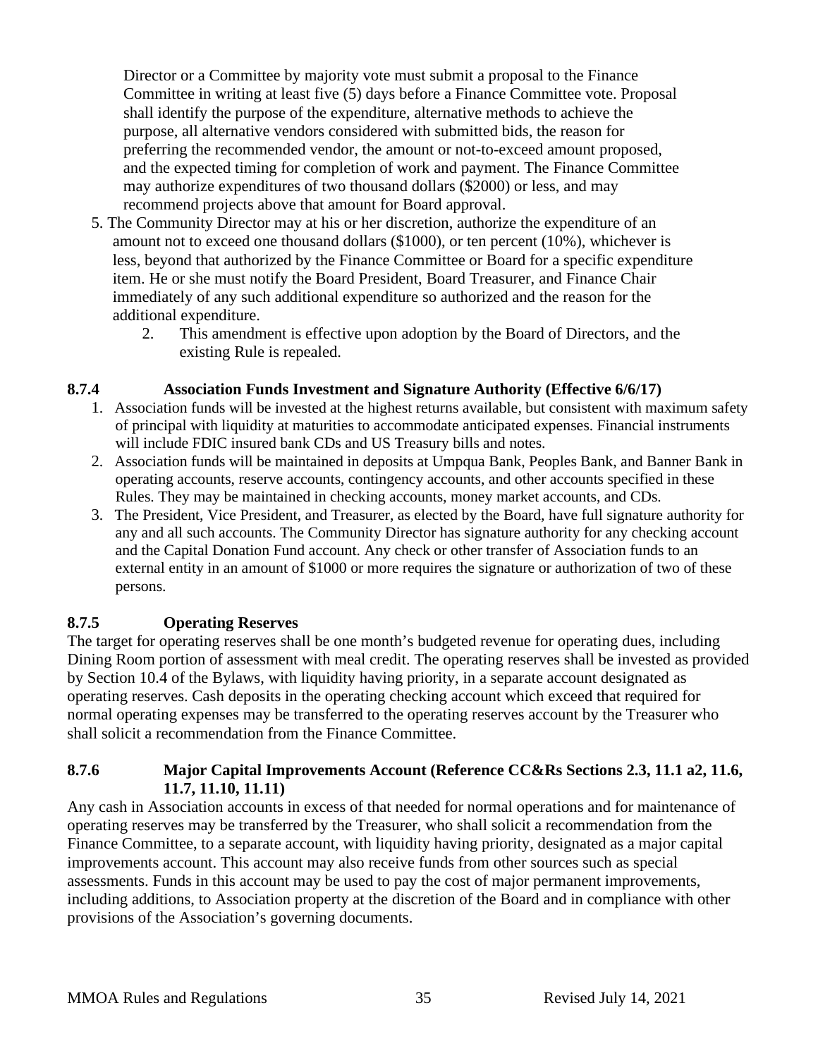Director or a Committee by majority vote must submit a proposal to the Finance Committee in writing at least five (5) days before a Finance Committee vote. Proposal shall identify the purpose of the expenditure, alternative methods to achieve the purpose, all alternative vendors considered with submitted bids, the reason for preferring the recommended vendor, the amount or not-to-exceed amount proposed, and the expected timing for completion of work and payment. The Finance Committee may authorize expenditures of two thousand dollars ($2000) or less, and may recommend projects above that amount for Board approval.

5. The Community Director may at his or her discretion, authorize the expenditure of an amount not to exceed one thousand dollars ($1000), or ten percent (10%), whichever is less, beyond that authorized by the Finance Committee or Board for a specific expenditure item. He or she must notify the Board President, Board Treasurer, and Finance Chair immediately of any such additional expenditure so authorized and the reason for the additional expenditure.

    2. This amendment is effective upon adoption by the Board of Directors, and the existing Rule is repealed.

### 8.7.4 Association Funds Investment and Signature Authority (Effective 6/6/17)

1. Association funds will be invested at the highest returns available, but consistent with maximum safety of principal with liquidity at maturities to accommodate anticipated expenses. Financial instruments will include FDIC insured bank CDs and US Treasury bills and notes.
2. Association funds will be maintained in deposits at Umpqua Bank, Peoples Bank, and Banner Bank in operating accounts, reserve accounts, contingency accounts, and other accounts specified in these Rules. They may be maintained in checking accounts, money market accounts, and CDs.
3. The President, Vice President, and Treasurer, as elected by the Board, have full signature authority for any and all such accounts. The Community Director has signature authority for any checking account and the Capital Donation Fund account. Any check or other transfer of Association funds to an external entity in an amount of $1000 or more requires the signature or authorization of two of these persons.

### 8.7.5 Operating Reserves

The target for operating reserves shall be one month's budgeted revenue for operating dues, including Dining Room portion of assessment with meal credit. The operating reserves shall be invested as provided by Section 10.4 of the Bylaws, with liquidity having priority, in a separate account designated as operating reserves. Cash deposits in the operating checking account which exceed that required for normal operating expenses may be transferred to the operating reserves account by the Treasurer who shall solicit a recommendation from the Finance Committee.

### 8.7.6 Major Capital Improvements Account (Reference CC&Rs Sections 2.3, 11.1 a2, 11.6, 11.7, 11.10, 11.11)

Any cash in Association accounts in excess of that needed for normal operations and for maintenance of operating reserves may be transferred by the Treasurer, who shall solicit a recommendation from the Finance Committee, to a separate account, with liquidity having priority, designated as a major capital improvements account. This account may also receive funds from other sources such as special assessments. Funds in this account may be used to pay the cost of major permanent improvements, including additions, to Association property at the discretion of the Board and in compliance with other provisions of the Association's governing documents.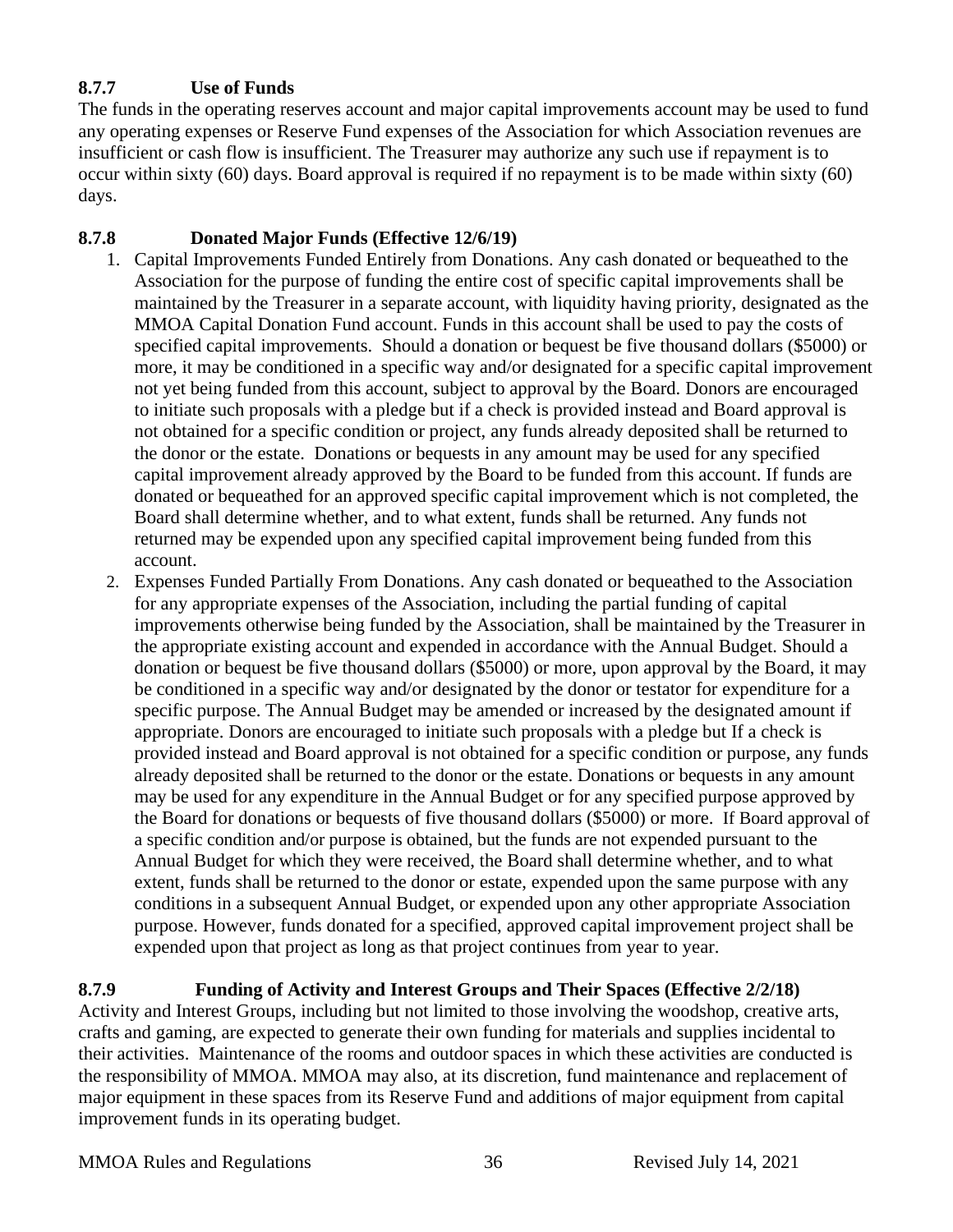#### 8.7.7 Use of Funds

The funds in the operating reserves account and major capital improvements account may be used to fund any operating expenses or Reserve Fund expenses of the Association for which Association revenues are insufficient or cash flow is insufficient. The Treasurer may authorize any such use if repayment is to occur within sixty (60) days. Board approval is required if no repayment is to be made within sixty (60) days.

#### 8.7.8 Donated Major Funds (Effective 12/6/19)

1. Capital Improvements Funded Entirely from Donations. Any cash donated or bequeathed to the Association for the purpose of funding the entire cost of specific capital improvements shall be maintained by the Treasurer in a separate account, with liquidity having priority, designated as the MMOA Capital Donation Fund account. Funds in this account shall be used to pay the costs of specified capital improvements. Should a donation or bequest be five thousand dollars ($5000) or more, it may be conditioned in a specific way and/or designated for a specific capital improvement not yet being funded from this account, subject to approval by the Board. Donors are encouraged to initiate such proposals with a pledge but if a check is provided instead and Board approval is not obtained for a specific condition or project, any funds already deposited shall be returned to the donor or the estate. Donations or bequests in any amount may be used for any specified capital improvement already approved by the Board to be funded from this account. If funds are donated or bequeathed for an approved specific capital improvement which is not completed, the Board shall determine whether, and to what extent, funds shall be returned. Any funds not returned may be expended upon any specified capital improvement being funded from this account.
2. Expenses Funded Partially From Donations. Any cash donated or bequeathed to the Association for any appropriate expenses of the Association, including the partial funding of capital improvements otherwise being funded by the Association, shall be maintained by the Treasurer in the appropriate existing account and expended in accordance with the Annual Budget. Should a donation or bequest be five thousand dollars ($5000) or more, upon approval by the Board, it may be conditioned in a specific way and/or designated by the donor or testator for expenditure for a specific purpose. The Annual Budget may be amended or increased by the designated amount if appropriate. Donors are encouraged to initiate such proposals with a pledge but If a check is provided instead and Board approval is not obtained for a specific condition or purpose, any funds already deposited shall be returned to the donor or the estate. Donations or bequests in any amount may be used for any expenditure in the Annual Budget or for any specified purpose approved by the Board for donations or bequests of five thousand dollars ($5000) or more. If Board approval of a specific condition and/or purpose is obtained, but the funds are not expended pursuant to the Annual Budget for which they were received, the Board shall determine whether, and to what extent, funds shall be returned to the donor or estate, expended upon the same purpose with any conditions in a subsequent Annual Budget, or expended upon any other appropriate Association purpose. However, funds donated for a specified, approved capital improvement project shall be expended upon that project as long as that project continues from year to year.

#### 8.7.9 Funding of Activity and Interest Groups and Their Spaces (Effective 2/2/18)

Activity and Interest Groups, including but not limited to those involving the woodshop, creative arts, crafts and gaming, are expected to generate their own funding for materials and supplies incidental to their activities. Maintenance of the rooms and outdoor spaces in which these activities are conducted is the responsibility of MMOA. MMOA may also, at its discretion, fund maintenance and replacement of major equipment in these spaces from its Reserve Fund and additions of major equipment from capital improvement funds in its operating budget.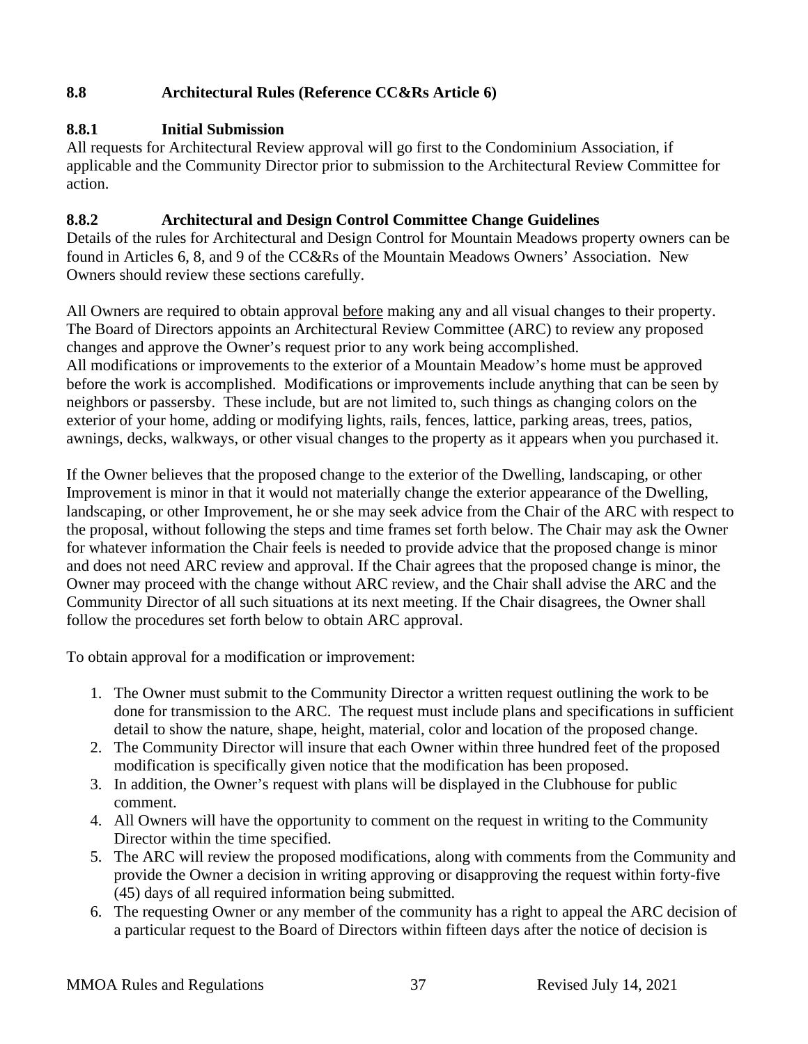### 8.8 Architectural Rules (Reference CC&Rs Article 6)

#### 8.8.1 Initial Submission

All requests for Architectural Review approval will go first to the Condominium Association, if applicable and the Community Director prior to submission to the Architectural Review Committee for action.

#### 8.8.2 Architectural and Design Control Committee Change Guidelines

Details of the rules for Architectural and Design Control for Mountain Meadows property owners can be found in Articles 6, 8, and 9 of the CC&Rs of the Mountain Meadows Owners' Association. New Owners should review these sections carefully.

All Owners are required to obtain approval <u>before</u> making any and all visual changes to their property. The Board of Directors appoints an Architectural Review Committee (ARC) to review any proposed changes and approve the Owner's request prior to any work being accomplished.
All modifications or improvements to the exterior of a Mountain Meadow's home must be approved before the work is accomplished. Modifications or improvements include anything that can be seen by neighbors or passersby. These include, but are not limited to, such things as changing colors on the exterior of your home, adding or modifying lights, rails, fences, lattice, parking areas, trees, patios, awnings, decks, walkways, or other visual changes to the property as it appears when you purchased it.

If the Owner believes that the proposed change to the exterior of the Dwelling, landscaping, or other Improvement is minor in that it would not materially change the exterior appearance of the Dwelling, landscaping, or other Improvement, he or she may seek advice from the Chair of the ARC with respect to the proposal, without following the steps and time frames set forth below. The Chair may ask the Owner for whatever information the Chair feels is needed to provide advice that the proposed change is minor and does not need ARC review and approval. If the Chair agrees that the proposed change is minor, the Owner may proceed with the change without ARC review, and the Chair shall advise the ARC and the Community Director of all such situations at its next meeting. If the Chair disagrees, the Owner shall follow the procedures set forth below to obtain ARC approval.

To obtain approval for a modification or improvement:

1. The Owner must submit to the Community Director a written request outlining the work to be done for transmission to the ARC. The request must include plans and specifications in sufficient detail to show the nature, shape, height, material, color and location of the proposed change.
2. The Community Director will insure that each Owner within three hundred feet of the proposed modification is specifically given notice that the modification has been proposed.
3. In addition, the Owner's request with plans will be displayed in the Clubhouse for public comment.
4. All Owners will have the opportunity to comment on the request in writing to the Community Director within the time specified.
5. The ARC will review the proposed modifications, along with comments from the Community and provide the Owner a decision in writing approving or disapproving the request within forty-five (45) days of all required information being submitted.
6. The requesting Owner or any member of the community has a right to appeal the ARC decision of a particular request to the Board of Directors within fifteen days after the notice of decision is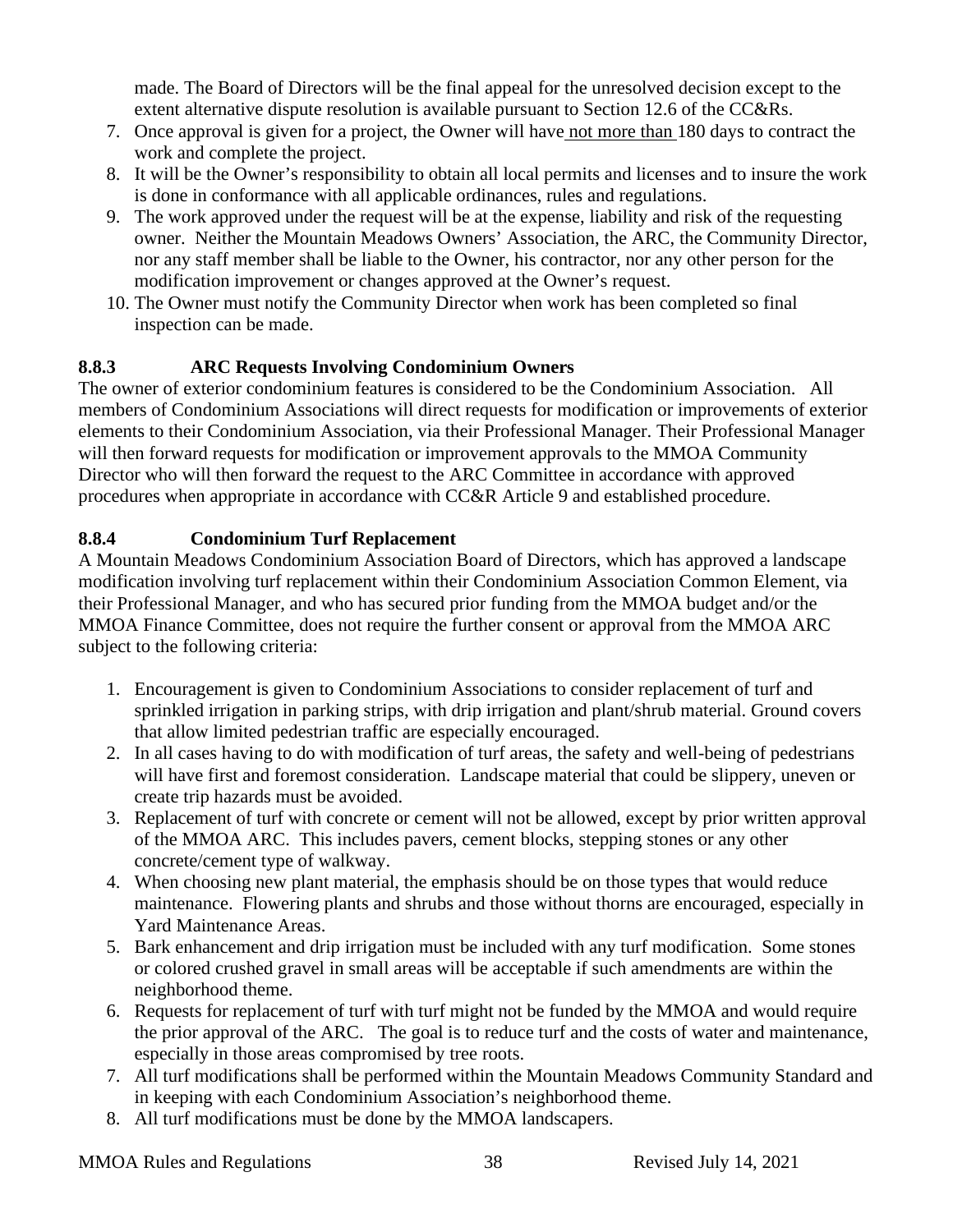made. The Board of Directors will be the final appeal for the unresolved decision except to the extent alternative dispute resolution is available pursuant to Section 12.6 of the CC&Rs.

7. Once approval is given for a project, the Owner will have not more than 180 days to contract the work and complete the project.
8. It will be the Owner's responsibility to obtain all local permits and licenses and to insure the work is done in conformance with all applicable ordinances, rules and regulations.
9. The work approved under the request will be at the expense, liability and risk of the requesting owner. Neither the Mountain Meadows Owners' Association, the ARC, the Community Director, nor any staff member shall be liable to the Owner, his contractor, nor any other person for the modification improvement or changes approved at the Owner's request.
10. The Owner must notify the Community Director when work has been completed so final inspection can be made.

**8.8.3 ARC Requests Involving Condominium Owners**

The owner of exterior condominium features is considered to be the Condominium Association. All members of Condominium Associations will direct requests for modification or improvements of exterior elements to their Condominium Association, via their Professional Manager. Their Professional Manager will then forward requests for modification or improvement approvals to the MMOA Community Director who will then forward the request to the ARC Committee in accordance with approved procedures when appropriate in accordance with CC&R Article 9 and established procedure.

**8.8.4 Condominium Turf Replacement**

A Mountain Meadows Condominium Association Board of Directors, which has approved a landscape modification involving turf replacement within their Condominium Association Common Element, via their Professional Manager, and who has secured prior funding from the MMOA budget and/or the MMOA Finance Committee, does not require the further consent or approval from the MMOA ARC subject to the following criteria:

1. Encouragement is given to Condominium Associations to consider replacement of turf and sprinkled irrigation in parking strips, with drip irrigation and plant/shrub material. Ground covers that allow limited pedestrian traffic are especially encouraged.
2. In all cases having to do with modification of turf areas, the safety and well-being of pedestrians will have first and foremost consideration. Landscape material that could be slippery, uneven or create trip hazards must be avoided.
3. Replacement of turf with concrete or cement will not be allowed, except by prior written approval of the MMOA ARC. This includes pavers, cement blocks, stepping stones or any other concrete/cement type of walkway.
4. When choosing new plant material, the emphasis should be on those types that would reduce maintenance. Flowering plants and shrubs and those without thorns are encouraged, especially in Yard Maintenance Areas.
5. Bark enhancement and drip irrigation must be included with any turf modification. Some stones or colored crushed gravel in small areas will be acceptable if such amendments are within the neighborhood theme.
6. Requests for replacement of turf with turf might not be funded by the MMOA and would require the prior approval of the ARC. The goal is to reduce turf and the costs of water and maintenance, especially in those areas compromised by tree roots.
7. All turf modifications shall be performed within the Mountain Meadows Community Standard and in keeping with each Condominium Association's neighborhood theme.
8. All turf modifications must be done by the MMOA landscapers.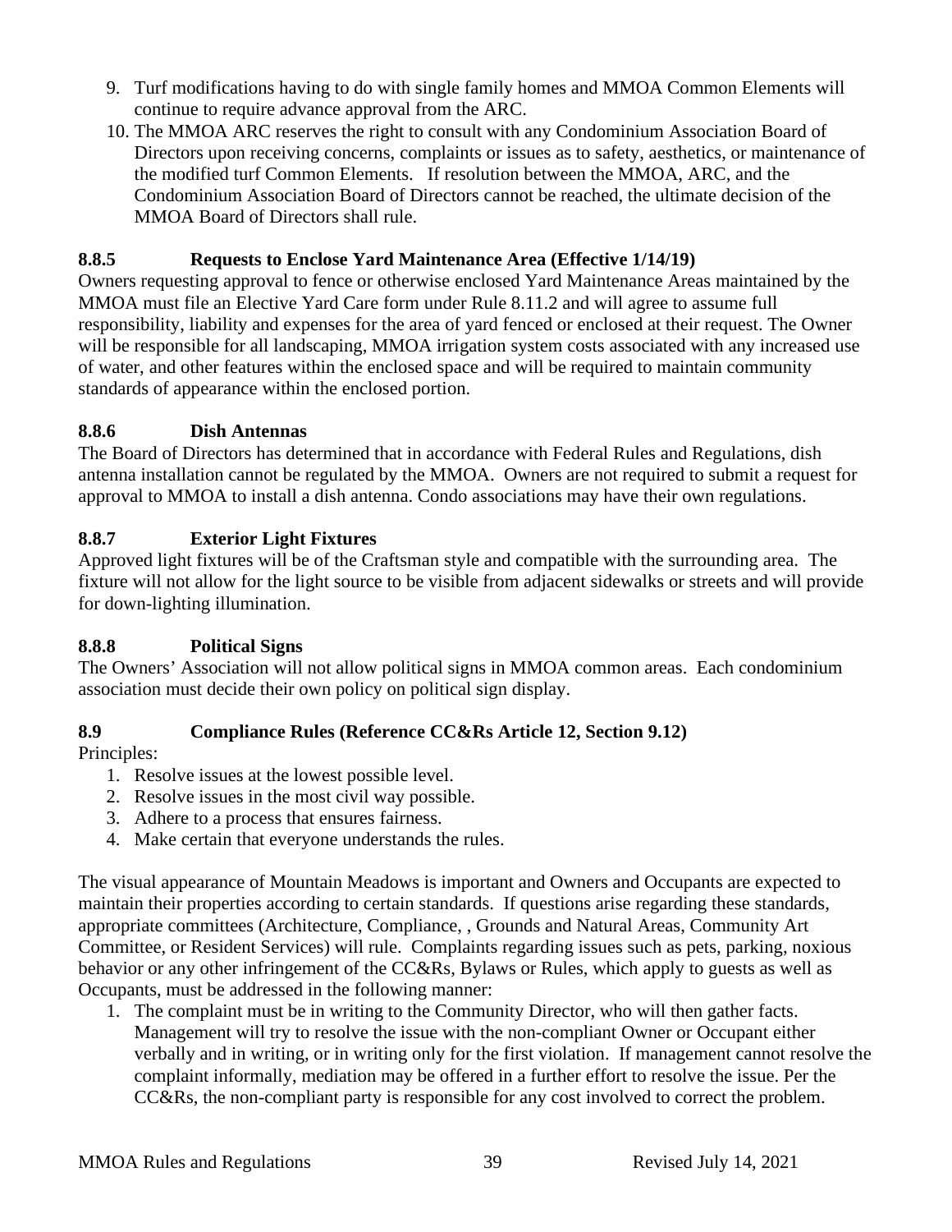9. Turf modifications having to do with single family homes and MMOA Common Elements will continue to require advance approval from the ARC.
10. The MMOA ARC reserves the right to consult with any Condominium Association Board of Directors upon receiving concerns, complaints or issues as to safety, aesthetics, or maintenance of the modified turf Common Elements. If resolution between the MMOA, ARC, and the Condominium Association Board of Directors cannot be reached, the ultimate decision of the MMOA Board of Directors shall rule.

### 8.8.5 Requests to Enclose Yard Maintenance Area (Effective 1/14/19)

Owners requesting approval to fence or otherwise enclosed Yard Maintenance Areas maintained by the MMOA must file an Elective Yard Care form under Rule 8.11.2 and will agree to assume full responsibility, liability and expenses for the area of yard fenced or enclosed at their request. The Owner will be responsible for all landscaping, MMOA irrigation system costs associated with any increased use of water, and other features within the enclosed space and will be required to maintain community standards of appearance within the enclosed portion.

### 8.8.6 Dish Antennas

The Board of Directors has determined that in accordance with Federal Rules and Regulations, dish antenna installation cannot be regulated by the MMOA. Owners are not required to submit a request for approval to MMOA to install a dish antenna. Condo associations may have their own regulations.

### 8.8.7 Exterior Light Fixtures

Approved light fixtures will be of the Craftsman style and compatible with the surrounding area. The fixture will not allow for the light source to be visible from adjacent sidewalks or streets and will provide for down-lighting illumination.

### 8.8.8 Political Signs

The Owners' Association will not allow political signs in MMOA common areas. Each condominium association must decide their own policy on political sign display.

### 8.9 Compliance Rules (Reference CC&Rs Article 12, Section 9.12)

Principles:

1. Resolve issues at the lowest possible level.
2. Resolve issues in the most civil way possible.
3. Adhere to a process that ensures fairness.
4. Make certain that everyone understands the rules.

The visual appearance of Mountain Meadows is important and Owners and Occupants are expected to maintain their properties according to certain standards. If questions arise regarding these standards, appropriate committees (Architecture, Compliance, , Grounds and Natural Areas, Community Art Committee, or Resident Services) will rule. Complaints regarding issues such as pets, parking, noxious behavior or any other infringement of the CC&Rs, Bylaws or Rules, which apply to guests as well as Occupants, must be addressed in the following manner:

1. The complaint must be in writing to the Community Director, who will then gather facts. Management will try to resolve the issue with the non-compliant Owner or Occupant either verbally and in writing, or in writing only for the first violation. If management cannot resolve the complaint informally, mediation may be offered in a further effort to resolve the issue. Per the CC&Rs, the non-compliant party is responsible for any cost involved to correct the problem.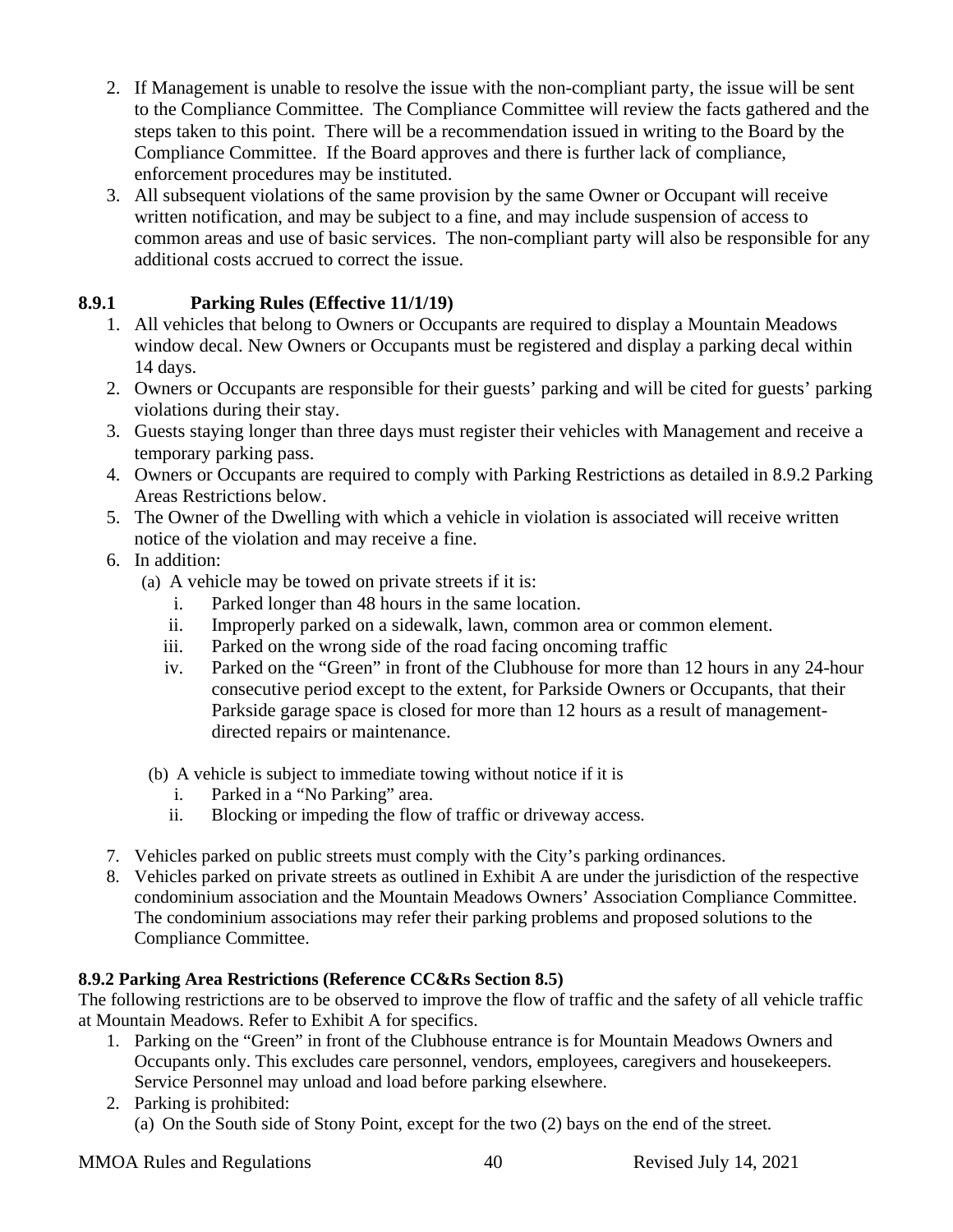2. If Management is unable to resolve the issue with the non-compliant party, the issue will be sent to the Compliance Committee. The Compliance Committee will review the facts gathered and the steps taken to this point. There will be a recommendation issued in writing to the Board by the Compliance Committee. If the Board approves and there is further lack of compliance, enforcement procedures may be instituted.
3. All subsequent violations of the same provision by the same Owner or Occupant will receive written notification, and may be subject to a fine, and may include suspension of access to common areas and use of basic services. The non-compliant party will also be responsible for any additional costs accrued to correct the issue.

**8.9.1 Parking Rules (Effective 11/1/19)**

1. All vehicles that belong to Owners or Occupants are required to display a Mountain Meadows window decal. New Owners or Occupants must be registered and display a parking decal within 14 days.
2. Owners or Occupants are responsible for their guests' parking and will be cited for guests' parking violations during their stay.
3. Guests staying longer than three days must register their vehicles with Management and receive a temporary parking pass.
4. Owners or Occupants are required to comply with Parking Restrictions as detailed in 8.9.2 Parking Areas Restrictions below.
5. The Owner of the Dwelling with which a vehicle in violation is associated will receive written notice of the violation and may receive a fine.
6. In addition:
   (a) A vehicle may be towed on private streets if it is:
      i. Parked longer than 48 hours in the same location.
      ii. Improperly parked on a sidewalk, lawn, common area or common element.
      iii. Parked on the wrong side of the road facing oncoming traffic
      iv. Parked on the "Green" in front of the Clubhouse for more than 12 hours in any 24-hour consecutive period except to the extent, for Parkside Owners or Occupants, that their Parkside garage space is closed for more than 12 hours as a result of management-directed repairs or maintenance.

   (b) A vehicle is subject to immediate towing without notice if it is
      i. Parked in a "No Parking" area.
      ii. Blocking or impeding the flow of traffic or driveway access.
7. Vehicles parked on public streets must comply with the City's parking ordinances.
8. Vehicles parked on private streets as outlined in Exhibit A are under the jurisdiction of the respective condominium association and the Mountain Meadows Owners' Association Compliance Committee. The condominium associations may refer their parking problems and proposed solutions to the Compliance Committee.

**8.9.2 Parking Area Restrictions (Reference CC&Rs Section 8.5)**

The following restrictions are to be observed to improve the flow of traffic and the safety of all vehicle traffic at Mountain Meadows. Refer to Exhibit A for specifics.

1. Parking on the "Green" in front of the Clubhouse entrance is for Mountain Meadows Owners and Occupants only. This excludes care personnel, vendors, employees, caregivers and housekeepers. Service Personnel may unload and load before parking elsewhere.
2. Parking is prohibited:
   (a) On the South side of Stony Point, except for the two (2) bays on the end of the street.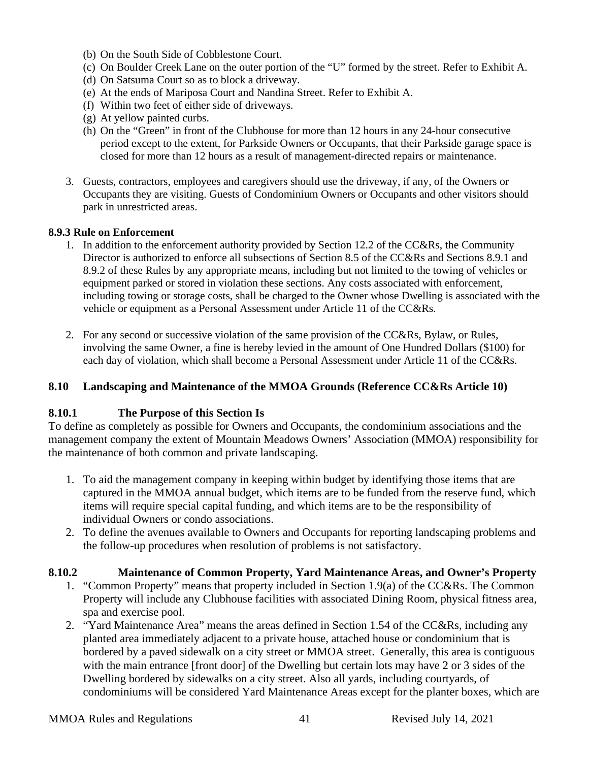(b) On the South Side of Cobblestone Court.
(c) On Boulder Creek Lane on the outer portion of the "U" formed by the street. Refer to Exhibit A.
(d) On Satsuma Court so as to block a driveway.
(e) At the ends of Mariposa Court and Nandina Street. Refer to Exhibit A.
(f) Within two feet of either side of driveways.
(g) At yellow painted curbs.
(h) On the "Green" in front of the Clubhouse for more than 12 hours in any 24-hour consecutive period except to the extent, for Parkside Owners or Occupants, that their Parkside garage space is closed for more than 12 hours as a result of management-directed repairs or maintenance.

3. Guests, contractors, employees and caregivers should use the driveway, if any, of the Owners or Occupants they are visiting. Guests of Condominium Owners or Occupants and other visitors should park in unrestricted areas.

**8.9.3 Rule on Enforcement**

1. In addition to the enforcement authority provided by Section 12.2 of the CC&Rs, the Community Director is authorized to enforce all subsections of Section 8.5 of the CC&Rs and Sections 8.9.1 and 8.9.2 of these Rules by any appropriate means, including but not limited to the towing of vehicles or equipment parked or stored in violation these sections. Any costs associated with enforcement, including towing or storage costs, shall be charged to the Owner whose Dwelling is associated with the vehicle or equipment as a Personal Assessment under Article 11 of the CC&Rs.

2. For any second or successive violation of the same provision of the CC&Rs, Bylaw, or Rules, involving the same Owner, a fine is hereby levied in the amount of One Hundred Dollars ($100) for each day of violation, which shall become a Personal Assessment under Article 11 of the CC&Rs.

## 8.10 Landscaping and Maintenance of the MMOA Grounds (Reference CC&Rs Article 10)

### 8.10.1 The Purpose of this Section Is

To define as completely as possible for Owners and Occupants, the condominium associations and the management company the extent of Mountain Meadows Owners' Association (MMOA) responsibility for the maintenance of both common and private landscaping.

1. To aid the management company in keeping within budget by identifying those items that are captured in the MMOA annual budget, which items are to be funded from the reserve fund, which items will require special capital funding, and which items are to be the responsibility of individual Owners or condo associations.
2. To define the avenues available to Owners and Occupants for reporting landscaping problems and the follow-up procedures when resolution of problems is not satisfactory.

### 8.10.2 Maintenance of Common Property, Yard Maintenance Areas, and Owner's Property

1. "Common Property" means that property included in Section 1.9(a) of the CC&Rs. The Common Property will include any Clubhouse facilities with associated Dining Room, physical fitness area, spa and exercise pool.
2. "Yard Maintenance Area" means the areas defined in Section 1.54 of the CC&Rs, including any planted area immediately adjacent to a private house, attached house or condominium that is bordered by a paved sidewalk on a city street or MMOA street. Generally, this area is contiguous with the main entrance [front door] of the Dwelling but certain lots may have 2 or 3 sides of the Dwelling bordered by sidewalks on a city street. Also all yards, including courtyards, of condominiums will be considered Yard Maintenance Areas except for the planter boxes, which are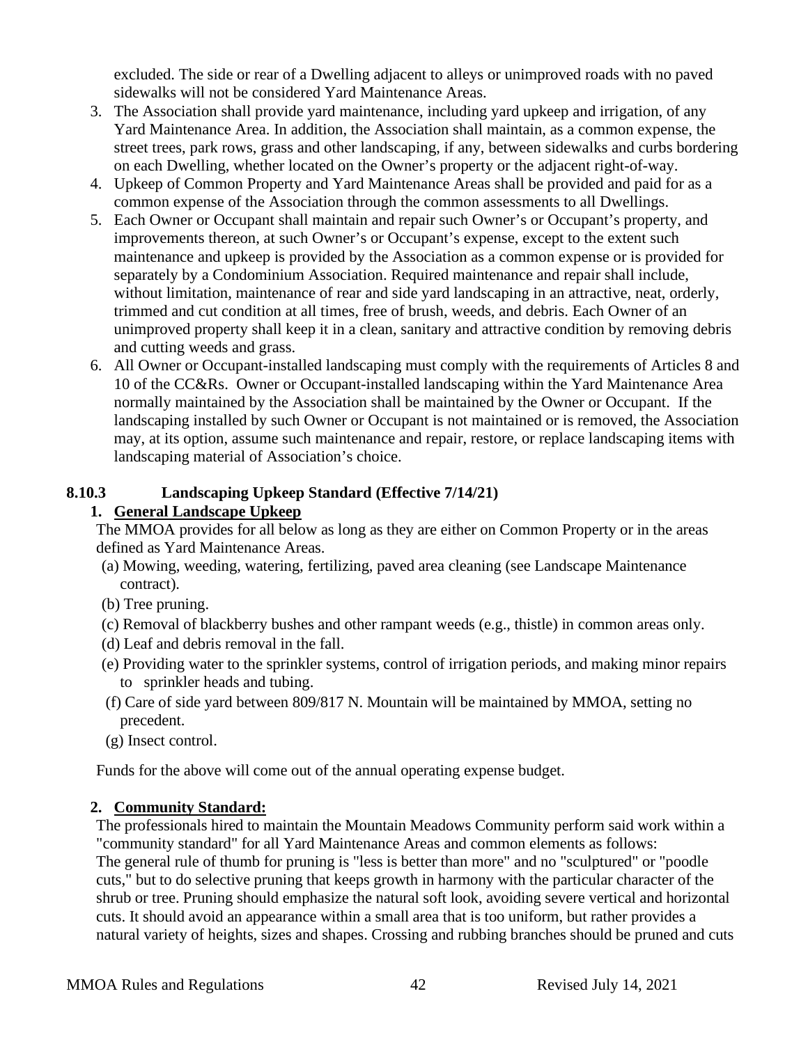excluded. The side or rear of a Dwelling adjacent to alleys or unimproved roads with no paved sidewalks will not be considered Yard Maintenance Areas.

3. The Association shall provide yard maintenance, including yard upkeep and irrigation, of any Yard Maintenance Area. In addition, the Association shall maintain, as a common expense, the street trees, park rows, grass and other landscaping, if any, between sidewalks and curbs bordering on each Dwelling, whether located on the Owner's property or the adjacent right-of-way.
4. Upkeep of Common Property and Yard Maintenance Areas shall be provided and paid for as a common expense of the Association through the common assessments to all Dwellings.
5. Each Owner or Occupant shall maintain and repair such Owner's or Occupant's property, and improvements thereon, at such Owner's or Occupant's expense, except to the extent such maintenance and upkeep is provided by the Association as a common expense or is provided for separately by a Condominium Association. Required maintenance and repair shall include, without limitation, maintenance of rear and side yard landscaping in an attractive, neat, orderly, trimmed and cut condition at all times, free of brush, weeds, and debris. Each Owner of an unimproved property shall keep it in a clean, sanitary and attractive condition by removing debris and cutting weeds and grass.
6. All Owner or Occupant-installed landscaping must comply with the requirements of Articles 8 and 10 of the CC&Rs. Owner or Occupant-installed landscaping within the Yard Maintenance Area normally maintained by the Association shall be maintained by the Owner or Occupant. If the landscaping installed by such Owner or Occupant is not maintained or is removed, the Association may, at its option, assume such maintenance and repair, restore, or replace landscaping items with landscaping material of Association's choice.

### 8.10.3 Landscaping Upkeep Standard (Effective 7/14/21)

**1. General Landscape Upkeep**

The MMOA provides for all below as long as they are either on Common Property or in the areas defined as Yard Maintenance Areas.

(a) Mowing, weeding, watering, fertilizing, paved area cleaning (see Landscape Maintenance contract).

(b) Tree pruning.

(c) Removal of blackberry bushes and other rampant weeds (e.g., thistle) in common areas only.

(d) Leaf and debris removal in the fall.

(e) Providing water to the sprinkler systems, control of irrigation periods, and making minor repairs to sprinkler heads and tubing.

(f) Care of side yard between 809/817 N. Mountain will be maintained by MMOA, setting no precedent.

(g) Insect control.

Funds for the above will come out of the annual operating expense budget.

**2. Community Standard:**

The professionals hired to maintain the Mountain Meadows Community perform said work within a "community standard" for all Yard Maintenance Areas and common elements as follows:
The general rule of thumb for pruning is "less is better than more" and no "sculptured" or "poodle cuts," but to do selective pruning that keeps growth in harmony with the particular character of the shrub or tree. Pruning should emphasize the natural soft look, avoiding severe vertical and horizontal cuts. It should avoid an appearance within a small area that is too uniform, but rather provides a natural variety of heights, sizes and shapes. Crossing and rubbing branches should be pruned and cuts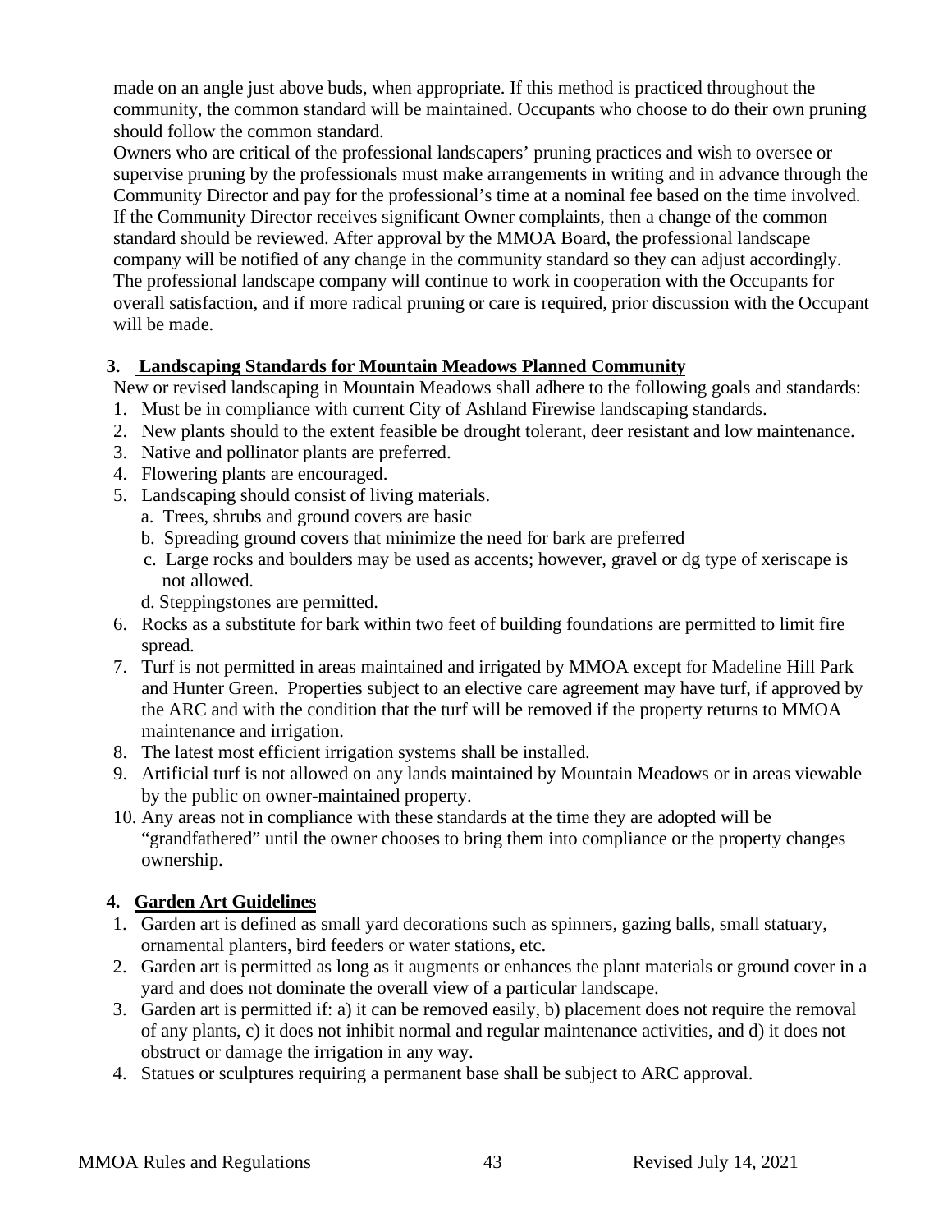made on an angle just above buds, when appropriate. If this method is practiced throughout the community, the common standard will be maintained. Occupants who choose to do their own pruning should follow the common standard.

Owners who are critical of the professional landscapers' pruning practices and wish to oversee or supervise pruning by the professionals must make arrangements in writing and in advance through the Community Director and pay for the professional's time at a nominal fee based on the time involved. If the Community Director receives significant Owner complaints, then a change of the common standard should be reviewed. After approval by the MMOA Board, the professional landscape company will be notified of any change in the community standard so they can adjust accordingly. The professional landscape company will continue to work in cooperation with the Occupants for overall satisfaction, and if more radical pruning or care is required, prior discussion with the Occupant will be made.

## 3. Landscaping Standards for Mountain Meadows Planned Community

New or revised landscaping in Mountain Meadows shall adhere to the following goals and standards:

1. Must be in compliance with current City of Ashland Firewise landscaping standards.
2. New plants should to the extent feasible be drought tolerant, deer resistant and low maintenance.
3. Native and pollinator plants are preferred.
4. Flowering plants are encouraged.
5. Landscaping should consist of living materials.
   - a. Trees, shrubs and ground covers are basic
   - b. Spreading ground covers that minimize the need for bark are preferred
   - c. Large rocks and boulders may be used as accents; however, gravel or dg type of xeriscape is not allowed.
   - d. Steppingstones are permitted.
6. Rocks as a substitute for bark within two feet of building foundations are permitted to limit fire spread.
7. Turf is not permitted in areas maintained and irrigated by MMOA except for Madeline Hill Park and Hunter Green. Properties subject to an elective care agreement may have turf, if approved by the ARC and with the condition that the turf will be removed if the property returns to MMOA maintenance and irrigation.
8. The latest most efficient irrigation systems shall be installed.
9. Artificial turf is not allowed on any lands maintained by Mountain Meadows or in areas viewable by the public on owner-maintained property.
10. Any areas not in compliance with these standards at the time they are adopted will be "grandfathered" until the owner chooses to bring them into compliance or the property changes ownership.

## 4. Garden Art Guidelines

1. Garden art is defined as small yard decorations such as spinners, gazing balls, small statuary, ornamental planters, bird feeders or water stations, etc.
2. Garden art is permitted as long as it augments or enhances the plant materials or ground cover in a yard and does not dominate the overall view of a particular landscape.
3. Garden art is permitted if: a) it can be removed easily, b) placement does not require the removal of any plants, c) it does not inhibit normal and regular maintenance activities, and d) it does not obstruct or damage the irrigation in any way.
4. Statues or sculptures requiring a permanent base shall be subject to ARC approval.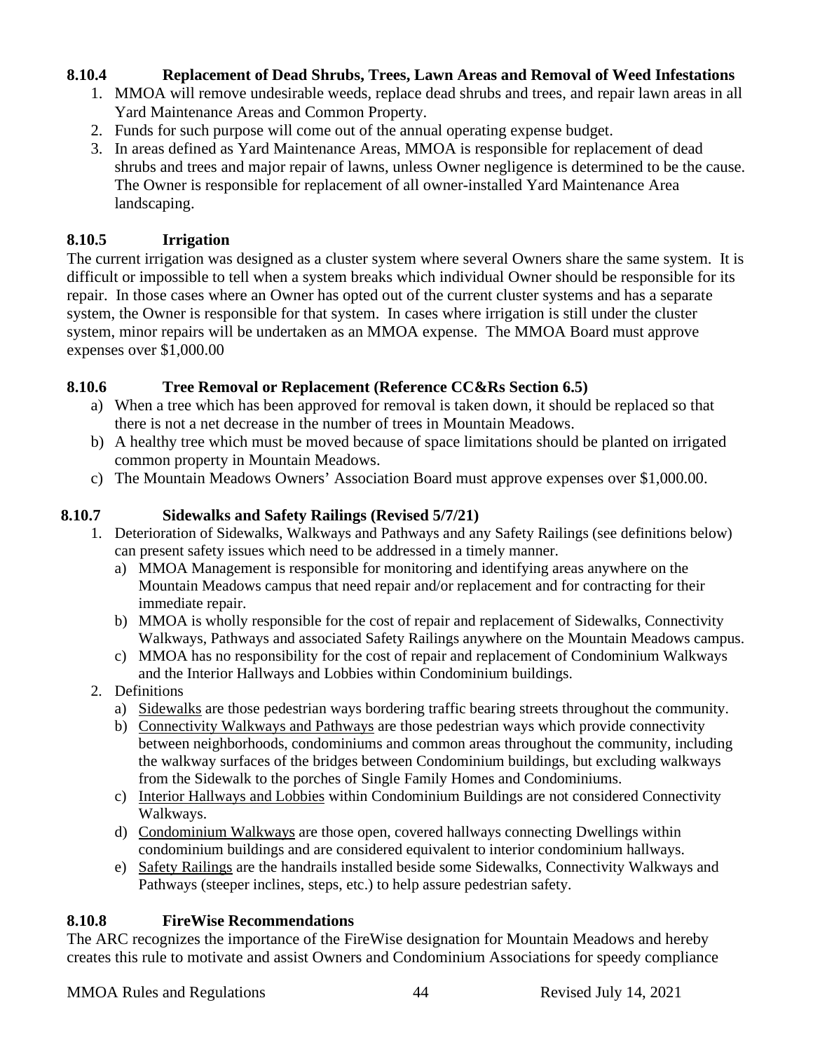### 8.10.4 Replacement of Dead Shrubs, Trees, Lawn Areas and Removal of Weed Infestations

1. MMOA will remove undesirable weeds, replace dead shrubs and trees, and repair lawn areas in all Yard Maintenance Areas and Common Property.
2. Funds for such purpose will come out of the annual operating expense budget.
3. In areas defined as Yard Maintenance Areas, MMOA is responsible for replacement of dead shrubs and trees and major repair of lawns, unless Owner negligence is determined to be the cause. The Owner is responsible for replacement of all owner-installed Yard Maintenance Area landscaping.

### 8.10.5 Irrigation

The current irrigation was designed as a cluster system where several Owners share the same system. It is difficult or impossible to tell when a system breaks which individual Owner should be responsible for its repair. In those cases where an Owner has opted out of the current cluster systems and has a separate system, the Owner is responsible for that system. In cases where irrigation is still under the cluster system, minor repairs will be undertaken as an MMOA expense. The MMOA Board must approve expenses over $1,000.00

### 8.10.6 Tree Removal or Replacement (Reference CC&Rs Section 6.5)

a) When a tree which has been approved for removal is taken down, it should be replaced so that there is not a net decrease in the number of trees in Mountain Meadows.
b) A healthy tree which must be moved because of space limitations should be planted on irrigated common property in Mountain Meadows.
c) The Mountain Meadows Owners' Association Board must approve expenses over $1,000.00.

### 8.10.7 Sidewalks and Safety Railings (Revised 5/7/21)

1. Deterioration of Sidewalks, Walkways and Pathways and any Safety Railings (see definitions below) can present safety issues which need to be addressed in a timely manner.
   a) MMOA Management is responsible for monitoring and identifying areas anywhere on the Mountain Meadows campus that need repair and/or replacement and for contracting for their immediate repair.
   b) MMOA is wholly responsible for the cost of repair and replacement of Sidewalks, Connectivity Walkways, Pathways and associated Safety Railings anywhere on the Mountain Meadows campus.
   c) MMOA has no responsibility for the cost of repair and replacement of Condominium Walkways and the Interior Hallways and Lobbies within Condominium buildings.
2. Definitions
   a) <u>Sidewalks</u> are those pedestrian ways bordering traffic bearing streets throughout the community.
   b) <u>Connectivity Walkways and Pathways</u> are those pedestrian ways which provide connectivity between neighborhoods, condominiums and common areas throughout the community, including the walkway surfaces of the bridges between Condominium buildings, but excluding walkways from the Sidewalk to the porches of Single Family Homes and Condominiums.
   c) <u>Interior Hallways and Lobbies</u> within Condominium Buildings are not considered Connectivity Walkways.
   d) <u>Condominium Walkways</u> are those open, covered hallways connecting Dwellings within condominium buildings and are considered equivalent to interior condominium hallways.
   e) <u>Safety Railings</u> are the handrails installed beside some Sidewalks, Connectivity Walkways and Pathways (steeper inclines, steps, etc.) to help assure pedestrian safety.

### 8.10.8 FireWise Recommendations

The ARC recognizes the importance of the FireWise designation for Mountain Meadows and hereby creates this rule to motivate and assist Owners and Condominium Associations for speedy compliance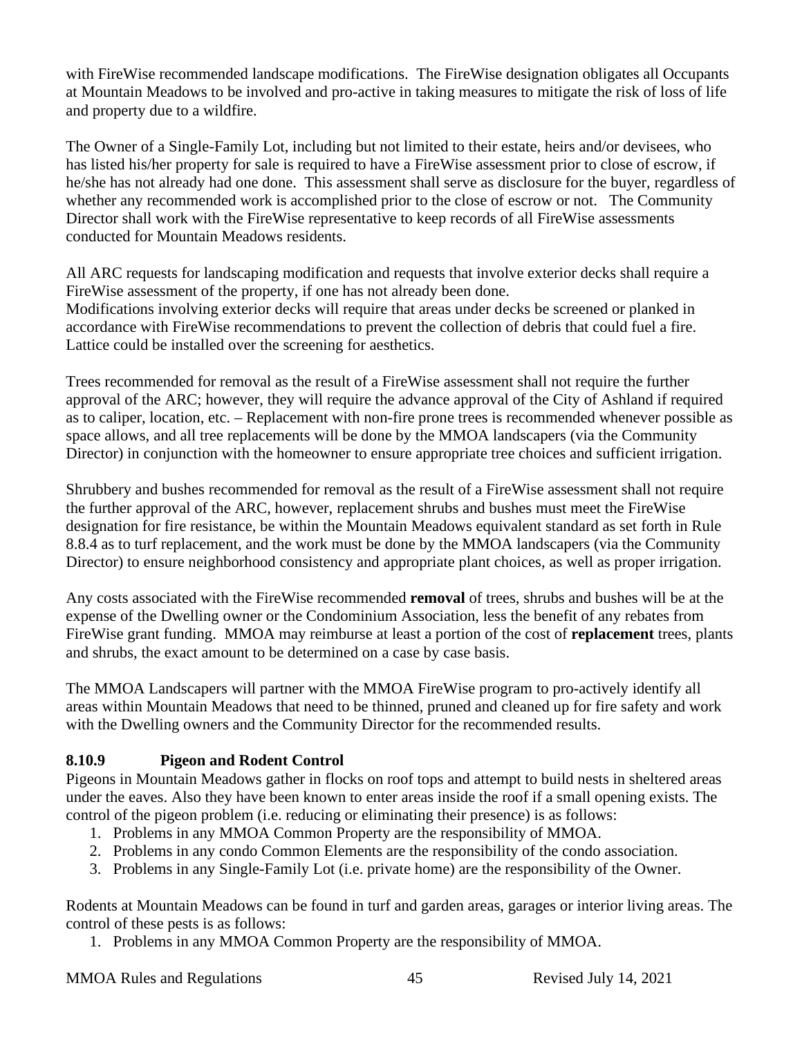with FireWise recommended landscape modifications. The FireWise designation obligates all Occupants at Mountain Meadows to be involved and pro-active in taking measures to mitigate the risk of loss of life and property due to a wildfire.

The Owner of a Single-Family Lot, including but not limited to their estate, heirs and/or devisees, who has listed his/her property for sale is required to have a FireWise assessment prior to close of escrow, if he/she has not already had one done. This assessment shall serve as disclosure for the buyer, regardless of whether any recommended work is accomplished prior to the close of escrow or not. The Community Director shall work with the FireWise representative to keep records of all FireWise assessments conducted for Mountain Meadows residents.

All ARC requests for landscaping modification and requests that involve exterior decks shall require a FireWise assessment of the property, if one has not already been done.
Modifications involving exterior decks will require that areas under decks be screened or planked in accordance with FireWise recommendations to prevent the collection of debris that could fuel a fire. Lattice could be installed over the screening for aesthetics.

Trees recommended for removal as the result of a FireWise assessment shall not require the further approval of the ARC; however, they will require the advance approval of the City of Ashland if required as to caliper, location, etc. – Replacement with non-fire prone trees is recommended whenever possible as space allows, and all tree replacements will be done by the MMOA landscapers (via the Community Director) in conjunction with the homeowner to ensure appropriate tree choices and sufficient irrigation.

Shrubbery and bushes recommended for removal as the result of a FireWise assessment shall not require the further approval of the ARC, however, replacement shrubs and bushes must meet the FireWise designation for fire resistance, be within the Mountain Meadows equivalent standard as set forth in Rule 8.8.4 as to turf replacement, and the work must be done by the MMOA landscapers (via the Community Director) to ensure neighborhood consistency and appropriate plant choices, as well as proper irrigation.

Any costs associated with the FireWise recommended **removal** of trees, shrubs and bushes will be at the expense of the Dwelling owner or the Condominium Association, less the benefit of any rebates from FireWise grant funding. MMOA may reimburse at least a portion of the cost of **replacement** trees, plants and shrubs, the exact amount to be determined on a case by case basis.

The MMOA Landscapers will partner with the MMOA FireWise program to pro-actively identify all areas within Mountain Meadows that need to be thinned, pruned and cleaned up for fire safety and work with the Dwelling owners and the Community Director for the recommended results.

### 8.10.9 Pigeon and Rodent Control

Pigeons in Mountain Meadows gather in flocks on roof tops and attempt to build nests in sheltered areas under the eaves. Also they have been known to enter areas inside the roof if a small opening exists. The control of the pigeon problem (i.e. reducing or eliminating their presence) is as follows:

1. Problems in any MMOA Common Property are the responsibility of MMOA.
2. Problems in any condo Common Elements are the responsibility of the condo association.
3. Problems in any Single-Family Lot (i.e. private home) are the responsibility of the Owner.

Rodents at Mountain Meadows can be found in turf and garden areas, garages or interior living areas. The control of these pests is as follows:

1. Problems in any MMOA Common Property are the responsibility of MMOA.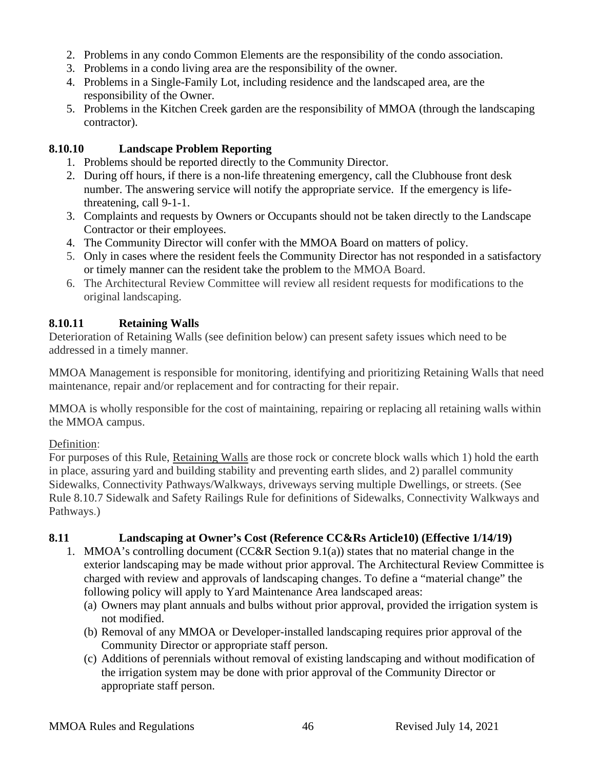2. Problems in any condo Common Elements are the responsibility of the condo association.
3. Problems in a condo living area are the responsibility of the owner.
4. Problems in a Single-Family Lot, including residence and the landscaped area, are the responsibility of the Owner.
5. Problems in the Kitchen Creek garden are the responsibility of MMOA (through the landscaping contractor).

### 8.10.10 Landscape Problem Reporting

1. Problems should be reported directly to the Community Director.
2. During off hours, if there is a non-life threatening emergency, call the Clubhouse front desk number. The answering service will notify the appropriate service. If the emergency is life-threatening, call 9-1-1.
3. Complaints and requests by Owners or Occupants should not be taken directly to the Landscape Contractor or their employees.
4. The Community Director will confer with the MMOA Board on matters of policy.
5. Only in cases where the resident feels the Community Director has not responded in a satisfactory or timely manner can the resident take the problem to the MMOA Board.
6. The Architectural Review Committee will review all resident requests for modifications to the original landscaping.

### 8.10.11 Retaining Walls

Deterioration of Retaining Walls (see definition below) can present safety issues which need to be addressed in a timely manner.

MMOA Management is responsible for monitoring, identifying and prioritizing Retaining Walls that need maintenance, repair and/or replacement and for contracting for their repair.

MMOA is wholly responsible for the cost of maintaining, repairing or replacing all retaining walls within the MMOA campus.

Definition:

For purposes of this Rule, Retaining Walls are those rock or concrete block walls which 1) hold the earth in place, assuring yard and building stability and preventing earth slides, and 2) parallel community Sidewalks, Connectivity Pathways/Walkways, driveways serving multiple Dwellings, or streets. (See Rule 8.10.7 Sidewalk and Safety Railings Rule for definitions of Sidewalks, Connectivity Walkways and Pathways.)

## 8.11 Landscaping at Owner's Cost (Reference CC&Rs Article10) (Effective 1/14/19)

1. MMOA's controlling document (CC&R Section 9.1(a)) states that no material change in the exterior landscaping may be made without prior approval. The Architectural Review Committee is charged with review and approvals of landscaping changes. To define a "material change" the following policy will apply to Yard Maintenance Area landscaped areas:
   (a) Owners may plant annuals and bulbs without prior approval, provided the irrigation system is not modified.
   (b) Removal of any MMOA or Developer-installed landscaping requires prior approval of the Community Director or appropriate staff person.
   (c) Additions of perennials without removal of existing landscaping and without modification of the irrigation system may be done with prior approval of the Community Director or appropriate staff person.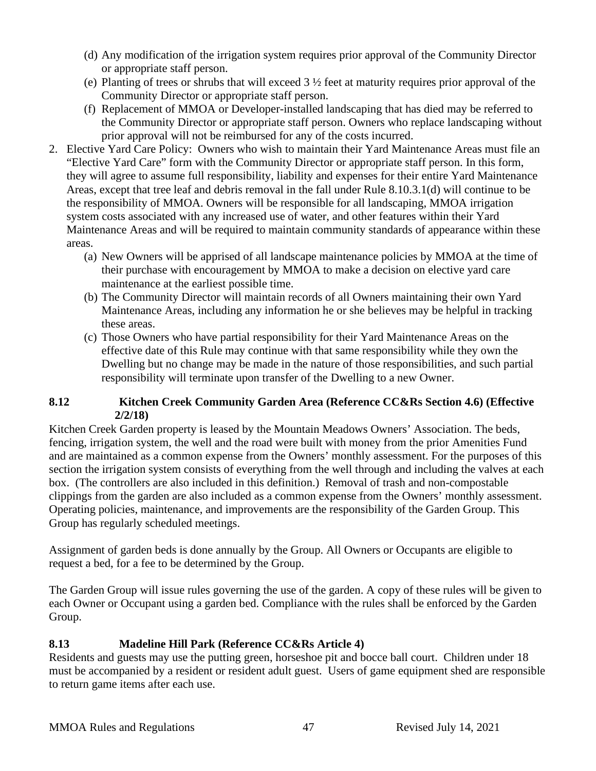(d) Any modification of the irrigation system requires prior approval of the Community Director or appropriate staff person.

(e) Planting of trees or shrubs that will exceed 3 ½ feet at maturity requires prior approval of the Community Director or appropriate staff person.

(f) Replacement of MMOA or Developer-installed landscaping that has died may be referred to the Community Director or appropriate staff person. Owners who replace landscaping without prior approval will not be reimbursed for any of the costs incurred.

2. Elective Yard Care Policy: Owners who wish to maintain their Yard Maintenance Areas must file an "Elective Yard Care" form with the Community Director or appropriate staff person. In this form, they will agree to assume full responsibility, liability and expenses for their entire Yard Maintenance Areas, except that tree leaf and debris removal in the fall under Rule 8.10.3.1(d) will continue to be the responsibility of MMOA. Owners will be responsible for all landscaping, MMOA irrigation system costs associated with any increased use of water, and other features within their Yard Maintenance Areas and will be required to maintain community standards of appearance within these areas.

   (a) New Owners will be apprised of all landscape maintenance policies by MMOA at the time of their purchase with encouragement by MMOA to make a decision on elective yard care maintenance at the earliest possible time.

   (b) The Community Director will maintain records of all Owners maintaining their own Yard Maintenance Areas, including any information he or she believes may be helpful in tracking these areas.

   (c) Those Owners who have partial responsibility for their Yard Maintenance Areas on the effective date of this Rule may continue with that same responsibility while they own the Dwelling but no change may be made in the nature of those responsibilities, and such partial responsibility will terminate upon transfer of the Dwelling to a new Owner.

### 8.12 Kitchen Creek Community Garden Area (Reference CC&Rs Section 4.6) (Effective 2/2/18)

Kitchen Creek Garden property is leased by the Mountain Meadows Owners' Association. The beds, fencing, irrigation system, the well and the road were built with money from the prior Amenities Fund and are maintained as a common expense from the Owners' monthly assessment. For the purposes of this section the irrigation system consists of everything from the well through and including the valves at each box. (The controllers are also included in this definition.) Removal of trash and non-compostable clippings from the garden are also included as a common expense from the Owners' monthly assessment. Operating policies, maintenance, and improvements are the responsibility of the Garden Group. This Group has regularly scheduled meetings.

Assignment of garden beds is done annually by the Group. All Owners or Occupants are eligible to request a bed, for a fee to be determined by the Group.

The Garden Group will issue rules governing the use of the garden. A copy of these rules will be given to each Owner or Occupant using a garden bed. Compliance with the rules shall be enforced by the Garden Group.

### 8.13 Madeline Hill Park (Reference CC&Rs Article 4)

Residents and guests may use the putting green, horseshoe pit and bocce ball court. Children under 18 must be accompanied by a resident or resident adult guest. Users of game equipment shed are responsible to return game items after each use.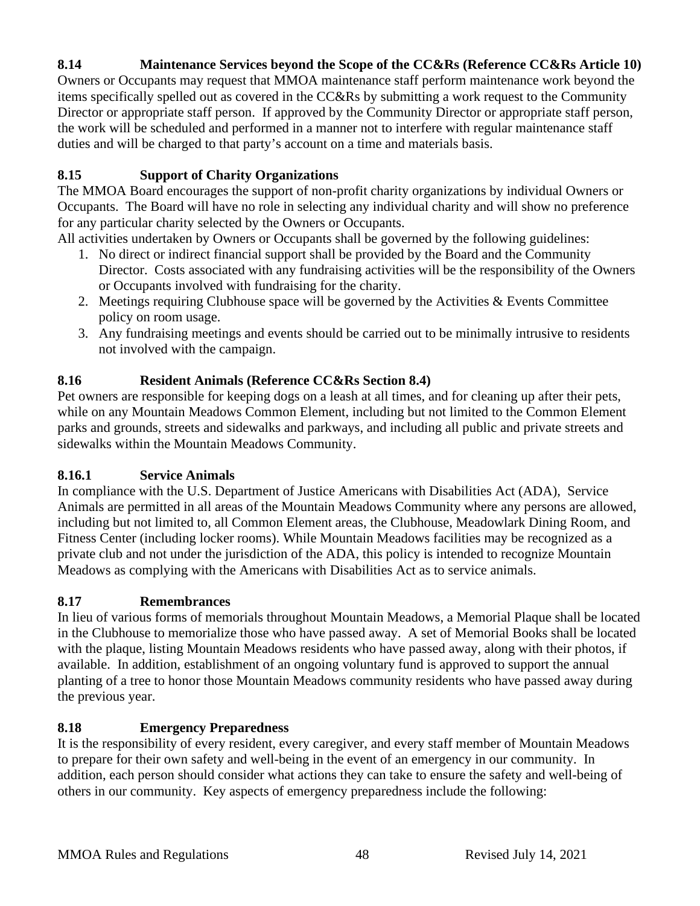### 8.14 Maintenance Services beyond the Scope of the CC&Rs (Reference CC&Rs Article 10)

Owners or Occupants may request that MMOA maintenance staff perform maintenance work beyond the items specifically spelled out as covered in the CC&Rs by submitting a work request to the Community Director or appropriate staff person. If approved by the Community Director or appropriate staff person, the work will be scheduled and performed in a manner not to interfere with regular maintenance staff duties and will be charged to that party's account on a time and materials basis.

### 8.15 Support of Charity Organizations

The MMOA Board encourages the support of non-profit charity organizations by individual Owners or Occupants. The Board will have no role in selecting any individual charity and will show no preference for any particular charity selected by the Owners or Occupants.

All activities undertaken by Owners or Occupants shall be governed by the following guidelines:

1. No direct or indirect financial support shall be provided by the Board and the Community Director. Costs associated with any fundraising activities will be the responsibility of the Owners or Occupants involved with fundraising for the charity.
2. Meetings requiring Clubhouse space will be governed by the Activities & Events Committee policy on room usage.
3. Any fundraising meetings and events should be carried out to be minimally intrusive to residents not involved with the campaign.

### 8.16 Resident Animals (Reference CC&Rs Section 8.4)

Pet owners are responsible for keeping dogs on a leash at all times, and for cleaning up after their pets, while on any Mountain Meadows Common Element, including but not limited to the Common Element parks and grounds, streets and sidewalks and parkways, and including all public and private streets and sidewalks within the Mountain Meadows Community.

### 8.16.1 Service Animals

In compliance with the U.S. Department of Justice Americans with Disabilities Act (ADA), Service Animals are permitted in all areas of the Mountain Meadows Community where any persons are allowed, including but not limited to, all Common Element areas, the Clubhouse, Meadowlark Dining Room, and Fitness Center (including locker rooms). While Mountain Meadows facilities may be recognized as a private club and not under the jurisdiction of the ADA, this policy is intended to recognize Mountain Meadows as complying with the Americans with Disabilities Act as to service animals.

### 8.17 Remembrances

In lieu of various forms of memorials throughout Mountain Meadows, a Memorial Plaque shall be located in the Clubhouse to memorialize those who have passed away. A set of Memorial Books shall be located with the plaque, listing Mountain Meadows residents who have passed away, along with their photos, if available. In addition, establishment of an ongoing voluntary fund is approved to support the annual planting of a tree to honor those Mountain Meadows community residents who have passed away during the previous year.

### 8.18 Emergency Preparedness

It is the responsibility of every resident, every caregiver, and every staff member of Mountain Meadows to prepare for their own safety and well-being in the event of an emergency in our community. In addition, each person should consider what actions they can take to ensure the safety and well-being of others in our community. Key aspects of emergency preparedness include the following: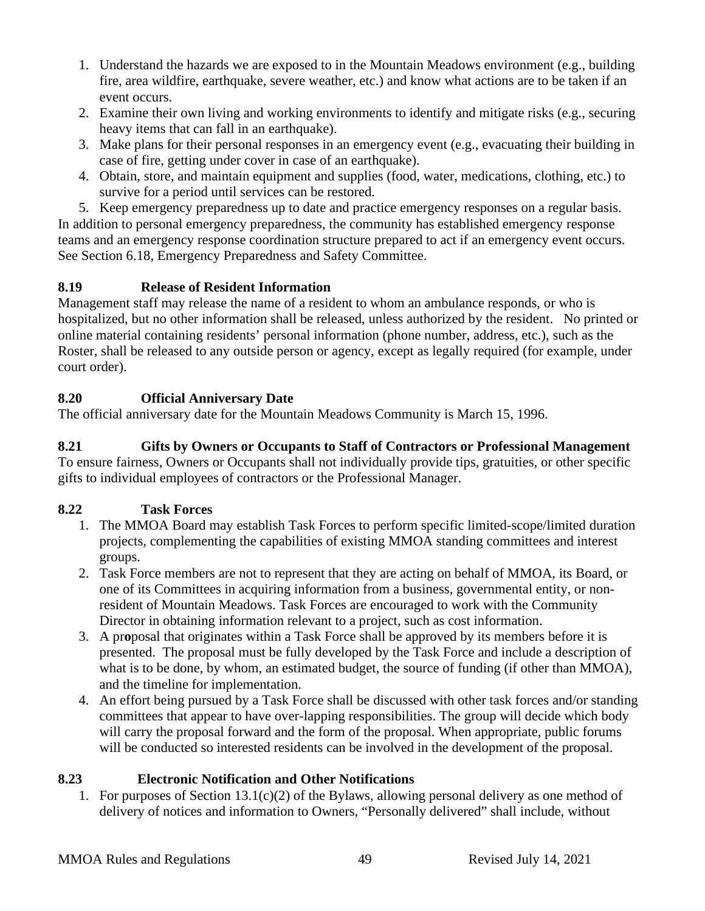1. Understand the hazards we are exposed to in the Mountain Meadows environment (e.g., building fire, area wildfire, earthquake, severe weather, etc.) and know what actions are to be taken if an event occurs.
2. Examine their own living and working environments to identify and mitigate risks (e.g., securing heavy items that can fall in an earthquake).
3. Make plans for their personal responses in an emergency event (e.g., evacuating their building in case of fire, getting under cover in case of an earthquake).
4. Obtain, store, and maintain equipment and supplies (food, water, medications, clothing, etc.) to survive for a period until services can be restored.
5. Keep emergency preparedness up to date and practice emergency responses on a regular basis.

In addition to personal emergency preparedness, the community has established emergency response teams and an emergency response coordination structure prepared to act if an emergency event occurs. See Section 6.18, Emergency Preparedness and Safety Committee.

### 8.19 Release of Resident Information

Management staff may release the name of a resident to whom an ambulance responds, or who is hospitalized, but no other information shall be released, unless authorized by the resident. No printed or online material containing residents' personal information (phone number, address, etc.), such as the Roster, shall be released to any outside person or agency, except as legally required (for example, under court order).

### 8.20 Official Anniversary Date

The official anniversary date for the Mountain Meadows Community is March 15, 1996.

### 8.21 Gifts by Owners or Occupants to Staff of Contractors or Professional Management

To ensure fairness, Owners or Occupants shall not individually provide tips, gratuities, or other specific gifts to individual employees of contractors or the Professional Manager.

### 8.22 Task Forces

1. The MMOA Board may establish Task Forces to perform specific limited-scope/limited duration projects, complementing the capabilities of existing MMOA standing committees and interest groups.
2. Task Force members are not to represent that they are acting on behalf of MMOA, its Board, or one of its Committees in acquiring information from a business, governmental entity, or non-resident of Mountain Meadows. Task Forces are encouraged to work with the Community Director in obtaining information relevant to a project, such as cost information.
3. A proposal that originates within a Task Force shall be approved by its members before it is presented. The proposal must be fully developed by the Task Force and include a description of what is to be done, by whom, an estimated budget, the source of funding (if other than MMOA), and the timeline for implementation.
4. An effort being pursued by a Task Force shall be discussed with other task forces and/or standing committees that appear to have over-lapping responsibilities. The group will decide which body will carry the proposal forward and the form of the proposal. When appropriate, public forums will be conducted so interested residents can be involved in the development of the proposal.

### 8.23 Electronic Notification and Other Notifications

1. For purposes of Section 13.1(c)(2) of the Bylaws, allowing personal delivery as one method of delivery of notices and information to Owners, "Personally delivered" shall include, without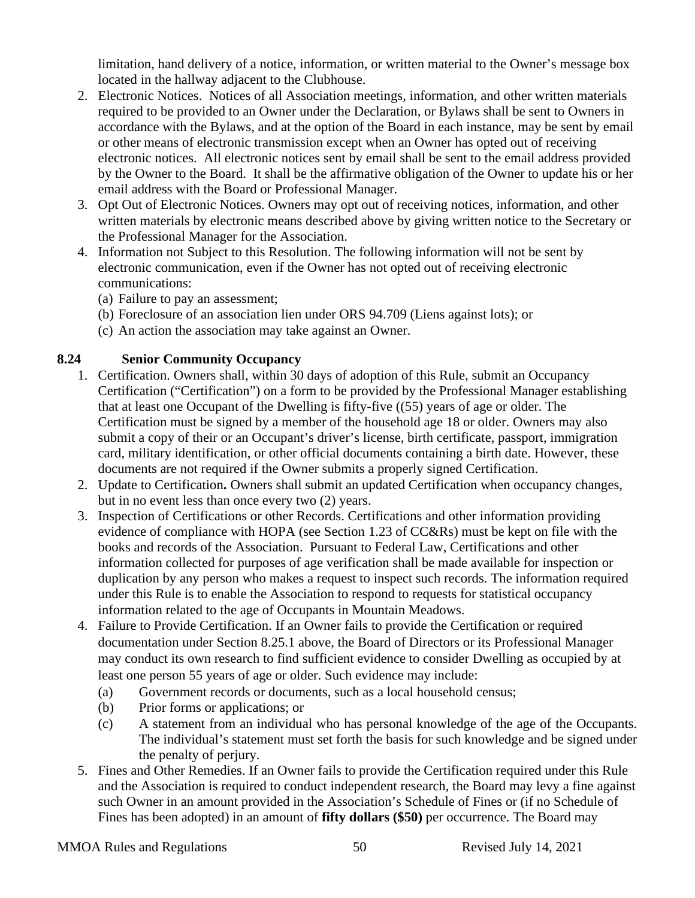limitation, hand delivery of a notice, information, or written material to the Owner's message box located in the hallway adjacent to the Clubhouse.

2. Electronic Notices. Notices of all Association meetings, information, and other written materials required to be provided to an Owner under the Declaration, or Bylaws shall be sent to Owners in accordance with the Bylaws, and at the option of the Board in each instance, may be sent by email or other means of electronic transmission except when an Owner has opted out of receiving electronic notices. All electronic notices sent by email shall be sent to the email address provided by the Owner to the Board. It shall be the affirmative obligation of the Owner to update his or her email address with the Board or Professional Manager.
3. Opt Out of Electronic Notices. Owners may opt out of receiving notices, information, and other written materials by electronic means described above by giving written notice to the Secretary or the Professional Manager for the Association.
4. Information not Subject to this Resolution. The following information will not be sent by electronic communication, even if the Owner has not opted out of receiving electronic communications:
   (a) Failure to pay an assessment;
   (b) Foreclosure of an association lien under ORS 94.709 (Liens against lots); or
   (c) An action the association may take against an Owner.

### 8.24 Senior Community Occupancy

1. Certification. Owners shall, within 30 days of adoption of this Rule, submit an Occupancy Certification ("Certification") on a form to be provided by the Professional Manager establishing that at least one Occupant of the Dwelling is fifty-five ((55) years of age or older. The Certification must be signed by a member of the household age 18 or older. Owners may also submit a copy of their or an Occupant's driver's license, birth certificate, passport, immigration card, military identification, or other official documents containing a birth date. However, these documents are not required if the Owner submits a properly signed Certification.
2. Update to Certification**.** Owners shall submit an updated Certification when occupancy changes, but in no event less than once every two (2) years.
3. Inspection of Certifications or other Records. Certifications and other information providing evidence of compliance with HOPA (see Section 1.23 of CC&Rs) must be kept on file with the books and records of the Association. Pursuant to Federal Law, Certifications and other information collected for purposes of age verification shall be made available for inspection or duplication by any person who makes a request to inspect such records. The information required under this Rule is to enable the Association to respond to requests for statistical occupancy information related to the age of Occupants in Mountain Meadows.
4. Failure to Provide Certification. If an Owner fails to provide the Certification or required documentation under Section 8.25.1 above, the Board of Directors or its Professional Manager may conduct its own research to find sufficient evidence to consider Dwelling as occupied by at least one person 55 years of age or older. Such evidence may include:
   (a) Government records or documents, such as a local household census;
   (b) Prior forms or applications; or
   (c) A statement from an individual who has personal knowledge of the age of the Occupants. The individual's statement must set forth the basis for such knowledge and be signed under the penalty of perjury.
5. Fines and Other Remedies. If an Owner fails to provide the Certification required under this Rule and the Association is required to conduct independent research, the Board may levy a fine against such Owner in an amount provided in the Association's Schedule of Fines or (if no Schedule of Fines has been adopted) in an amount of **fifty dollars ($50)** per occurrence. The Board may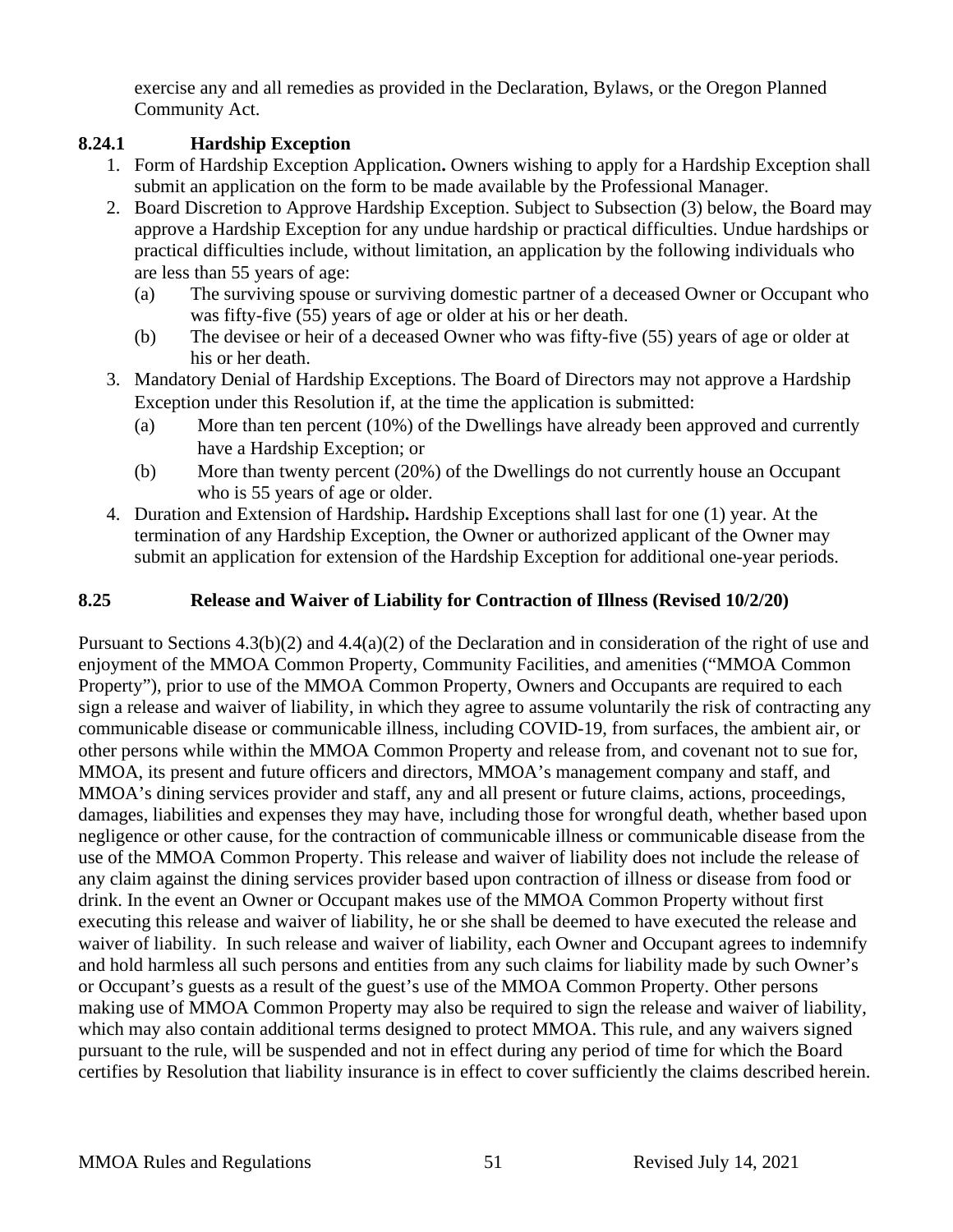exercise any and all remedies as provided in the Declaration, Bylaws, or the Oregon Planned Community Act.

### 8.24.1 Hardship Exception

1. Form of Hardship Exception Application**.** Owners wishing to apply for a Hardship Exception shall submit an application on the form to be made available by the Professional Manager.
2. Board Discretion to Approve Hardship Exception. Subject to Subsection (3) below, the Board may approve a Hardship Exception for any undue hardship or practical difficulties. Undue hardships or practical difficulties include, without limitation, an application by the following individuals who are less than 55 years of age:
   - (a) The surviving spouse or surviving domestic partner of a deceased Owner or Occupant who was fifty-five (55) years of age or older at his or her death.
   - (b) The devisee or heir of a deceased Owner who was fifty-five (55) years of age or older at his or her death.
3. Mandatory Denial of Hardship Exceptions. The Board of Directors may not approve a Hardship Exception under this Resolution if, at the time the application is submitted:
   - (a) More than ten percent (10%) of the Dwellings have already been approved and currently have a Hardship Exception; or
   - (b) More than twenty percent (20%) of the Dwellings do not currently house an Occupant who is 55 years of age or older.
4. Duration and Extension of Hardship**.** Hardship Exceptions shall last for one (1) year. At the termination of any Hardship Exception, the Owner or authorized applicant of the Owner may submit an application for extension of the Hardship Exception for additional one-year periods.

### 8.25 Release and Waiver of Liability for Contraction of Illness (Revised 10/2/20)

Pursuant to Sections 4.3(b)(2) and 4.4(a)(2) of the Declaration and in consideration of the right of use and enjoyment of the MMOA Common Property, Community Facilities, and amenities ("MMOA Common Property"), prior to use of the MMOA Common Property, Owners and Occupants are required to each sign a release and waiver of liability, in which they agree to assume voluntarily the risk of contracting any communicable disease or communicable illness, including COVID-19, from surfaces, the ambient air, or other persons while within the MMOA Common Property and release from, and covenant not to sue for, MMOA, its present and future officers and directors, MMOA's management company and staff, and MMOA's dining services provider and staff, any and all present or future claims, actions, proceedings, damages, liabilities and expenses they may have, including those for wrongful death, whether based upon negligence or other cause, for the contraction of communicable illness or communicable disease from the use of the MMOA Common Property. This release and waiver of liability does not include the release of any claim against the dining services provider based upon contraction of illness or disease from food or drink. In the event an Owner or Occupant makes use of the MMOA Common Property without first executing this release and waiver of liability, he or she shall be deemed to have executed the release and waiver of liability. In such release and waiver of liability, each Owner and Occupant agrees to indemnify and hold harmless all such persons and entities from any such claims for liability made by such Owner's or Occupant's guests as a result of the guest's use of the MMOA Common Property. Other persons making use of MMOA Common Property may also be required to sign the release and waiver of liability, which may also contain additional terms designed to protect MMOA. This rule, and any waivers signed pursuant to the rule, will be suspended and not in effect during any period of time for which the Board certifies by Resolution that liability insurance is in effect to cover sufficiently the claims described herein.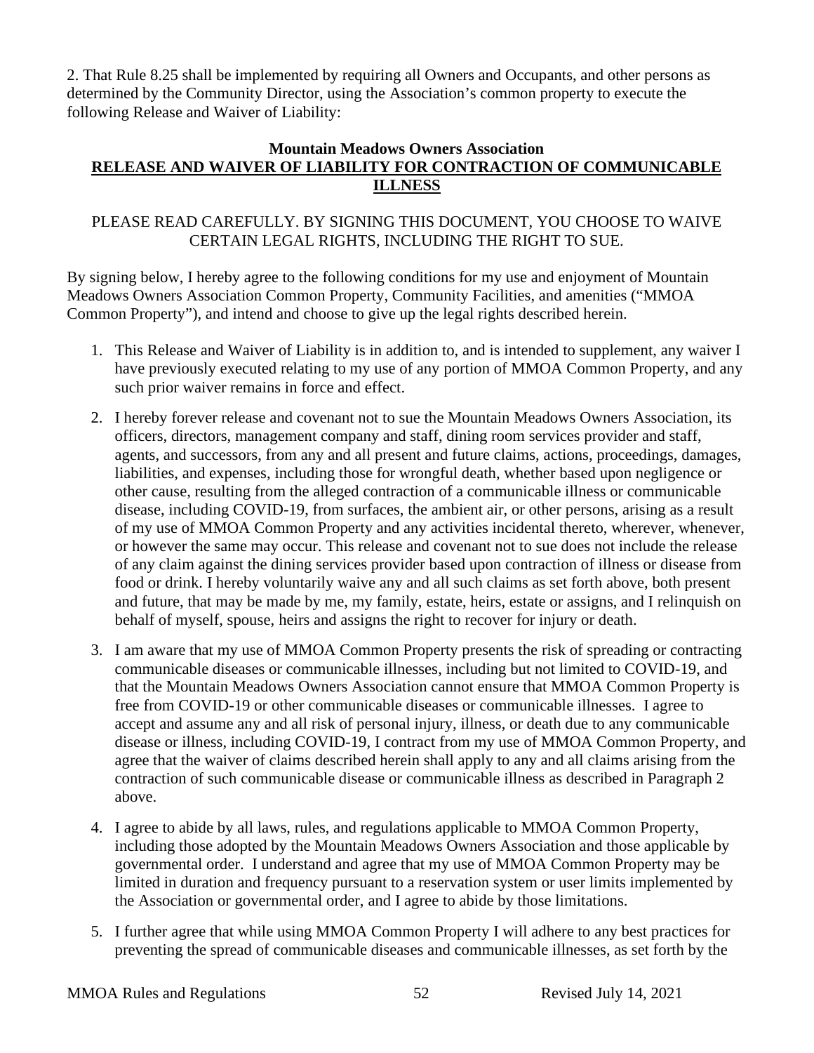2. That Rule 8.25 shall be implemented by requiring all Owners and Occupants, and other persons as determined by the Community Director, using the Association's common property to execute the following Release and Waiver of Liability:

**Mountain Meadows Owners Association**
**RELEASE AND WAIVER OF LIABILITY FOR CONTRACTION OF COMMUNICABLE ILLNESS**

PLEASE READ CAREFULLY. BY SIGNING THIS DOCUMENT, YOU CHOOSE TO WAIVE CERTAIN LEGAL RIGHTS, INCLUDING THE RIGHT TO SUE.

By signing below, I hereby agree to the following conditions for my use and enjoyment of Mountain Meadows Owners Association Common Property, Community Facilities, and amenities ("MMOA Common Property"), and intend and choose to give up the legal rights described herein.

1. This Release and Waiver of Liability is in addition to, and is intended to supplement, any waiver I have previously executed relating to my use of any portion of MMOA Common Property, and any such prior waiver remains in force and effect.

2. I hereby forever release and covenant not to sue the Mountain Meadows Owners Association, its officers, directors, management company and staff, dining room services provider and staff, agents, and successors, from any and all present and future claims, actions, proceedings, damages, liabilities, and expenses, including those for wrongful death, whether based upon negligence or other cause, resulting from the alleged contraction of a communicable illness or communicable disease, including COVID-19, from surfaces, the ambient air, or other persons, arising as a result of my use of MMOA Common Property and any activities incidental thereto, wherever, whenever, or however the same may occur. This release and covenant not to sue does not include the release of any claim against the dining services provider based upon contraction of illness or disease from food or drink. I hereby voluntarily waive any and all such claims as set forth above, both present and future, that may be made by me, my family, estate, heirs, estate or assigns, and I relinquish on behalf of myself, spouse, heirs and assigns the right to recover for injury or death.

3. I am aware that my use of MMOA Common Property presents the risk of spreading or contracting communicable diseases or communicable illnesses, including but not limited to COVID-19, and that the Mountain Meadows Owners Association cannot ensure that MMOA Common Property is free from COVID-19 or other communicable diseases or communicable illnesses. I agree to accept and assume any and all risk of personal injury, illness, or death due to any communicable disease or illness, including COVID-19, I contract from my use of MMOA Common Property, and agree that the waiver of claims described herein shall apply to any and all claims arising from the contraction of such communicable disease or communicable illness as described in Paragraph 2 above.

4. I agree to abide by all laws, rules, and regulations applicable to MMOA Common Property, including those adopted by the Mountain Meadows Owners Association and those applicable by governmental order. I understand and agree that my use of MMOA Common Property may be limited in duration and frequency pursuant to a reservation system or user limits implemented by the Association or governmental order, and I agree to abide by those limitations.

5. I further agree that while using MMOA Common Property I will adhere to any best practices for preventing the spread of communicable diseases and communicable illnesses, as set forth by the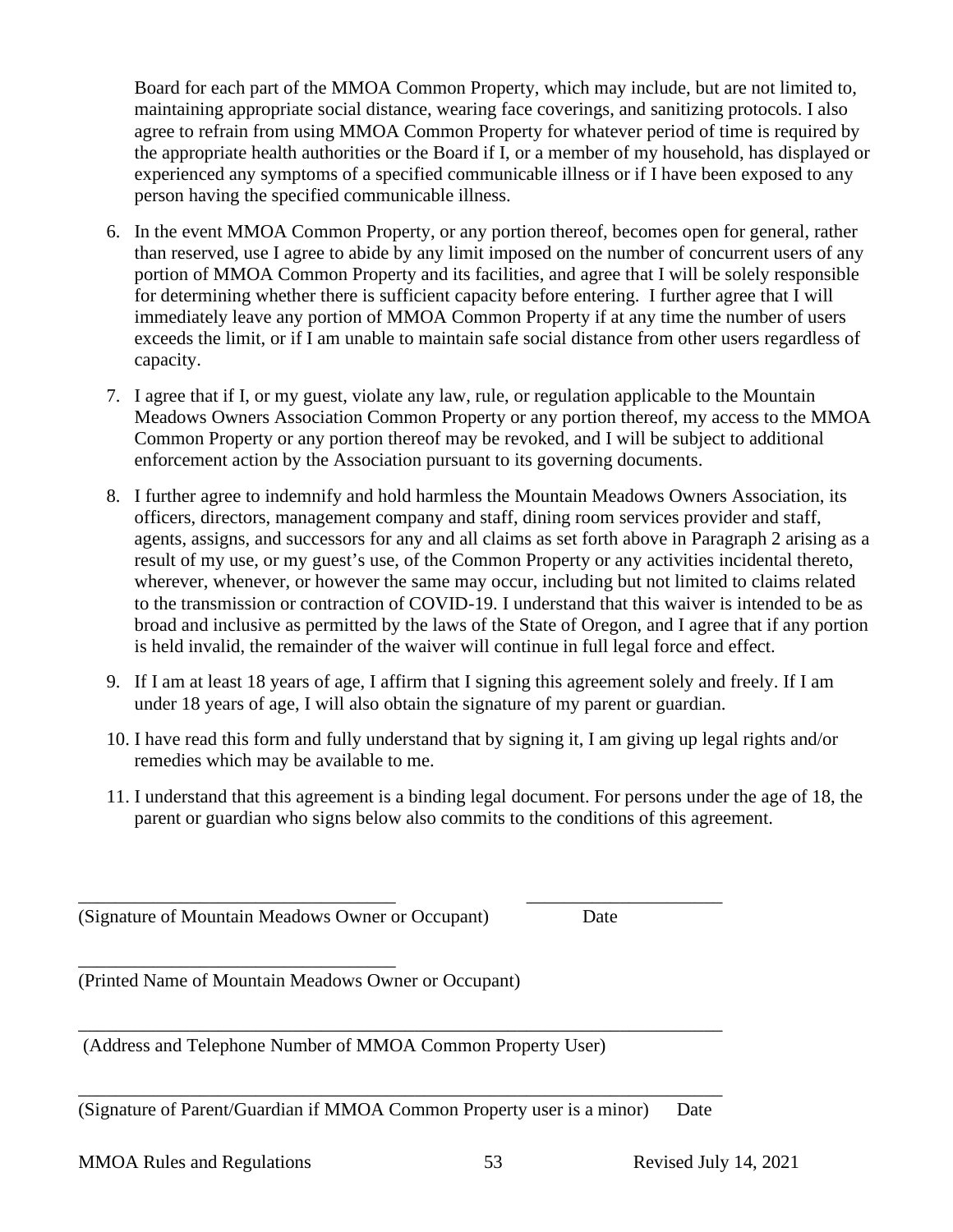Board for each part of the MMOA Common Property, which may include, but are not limited to, maintaining appropriate social distance, wearing face coverings, and sanitizing protocols. I also agree to refrain from using MMOA Common Property for whatever period of time is required by the appropriate health authorities or the Board if I, or a member of my household, has displayed or experienced any symptoms of a specified communicable illness or if I have been exposed to any person having the specified communicable illness.

6. In the event MMOA Common Property, or any portion thereof, becomes open for general, rather than reserved, use I agree to abide by any limit imposed on the number of concurrent users of any portion of MMOA Common Property and its facilities, and agree that I will be solely responsible for determining whether there is sufficient capacity before entering. I further agree that I will immediately leave any portion of MMOA Common Property if at any time the number of users exceeds the limit, or if I am unable to maintain safe social distance from other users regardless of capacity.

7. I agree that if I, or my guest, violate any law, rule, or regulation applicable to the Mountain Meadows Owners Association Common Property or any portion thereof, my access to the MMOA Common Property or any portion thereof may be revoked, and I will be subject to additional enforcement action by the Association pursuant to its governing documents.

8. I further agree to indemnify and hold harmless the Mountain Meadows Owners Association, its officers, directors, management company and staff, dining room services provider and staff, agents, assigns, and successors for any and all claims as set forth above in Paragraph 2 arising as a result of my use, or my guest's use, of the Common Property or any activities incidental thereto, wherever, whenever, or however the same may occur, including but not limited to claims related to the transmission or contraction of COVID-19. I understand that this waiver is intended to be as broad and inclusive as permitted by the laws of the State of Oregon, and I agree that if any portion is held invalid, the remainder of the waiver will continue in full legal force and effect.

9. If I am at least 18 years of age, I affirm that I signing this agreement solely and freely. If I am under 18 years of age, I will also obtain the signature of my parent or guardian.

10. I have read this form and fully understand that by signing it, I am giving up legal rights and/or remedies which may be available to me.

11. I understand that this agreement is a binding legal document. For persons under the age of 18, the parent or guardian who signs below also commits to the conditions of this agreement.

___________________________________ _____________________

(Signature of Mountain Meadows Owner or Occupant) Date

___________________________________

(Printed Name of Mountain Meadows Owner or Occupant)

______________________________________________________________________

(Address and Telephone Number of MMOA Common Property User)

______________________________________________________________________

(Signature of Parent/Guardian if MMOA Common Property user is a minor) Date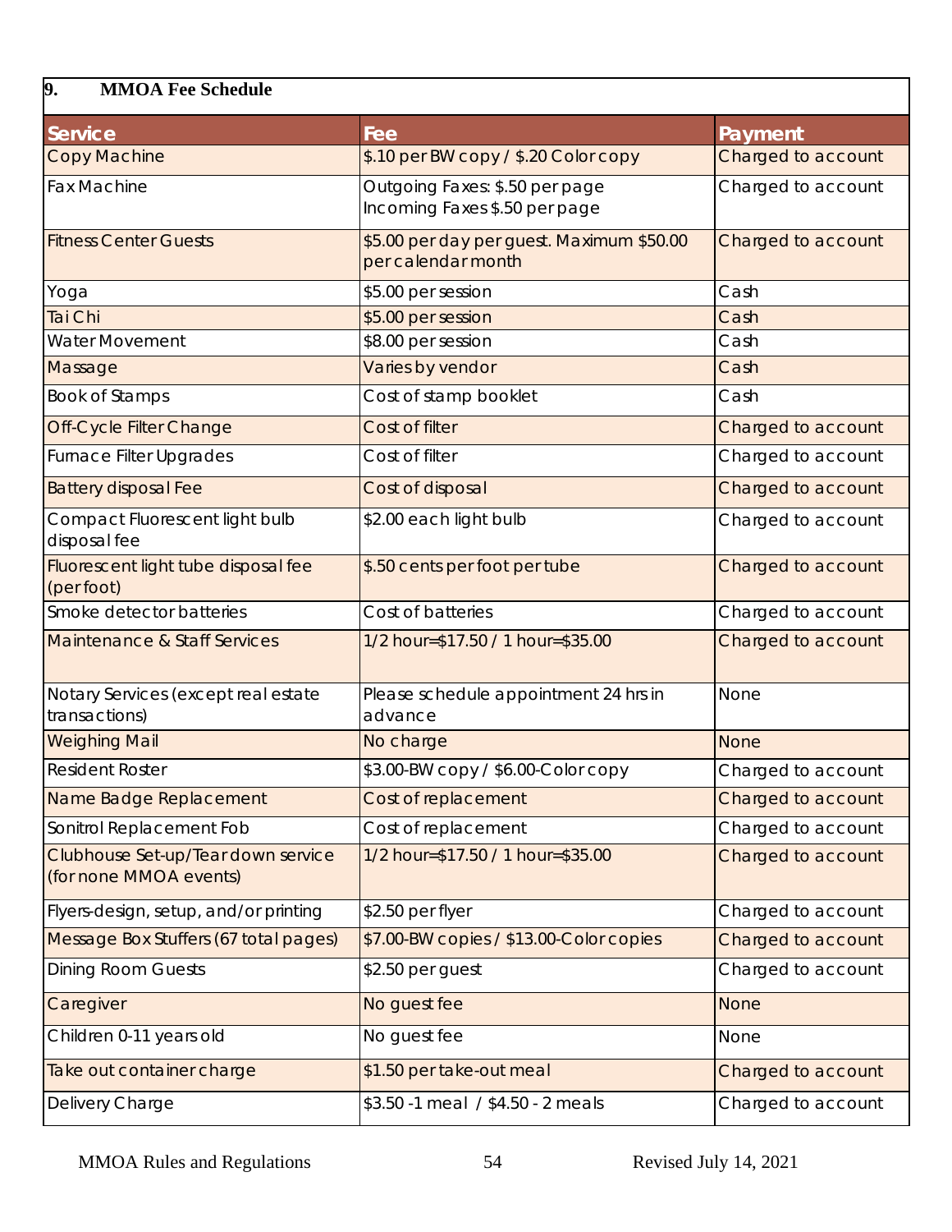## 9. MMOA Fee Schedule

| Service | Fee | Payment |
|---|---|---|
| Copy Machine | $.10 per BW copy / $.20 Color copy | Charged to account |
| Fax Machine | Outgoing Faxes: $.50 per page<br>Incoming Faxes $.50 per page | Charged to account |
| Fitness Center Guests | $5.00 per day per guest. Maximum $50.00 per calendar month | Charged to account |
| Yoga | $5.00 per session | Cash |
| Tai Chi | $5.00 per session | Cash |
| Water Movement | $8.00 per session | Cash |
| Massage | Varies by vendor | Cash |
| Book of Stamps | Cost of stamp booklet | Cash |
| Off-Cycle Filter Change | Cost of filter | Charged to account |
| Furnace Filter Upgrades | Cost of filter | Charged to account |
| Battery disposal Fee | Cost of disposal | Charged to account |
| Compact Fluorescent light bulb disposal fee | $2.00 each light bulb | Charged to account |
| Fluorescent light tube disposal fee (per foot) | $.50 cents per foot per tube | Charged to account |
| Smoke detector batteries | Cost of batteries | Charged to account |
| Maintenance & Staff Services | 1/2 hour=$17.50 / 1 hour=$35.00 | Charged to account |
| Notary Services (except real estate transactions) | Please schedule appointment 24 hrs in advance | None |
| Weighing Mail | No charge | None |
| Resident Roster | $3.00-BW copy / $6.00-Color copy | Charged to account |
| Name Badge Replacement | Cost of replacement | Charged to account |
| Sonitrol Replacement Fob | Cost of replacement | Charged to account |
| Clubhouse Set-up/Tear down service (for none MMOA events) | 1/2 hour=$17.50 / 1 hour=$35.00 | Charged to account |
| Flyers-design, setup, and/or printing | $2.50 per flyer | Charged to account |
| Message Box Stuffers (67 total pages) | $7.00-BW copies / $13.00-Color copies | Charged to account |
| Dining Room Guests | $2.50 per guest | Charged to account |
| Caregiver | No guest fee | None |
| Children 0-11 years old | No guest fee | None |
| Take out container charge | $1.50 per take-out meal | Charged to account |
| Delivery Charge | $3.50 -1 meal / $4.50 - 2 meals | Charged to account |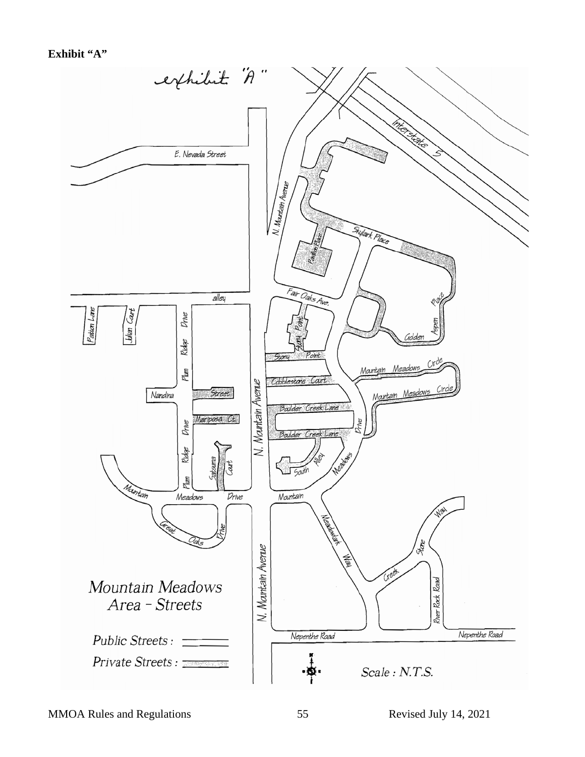**Exhibit "A"**

exhibit "A"

E. Nevada Street

N. Mountain Avenue

Interstate 5

Skylark Place

Pavilion Place

Fair Oaks Ave.

alley

Place

Aspen

Golden

Patton Lane

Julian Court

Drive

Ridge

Plum

Stony Point

Stony Point

Mountain Meadows Circle

Mountain Meadows Circle

Cobblestone Court

Nandina

Street

N. Mountain Avenue

Boulder Creek Lane

Mariposa Ct.

Drive

Boulder Creek Lane

Drive

Ridge

Plum

Satsuma

Court

Alley

South

Meadows

Mountain

Meadows

Drive

Mountain

Great

Oaks

Drive

Meadowlark

Way

Way

Stone

Creek

River Rock Road

N. Mountain Avenue

Mountain Meadows Area - Streets

Nepenthe Road

Nepenthe Road

Public Streets :

Private Streets :

Scale : N.T.S.